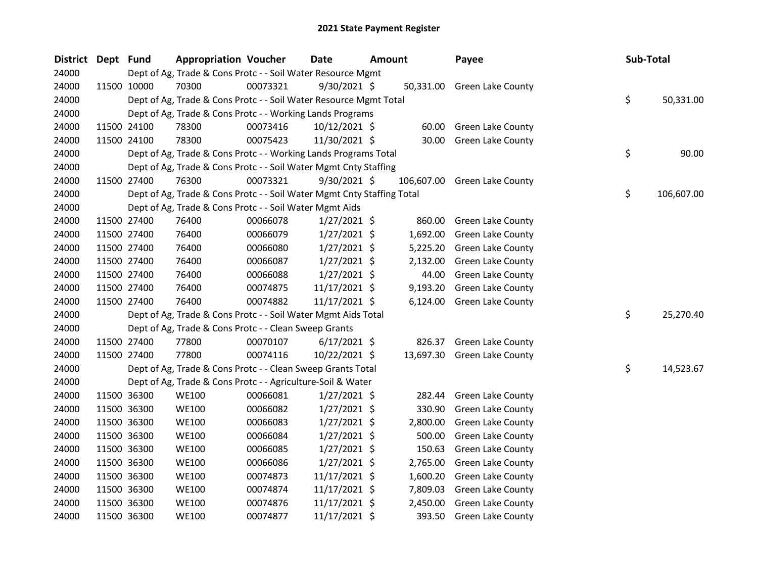# 2021 State Payment Register

| District | Dept | Fund | Appropriation | Voucher | Date | Amount | Payee | Sub-Total |
|---|---|---|---|---|---|---|---|---|
| 24000 | | Dept of Ag, Trade & Cons Protc - - Soil Water Resource Mgmt | | | | | | |
| 24000 | 11500 | 10000 | 70300 | 00073321 | 9/30/2021 | $ 50,331.00 | Green Lake County | |
| 24000 | | Dept of Ag, Trade & Cons Protc - - Soil Water Resource Mgmt Total | | | | | | $ 50,331.00 |
| 24000 | | Dept of Ag, Trade & Cons Protc - - Working Lands Programs | | | | | | |
| 24000 | 11500 | 24100 | 78300 | 00073416 | 10/12/2021 | $ 60.00 | Green Lake County | |
| 24000 | 11500 | 24100 | 78300 | 00075423 | 11/30/2021 | $ 30.00 | Green Lake County | |
| 24000 | | Dept of Ag, Trade & Cons Protc - - Working Lands Programs Total | | | | | | $ 90.00 |
| 24000 | | Dept of Ag, Trade & Cons Protc - - Soil Water Mgmt Cnty Staffing | | | | | | |
| 24000 | 11500 | 27400 | 76300 | 00073321 | 9/30/2021 | $ 106,607.00 | Green Lake County | |
| 24000 | | Dept of Ag, Trade & Cons Protc - - Soil Water Mgmt Cnty Staffing Total | | | | | | $ 106,607.00 |
| 24000 | | Dept of Ag, Trade & Cons Protc - - Soil Water Mgmt Aids | | | | | | |
| 24000 | 11500 | 27400 | 76400 | 00066078 | 1/27/2021 | $ 860.00 | Green Lake County | |
| 24000 | 11500 | 27400 | 76400 | 00066079 | 1/27/2021 | $ 1,692.00 | Green Lake County | |
| 24000 | 11500 | 27400 | 76400 | 00066080 | 1/27/2021 | $ 5,225.20 | Green Lake County | |
| 24000 | 11500 | 27400 | 76400 | 00066087 | 1/27/2021 | $ 2,132.00 | Green Lake County | |
| 24000 | 11500 | 27400 | 76400 | 00066088 | 1/27/2021 | $ 44.00 | Green Lake County | |
| 24000 | 11500 | 27400 | 76400 | 00074875 | 11/17/2021 | $ 9,193.20 | Green Lake County | |
| 24000 | 11500 | 27400 | 76400 | 00074882 | 11/17/2021 | $ 6,124.00 | Green Lake County | |
| 24000 | | Dept of Ag, Trade & Cons Protc - - Soil Water Mgmt Aids Total | | | | | | $ 25,270.40 |
| 24000 | | Dept of Ag, Trade & Cons Protc - - Clean Sweep Grants | | | | | | |
| 24000 | 11500 | 27400 | 77800 | 00070107 | 6/17/2021 | $ 826.37 | Green Lake County | |
| 24000 | 11500 | 27400 | 77800 | 00074116 | 10/22/2021 | $ 13,697.30 | Green Lake County | |
| 24000 | | Dept of Ag, Trade & Cons Protc - - Clean Sweep Grants Total | | | | | | $ 14,523.67 |
| 24000 | | Dept of Ag, Trade & Cons Protc - - Agriculture-Soil & Water | | | | | | |
| 24000 | 11500 | 36300 | WE100 | 00066081 | 1/27/2021 | $ 282.44 | Green Lake County | |
| 24000 | 11500 | 36300 | WE100 | 00066082 | 1/27/2021 | $ 330.90 | Green Lake County | |
| 24000 | 11500 | 36300 | WE100 | 00066083 | 1/27/2021 | $ 2,800.00 | Green Lake County | |
| 24000 | 11500 | 36300 | WE100 | 00066084 | 1/27/2021 | $ 500.00 | Green Lake County | |
| 24000 | 11500 | 36300 | WE100 | 00066085 | 1/27/2021 | $ 150.63 | Green Lake County | |
| 24000 | 11500 | 36300 | WE100 | 00066086 | 1/27/2021 | $ 2,765.00 | Green Lake County | |
| 24000 | 11500 | 36300 | WE100 | 00074873 | 11/17/2021 | $ 1,600.20 | Green Lake County | |
| 24000 | 11500 | 36300 | WE100 | 00074874 | 11/17/2021 | $ 7,809.03 | Green Lake County | |
| 24000 | 11500 | 36300 | WE100 | 00074876 | 11/17/2021 | $ 2,450.00 | Green Lake County | |
| 24000 | 11500 | 36300 | WE100 | 00074877 | 11/17/2021 | $ 393.50 | Green Lake County | |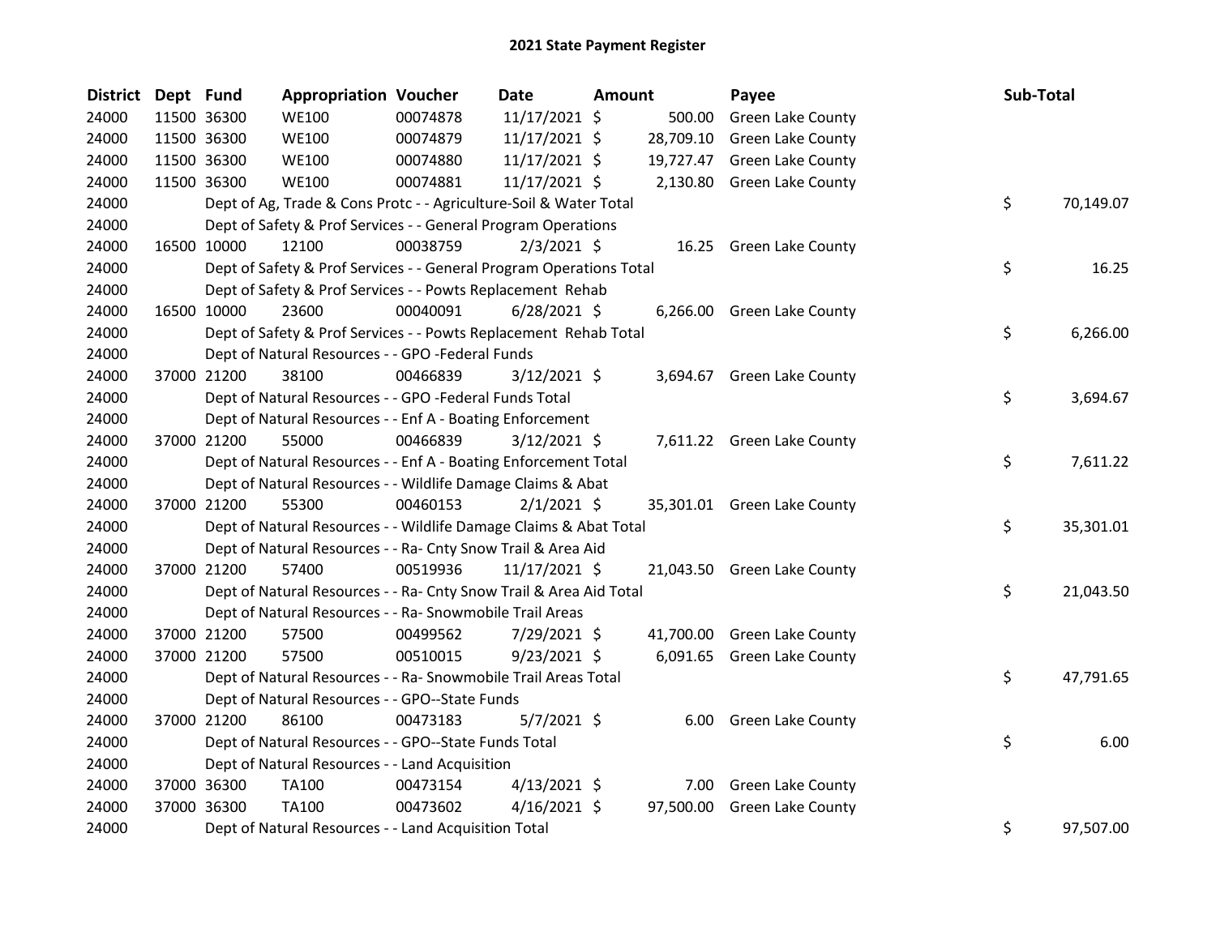# 2021 State Payment Register

| District | Dept | Fund | Appropriation | Voucher | Date | Amount | Payee | Sub-Total |
|---|---|---|---|---|---|---|---|---|
| 24000 | 11500 | 36300 | WE100 | 00074878 | 11/17/2021 | $ 500.00 | Green Lake County | |
| 24000 | 11500 | 36300 | WE100 | 00074879 | 11/17/2021 | $ 28,709.10 | Green Lake County | |
| 24000 | 11500 | 36300 | WE100 | 00074880 | 11/17/2021 | $ 19,727.47 | Green Lake County | |
| 24000 | 11500 | 36300 | WE100 | 00074881 | 11/17/2021 | $ 2,130.80 | Green Lake County | |
| 24000 | | | Dept of Ag, Trade & Cons Protc - - Agriculture-Soil & Water Total | | | | | $ 70,149.07 |
| 24000 | | | Dept of Safety & Prof Services - - General Program Operations | | | | | |
| 24000 | 16500 | 10000 | 12100 | 00038759 | 2/3/2021 | $ 16.25 | Green Lake County | |
| 24000 | | | Dept of Safety & Prof Services - - General Program Operations Total | | | | | $ 16.25 |
| 24000 | | | Dept of Safety & Prof Services - - Powts Replacement Rehab | | | | | |
| 24000 | 16500 | 10000 | 23600 | 00040091 | 6/28/2021 | $ 6,266.00 | Green Lake County | |
| 24000 | | | Dept of Safety & Prof Services - - Powts Replacement Rehab Total | | | | | $ 6,266.00 |
| 24000 | | | Dept of Natural Resources - - GPO -Federal Funds | | | | | |
| 24000 | 37000 | 21200 | 38100 | 00466839 | 3/12/2021 | $ 3,694.67 | Green Lake County | |
| 24000 | | | Dept of Natural Resources - - GPO -Federal Funds Total | | | | | $ 3,694.67 |
| 24000 | | | Dept of Natural Resources - - Enf A - Boating Enforcement | | | | | |
| 24000 | 37000 | 21200 | 55000 | 00466839 | 3/12/2021 | $ 7,611.22 | Green Lake County | |
| 24000 | | | Dept of Natural Resources - - Enf A - Boating Enforcement Total | | | | | $ 7,611.22 |
| 24000 | | | Dept of Natural Resources - - Wildlife Damage Claims & Abat | | | | | |
| 24000 | 37000 | 21200 | 55300 | 00460153 | 2/1/2021 | $ 35,301.01 | Green Lake County | |
| 24000 | | | Dept of Natural Resources - - Wildlife Damage Claims & Abat Total | | | | | $ 35,301.01 |
| 24000 | | | Dept of Natural Resources - - Ra- Cnty Snow Trail & Area Aid | | | | | |
| 24000 | 37000 | 21200 | 57400 | 00519936 | 11/17/2021 | $ 21,043.50 | Green Lake County | |
| 24000 | | | Dept of Natural Resources - - Ra- Cnty Snow Trail & Area Aid Total | | | | | $ 21,043.50 |
| 24000 | | | Dept of Natural Resources - - Ra- Snowmobile Trail Areas | | | | | |
| 24000 | 37000 | 21200 | 57500 | 00499562 | 7/29/2021 | $ 41,700.00 | Green Lake County | |
| 24000 | 37000 | 21200 | 57500 | 00510015 | 9/23/2021 | $ 6,091.65 | Green Lake County | |
| 24000 | | | Dept of Natural Resources - - Ra- Snowmobile Trail Areas Total | | | | | $ 47,791.65 |
| 24000 | | | Dept of Natural Resources - - GPO--State Funds | | | | | |
| 24000 | 37000 | 21200 | 86100 | 00473183 | 5/7/2021 | $ 6.00 | Green Lake County | |
| 24000 | | | Dept of Natural Resources - - GPO--State Funds Total | | | | | $ 6.00 |
| 24000 | | | Dept of Natural Resources - - Land Acquisition | | | | | |
| 24000 | 37000 | 36300 | TA100 | 00473154 | 4/13/2021 | $ 7.00 | Green Lake County | |
| 24000 | 37000 | 36300 | TA100 | 00473602 | 4/16/2021 | $ 97,500.00 | Green Lake County | |
| 24000 | | | Dept of Natural Resources - - Land Acquisition Total | | | | | $ 97,507.00 |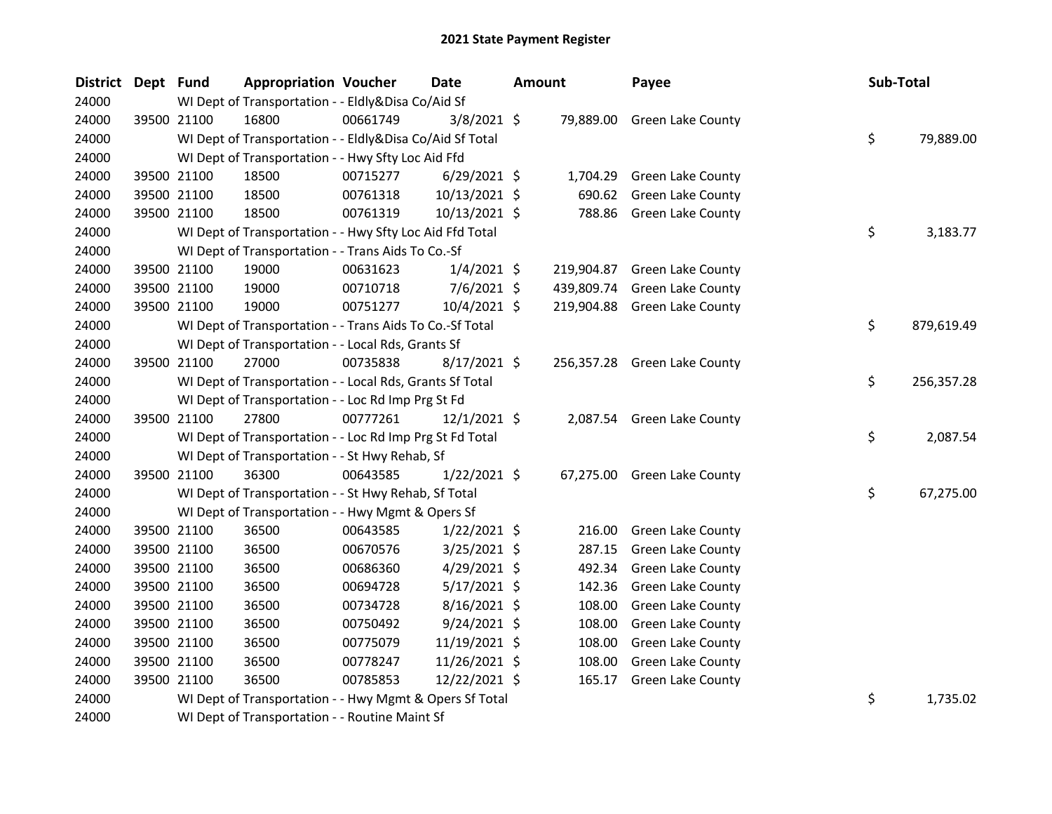# 2021 State Payment Register

| District | Dept | Fund | Appropriation | Voucher | Date | Amount | Payee | Sub-Total |
|---|---|---|---|---|---|---|---|---|
| 24000 | | WI Dept of Transportation - - Eldly&Disa Co/Aid Sf | | | | | | |
| 24000 | 39500 | 21100 | 16800 | 00661749 | 3/8/2021 | $ 79,889.00 | Green Lake County | |
| 24000 | | WI Dept of Transportation - - Eldly&Disa Co/Aid Sf Total | | | | | | $ 79,889.00 |
| 24000 | | WI Dept of Transportation - - Hwy Sfty Loc Aid Ffd | | | | | | |
| 24000 | 39500 | 21100 | 18500 | 00715277 | 6/29/2021 | $ 1,704.29 | Green Lake County | |
| 24000 | 39500 | 21100 | 18500 | 00761318 | 10/13/2021 | $ 690.62 | Green Lake County | |
| 24000 | 39500 | 21100 | 18500 | 00761319 | 10/13/2021 | $ 788.86 | Green Lake County | |
| 24000 | | WI Dept of Transportation - - Hwy Sfty Loc Aid Ffd Total | | | | | | $ 3,183.77 |
| 24000 | | WI Dept of Transportation - - Trans Aids To Co.-Sf | | | | | | |
| 24000 | 39500 | 21100 | 19000 | 00631623 | 1/4/2021 | $ 219,904.87 | Green Lake County | |
| 24000 | 39500 | 21100 | 19000 | 00710718 | 7/6/2021 | $ 439,809.74 | Green Lake County | |
| 24000 | 39500 | 21100 | 19000 | 00751277 | 10/4/2021 | $ 219,904.88 | Green Lake County | |
| 24000 | | WI Dept of Transportation - - Trans Aids To Co.-Sf Total | | | | | | $ 879,619.49 |
| 24000 | | WI Dept of Transportation - - Local Rds, Grants Sf | | | | | | |
| 24000 | 39500 | 21100 | 27000 | 00735838 | 8/17/2021 | $ 256,357.28 | Green Lake County | |
| 24000 | | WI Dept of Transportation - - Local Rds, Grants Sf Total | | | | | | $ 256,357.28 |
| 24000 | | WI Dept of Transportation - - Loc Rd Imp Prg St Fd | | | | | | |
| 24000 | 39500 | 21100 | 27800 | 00777261 | 12/1/2021 | $ 2,087.54 | Green Lake County | |
| 24000 | | WI Dept of Transportation - - Loc Rd Imp Prg St Fd Total | | | | | | $ 2,087.54 |
| 24000 | | WI Dept of Transportation - - St Hwy Rehab, Sf | | | | | | |
| 24000 | 39500 | 21100 | 36300 | 00643585 | 1/22/2021 | $ 67,275.00 | Green Lake County | |
| 24000 | | WI Dept of Transportation - - St Hwy Rehab, Sf Total | | | | | | $ 67,275.00 |
| 24000 | | WI Dept of Transportation - - Hwy Mgmt & Opers Sf | | | | | | |
| 24000 | 39500 | 21100 | 36500 | 00643585 | 1/22/2021 | $ 216.00 | Green Lake County | |
| 24000 | 39500 | 21100 | 36500 | 00670576 | 3/25/2021 | $ 287.15 | Green Lake County | |
| 24000 | 39500 | 21100 | 36500 | 00686360 | 4/29/2021 | $ 492.34 | Green Lake County | |
| 24000 | 39500 | 21100 | 36500 | 00694728 | 5/17/2021 | $ 142.36 | Green Lake County | |
| 24000 | 39500 | 21100 | 36500 | 00734728 | 8/16/2021 | $ 108.00 | Green Lake County | |
| 24000 | 39500 | 21100 | 36500 | 00750492 | 9/24/2021 | $ 108.00 | Green Lake County | |
| 24000 | 39500 | 21100 | 36500 | 00775079 | 11/19/2021 | $ 108.00 | Green Lake County | |
| 24000 | 39500 | 21100 | 36500 | 00778247 | 11/26/2021 | $ 108.00 | Green Lake County | |
| 24000 | 39500 | 21100 | 36500 | 00785853 | 12/22/2021 | $ 165.17 | Green Lake County | |
| 24000 | | WI Dept of Transportation - - Hwy Mgmt & Opers Sf Total | | | | | | $ 1,735.02 |
| 24000 | | WI Dept of Transportation - - Routine Maint Sf | | | | | | |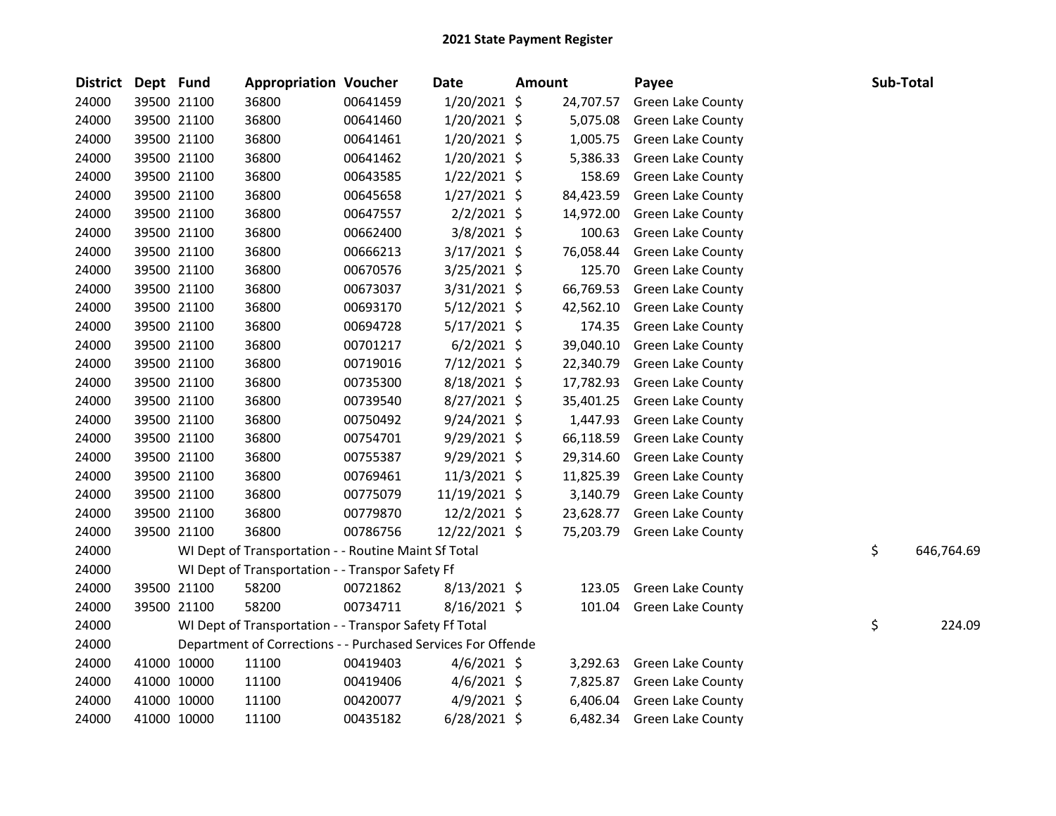# 2021 State Payment Register

| District | Dept | Fund | Appropriation | Voucher | Date | Amount | Payee | Sub-Total |
|---|---|---|---|---|---|---|---|---|
| 24000 | 39500 | 21100 | 36800 | 00641459 | 1/20/2021 | $ 24,707.57 | Green Lake County | |
| 24000 | 39500 | 21100 | 36800 | 00641460 | 1/20/2021 | $ 5,075.08 | Green Lake County | |
| 24000 | 39500 | 21100 | 36800 | 00641461 | 1/20/2021 | $ 1,005.75 | Green Lake County | |
| 24000 | 39500 | 21100 | 36800 | 00641462 | 1/20/2021 | $ 5,386.33 | Green Lake County | |
| 24000 | 39500 | 21100 | 36800 | 00643585 | 1/22/2021 | $ 158.69 | Green Lake County | |
| 24000 | 39500 | 21100 | 36800 | 00645658 | 1/27/2021 | $ 84,423.59 | Green Lake County | |
| 24000 | 39500 | 21100 | 36800 | 00647557 | 2/2/2021 | $ 14,972.00 | Green Lake County | |
| 24000 | 39500 | 21100 | 36800 | 00662400 | 3/8/2021 | $ 100.63 | Green Lake County | |
| 24000 | 39500 | 21100 | 36800 | 00666213 | 3/17/2021 | $ 76,058.44 | Green Lake County | |
| 24000 | 39500 | 21100 | 36800 | 00670576 | 3/25/2021 | $ 125.70 | Green Lake County | |
| 24000 | 39500 | 21100 | 36800 | 00673037 | 3/31/2021 | $ 66,769.53 | Green Lake County | |
| 24000 | 39500 | 21100 | 36800 | 00693170 | 5/12/2021 | $ 42,562.10 | Green Lake County | |
| 24000 | 39500 | 21100 | 36800 | 00694728 | 5/17/2021 | $ 174.35 | Green Lake County | |
| 24000 | 39500 | 21100 | 36800 | 00701217 | 6/2/2021 | $ 39,040.10 | Green Lake County | |
| 24000 | 39500 | 21100 | 36800 | 00719016 | 7/12/2021 | $ 22,340.79 | Green Lake County | |
| 24000 | 39500 | 21100 | 36800 | 00735300 | 8/18/2021 | $ 17,782.93 | Green Lake County | |
| 24000 | 39500 | 21100 | 36800 | 00739540 | 8/27/2021 | $ 35,401.25 | Green Lake County | |
| 24000 | 39500 | 21100 | 36800 | 00750492 | 9/24/2021 | $ 1,447.93 | Green Lake County | |
| 24000 | 39500 | 21100 | 36800 | 00754701 | 9/29/2021 | $ 66,118.59 | Green Lake County | |
| 24000 | 39500 | 21100 | 36800 | 00755387 | 9/29/2021 | $ 29,314.60 | Green Lake County | |
| 24000 | 39500 | 21100 | 36800 | 00769461 | 11/3/2021 | $ 11,825.39 | Green Lake County | |
| 24000 | 39500 | 21100 | 36800 | 00775079 | 11/19/2021 | $ 3,140.79 | Green Lake County | |
| 24000 | 39500 | 21100 | 36800 | 00779870 | 12/2/2021 | $ 23,628.77 | Green Lake County | |
| 24000 | 39500 | 21100 | 36800 | 00786756 | 12/22/2021 | $ 75,203.79 | Green Lake County | |
| 24000 | | WI Dept of Transportation - - Routine Maint Sf Total | | | | | | $ 646,764.69 |
| 24000 | | WI Dept of Transportation - - Transpor Safety Ff | | | | | | |
| 24000 | 39500 | 21100 | 58200 | 00721862 | 8/13/2021 | $ 123.05 | Green Lake County | |
| 24000 | 39500 | 21100 | 58200 | 00734711 | 8/16/2021 | $ 101.04 | Green Lake County | |
| 24000 | | WI Dept of Transportation - - Transpor Safety Ff Total | | | | | | $ 224.09 |
| 24000 | | Department of Corrections - - Purchased Services For Offende | | | | | | |
| 24000 | 41000 | 10000 | 11100 | 00419403 | 4/6/2021 | $ 3,292.63 | Green Lake County | |
| 24000 | 41000 | 10000 | 11100 | 00419406 | 4/6/2021 | $ 7,825.87 | Green Lake County | |
| 24000 | 41000 | 10000 | 11100 | 00420077 | 4/9/2021 | $ 6,406.04 | Green Lake County | |
| 24000 | 41000 | 10000 | 11100 | 00435182 | 6/28/2021 | $ 6,482.34 | Green Lake County | |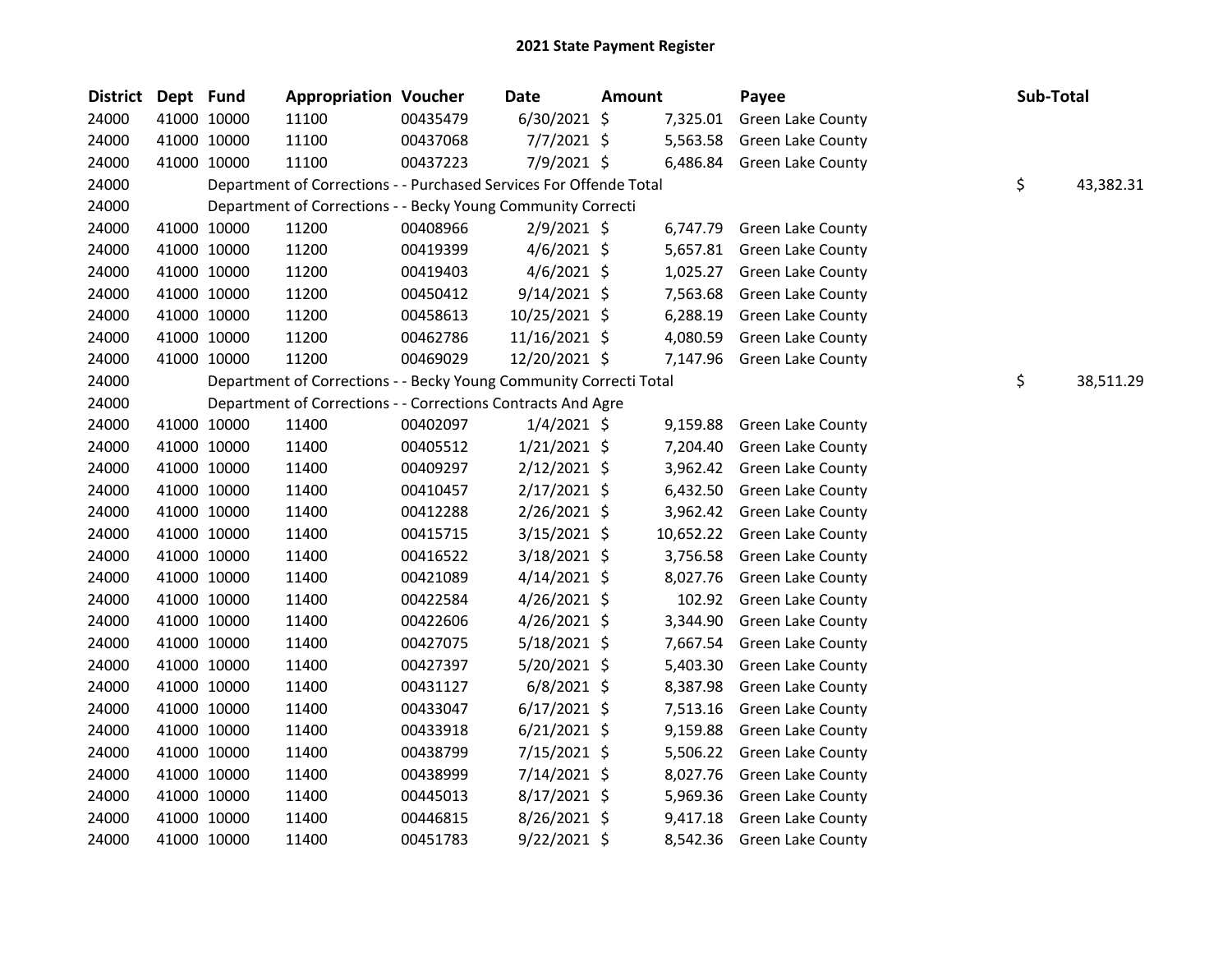# 2021 State Payment Register

| District | Dept | Fund | Appropriation | Voucher | Date | Amount | Payee | Sub-Total |
|---|---|---|---|---|---|---|---|---|
| 24000 | 41000 | 10000 | 11100 | 00435479 | 6/30/2021 | $ 7,325.01 | Green Lake County | |
| 24000 | 41000 | 10000 | 11100 | 00437068 | 7/7/2021 | $ 5,563.58 | Green Lake County | |
| 24000 | 41000 | 10000 | 11100 | 00437223 | 7/9/2021 | $ 6,486.84 | Green Lake County | |
| 24000 | | Department of Corrections - - Purchased Services For Offende Total | | | | | | $ 43,382.31 |
| 24000 | | Department of Corrections - - Becky Young Community Correcti | | | | | | |
| 24000 | 41000 | 10000 | 11200 | 00408966 | 2/9/2021 | $ 6,747.79 | Green Lake County | |
| 24000 | 41000 | 10000 | 11200 | 00419399 | 4/6/2021 | $ 5,657.81 | Green Lake County | |
| 24000 | 41000 | 10000 | 11200 | 00419403 | 4/6/2021 | $ 1,025.27 | Green Lake County | |
| 24000 | 41000 | 10000 | 11200 | 00450412 | 9/14/2021 | $ 7,563.68 | Green Lake County | |
| 24000 | 41000 | 10000 | 11200 | 00458613 | 10/25/2021 | $ 6,288.19 | Green Lake County | |
| 24000 | 41000 | 10000 | 11200 | 00462786 | 11/16/2021 | $ 4,080.59 | Green Lake County | |
| 24000 | 41000 | 10000 | 11200 | 00469029 | 12/20/2021 | $ 7,147.96 | Green Lake County | |
| 24000 | | Department of Corrections - - Becky Young Community Correcti Total | | | | | | $ 38,511.29 |
| 24000 | | Department of Corrections - - Corrections Contracts And Agre | | | | | | |
| 24000 | 41000 | 10000 | 11400 | 00402097 | 1/4/2021 | $ 9,159.88 | Green Lake County | |
| 24000 | 41000 | 10000 | 11400 | 00405512 | 1/21/2021 | $ 7,204.40 | Green Lake County | |
| 24000 | 41000 | 10000 | 11400 | 00409297 | 2/12/2021 | $ 3,962.42 | Green Lake County | |
| 24000 | 41000 | 10000 | 11400 | 00410457 | 2/17/2021 | $ 6,432.50 | Green Lake County | |
| 24000 | 41000 | 10000 | 11400 | 00412288 | 2/26/2021 | $ 3,962.42 | Green Lake County | |
| 24000 | 41000 | 10000 | 11400 | 00415715 | 3/15/2021 | $ 10,652.22 | Green Lake County | |
| 24000 | 41000 | 10000 | 11400 | 00416522 | 3/18/2021 | $ 3,756.58 | Green Lake County | |
| 24000 | 41000 | 10000 | 11400 | 00421089 | 4/14/2021 | $ 8,027.76 | Green Lake County | |
| 24000 | 41000 | 10000 | 11400 | 00422584 | 4/26/2021 | $ 102.92 | Green Lake County | |
| 24000 | 41000 | 10000 | 11400 | 00422606 | 4/26/2021 | $ 3,344.90 | Green Lake County | |
| 24000 | 41000 | 10000 | 11400 | 00427075 | 5/18/2021 | $ 7,667.54 | Green Lake County | |
| 24000 | 41000 | 10000 | 11400 | 00427397 | 5/20/2021 | $ 5,403.30 | Green Lake County | |
| 24000 | 41000 | 10000 | 11400 | 00431127 | 6/8/2021 | $ 8,387.98 | Green Lake County | |
| 24000 | 41000 | 10000 | 11400 | 00433047 | 6/17/2021 | $ 7,513.16 | Green Lake County | |
| 24000 | 41000 | 10000 | 11400 | 00433918 | 6/21/2021 | $ 9,159.88 | Green Lake County | |
| 24000 | 41000 | 10000 | 11400 | 00438799 | 7/15/2021 | $ 5,506.22 | Green Lake County | |
| 24000 | 41000 | 10000 | 11400 | 00438999 | 7/14/2021 | $ 8,027.76 | Green Lake County | |
| 24000 | 41000 | 10000 | 11400 | 00445013 | 8/17/2021 | $ 5,969.36 | Green Lake County | |
| 24000 | 41000 | 10000 | 11400 | 00446815 | 8/26/2021 | $ 9,417.18 | Green Lake County | |
| 24000 | 41000 | 10000 | 11400 | 00451783 | 9/22/2021 | $ 8,542.36 | Green Lake County | |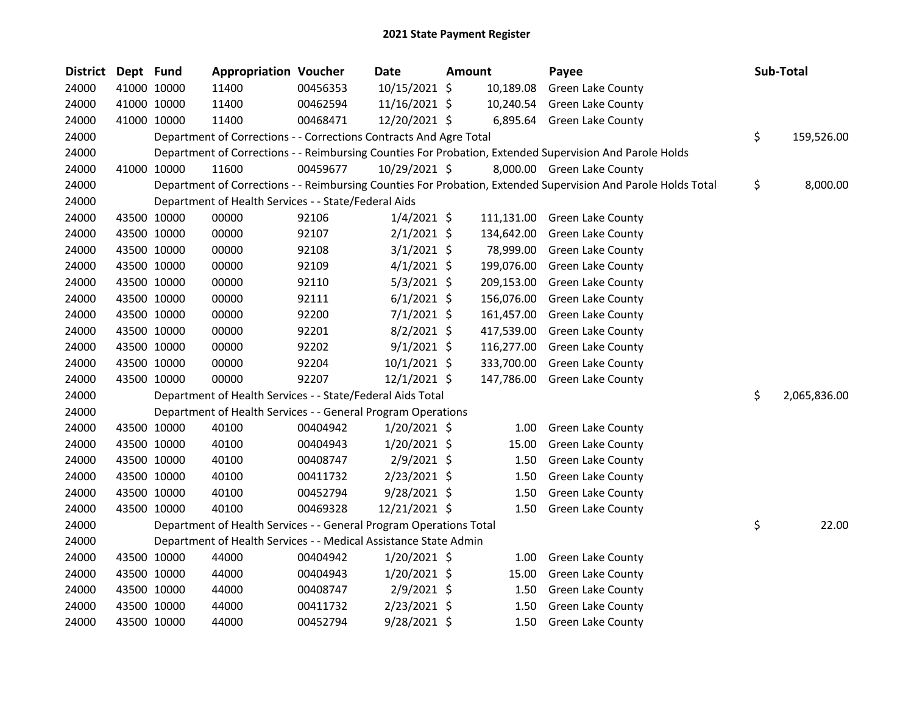# 2021 State Payment Register

| District | Dept | Fund | Appropriation | Voucher | Date | Amount | Payee | Sub-Total |
|---|---|---|---|---|---|---|---|---|
| 24000 | 41000 | 10000 | 11400 | 00456353 | 10/15/2021 | $ 10,189.08 | Green Lake County | |
| 24000 | 41000 | 10000 | 11400 | 00462594 | 11/16/2021 | $ 10,240.54 | Green Lake County | |
| 24000 | 41000 | 10000 | 11400 | 00468471 | 12/20/2021 | $ 6,895.64 | Green Lake County | |
| 24000 | | | Department of Corrections - - Corrections Contracts And Agre Total | | | | | $ 159,526.00 |
| 24000 | | | Department of Corrections - - Reimbursing Counties For Probation, Extended Supervision And Parole Holds | | | | | |
| 24000 | 41000 | 10000 | 11600 | 00459677 | 10/29/2021 | $ 8,000.00 | Green Lake County | |
| 24000 | | | Department of Corrections - - Reimbursing Counties For Probation, Extended Supervision And Parole Holds Total | | | | | $ 8,000.00 |
| 24000 | | | Department of Health Services - - State/Federal Aids | | | | | |
| 24000 | 43500 | 10000 | 00000 | 92106 | 1/4/2021 | $ 111,131.00 | Green Lake County | |
| 24000 | 43500 | 10000 | 00000 | 92107 | 2/1/2021 | $ 134,642.00 | Green Lake County | |
| 24000 | 43500 | 10000 | 00000 | 92108 | 3/1/2021 | $ 78,999.00 | Green Lake County | |
| 24000 | 43500 | 10000 | 00000 | 92109 | 4/1/2021 | $ 199,076.00 | Green Lake County | |
| 24000 | 43500 | 10000 | 00000 | 92110 | 5/3/2021 | $ 209,153.00 | Green Lake County | |
| 24000 | 43500 | 10000 | 00000 | 92111 | 6/1/2021 | $ 156,076.00 | Green Lake County | |
| 24000 | 43500 | 10000 | 00000 | 92200 | 7/1/2021 | $ 161,457.00 | Green Lake County | |
| 24000 | 43500 | 10000 | 00000 | 92201 | 8/2/2021 | $ 417,539.00 | Green Lake County | |
| 24000 | 43500 | 10000 | 00000 | 92202 | 9/1/2021 | $ 116,277.00 | Green Lake County | |
| 24000 | 43500 | 10000 | 00000 | 92204 | 10/1/2021 | $ 333,700.00 | Green Lake County | |
| 24000 | 43500 | 10000 | 00000 | 92207 | 12/1/2021 | $ 147,786.00 | Green Lake County | |
| 24000 | | | Department of Health Services - - State/Federal Aids Total | | | | | $ 2,065,836.00 |
| 24000 | | | Department of Health Services - - General Program Operations | | | | | |
| 24000 | 43500 | 10000 | 40100 | 00404942 | 1/20/2021 | $ 1.00 | Green Lake County | |
| 24000 | 43500 | 10000 | 40100 | 00404943 | 1/20/2021 | $ 15.00 | Green Lake County | |
| 24000 | 43500 | 10000 | 40100 | 00408747 | 2/9/2021 | $ 1.50 | Green Lake County | |
| 24000 | 43500 | 10000 | 40100 | 00411732 | 2/23/2021 | $ 1.50 | Green Lake County | |
| 24000 | 43500 | 10000 | 40100 | 00452794 | 9/28/2021 | $ 1.50 | Green Lake County | |
| 24000 | 43500 | 10000 | 40100 | 00469328 | 12/21/2021 | $ 1.50 | Green Lake County | |
| 24000 | | | Department of Health Services - - General Program Operations Total | | | | | $ 22.00 |
| 24000 | | | Department of Health Services - - Medical Assistance State Admin | | | | | |
| 24000 | 43500 | 10000 | 44000 | 00404942 | 1/20/2021 | $ 1.00 | Green Lake County | |
| 24000 | 43500 | 10000 | 44000 | 00404943 | 1/20/2021 | $ 15.00 | Green Lake County | |
| 24000 | 43500 | 10000 | 44000 | 00408747 | 2/9/2021 | $ 1.50 | Green Lake County | |
| 24000 | 43500 | 10000 | 44000 | 00411732 | 2/23/2021 | $ 1.50 | Green Lake County | |
| 24000 | 43500 | 10000 | 44000 | 00452794 | 9/28/2021 | $ 1.50 | Green Lake County | |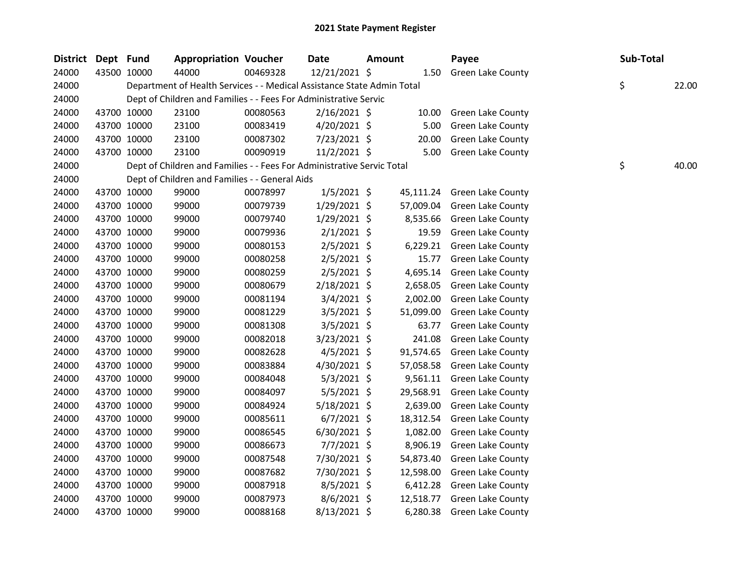# 2021 State Payment Register

| District | Dept | Fund | Appropriation | Voucher | Date | Amount | Payee | Sub-Total |
|---|---|---|---|---|---|---|---|---|
| 24000 | 43500 | 10000 | 44000 | 00469328 | 12/21/2021 | $ 1.50 | Green Lake County | |
| 24000 | | | Department of Health Services - - Medical Assistance State Admin Total | | | | | $ 22.00 |
| 24000 | | | Dept of Children and Families - - Fees For Administrative Servic | | | | | |
| 24000 | 43700 | 10000 | 23100 | 00080563 | 2/16/2021 | $ 10.00 | Green Lake County | |
| 24000 | 43700 | 10000 | 23100 | 00083419 | 4/20/2021 | $ 5.00 | Green Lake County | |
| 24000 | 43700 | 10000 | 23100 | 00087302 | 7/23/2021 | $ 20.00 | Green Lake County | |
| 24000 | 43700 | 10000 | 23100 | 00090919 | 11/2/2021 | $ 5.00 | Green Lake County | |
| 24000 | | | Dept of Children and Families - - Fees For Administrative Servic Total | | | | | $ 40.00 |
| 24000 | | | Dept of Children and Families - - General Aids | | | | | |
| 24000 | 43700 | 10000 | 99000 | 00078997 | 1/5/2021 | $ 45,111.24 | Green Lake County | |
| 24000 | 43700 | 10000 | 99000 | 00079739 | 1/29/2021 | $ 57,009.04 | Green Lake County | |
| 24000 | 43700 | 10000 | 99000 | 00079740 | 1/29/2021 | $ 8,535.66 | Green Lake County | |
| 24000 | 43700 | 10000 | 99000 | 00079936 | 2/1/2021 | $ 19.59 | Green Lake County | |
| 24000 | 43700 | 10000 | 99000 | 00080153 | 2/5/2021 | $ 6,229.21 | Green Lake County | |
| 24000 | 43700 | 10000 | 99000 | 00080258 | 2/5/2021 | $ 15.77 | Green Lake County | |
| 24000 | 43700 | 10000 | 99000 | 00080259 | 2/5/2021 | $ 4,695.14 | Green Lake County | |
| 24000 | 43700 | 10000 | 99000 | 00080679 | 2/18/2021 | $ 2,658.05 | Green Lake County | |
| 24000 | 43700 | 10000 | 99000 | 00081194 | 3/4/2021 | $ 2,002.00 | Green Lake County | |
| 24000 | 43700 | 10000 | 99000 | 00081229 | 3/5/2021 | $ 51,099.00 | Green Lake County | |
| 24000 | 43700 | 10000 | 99000 | 00081308 | 3/5/2021 | $ 63.77 | Green Lake County | |
| 24000 | 43700 | 10000 | 99000 | 00082018 | 3/23/2021 | $ 241.08 | Green Lake County | |
| 24000 | 43700 | 10000 | 99000 | 00082628 | 4/5/2021 | $ 91,574.65 | Green Lake County | |
| 24000 | 43700 | 10000 | 99000 | 00083884 | 4/30/2021 | $ 57,058.58 | Green Lake County | |
| 24000 | 43700 | 10000 | 99000 | 00084048 | 5/3/2021 | $ 9,561.11 | Green Lake County | |
| 24000 | 43700 | 10000 | 99000 | 00084097 | 5/5/2021 | $ 29,568.91 | Green Lake County | |
| 24000 | 43700 | 10000 | 99000 | 00084924 | 5/18/2021 | $ 2,639.00 | Green Lake County | |
| 24000 | 43700 | 10000 | 99000 | 00085611 | 6/7/2021 | $ 18,312.54 | Green Lake County | |
| 24000 | 43700 | 10000 | 99000 | 00086545 | 6/30/2021 | $ 1,082.00 | Green Lake County | |
| 24000 | 43700 | 10000 | 99000 | 00086673 | 7/7/2021 | $ 8,906.19 | Green Lake County | |
| 24000 | 43700 | 10000 | 99000 | 00087548 | 7/30/2021 | $ 54,873.40 | Green Lake County | |
| 24000 | 43700 | 10000 | 99000 | 00087682 | 7/30/2021 | $ 12,598.00 | Green Lake County | |
| 24000 | 43700 | 10000 | 99000 | 00087918 | 8/5/2021 | $ 6,412.28 | Green Lake County | |
| 24000 | 43700 | 10000 | 99000 | 00087973 | 8/6/2021 | $ 12,518.77 | Green Lake County | |
| 24000 | 43700 | 10000 | 99000 | 00088168 | 8/13/2021 | $ 6,280.38 | Green Lake County | |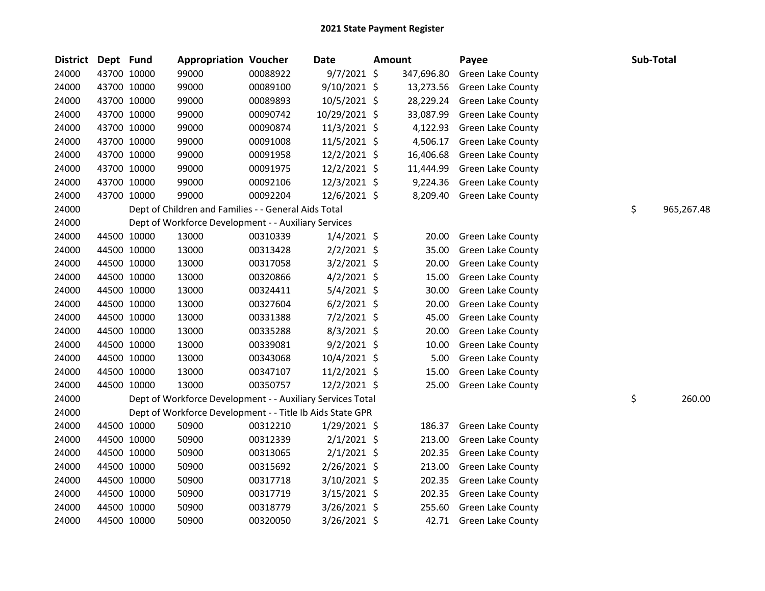# 2021 State Payment Register

| District | Dept | Fund | Appropriation | Voucher | Date | Amount | Payee | Sub-Total |
|---|---|---|---|---|---|---|---|---|
| 24000 | 43700 | 10000 | 99000 | 00088922 | 9/7/2021 | $ 347,696.80 | Green Lake County | |
| 24000 | 43700 | 10000 | 99000 | 00089100 | 9/10/2021 | $ 13,273.56 | Green Lake County | |
| 24000 | 43700 | 10000 | 99000 | 00089893 | 10/5/2021 | $ 28,229.24 | Green Lake County | |
| 24000 | 43700 | 10000 | 99000 | 00090742 | 10/29/2021 | $ 33,087.99 | Green Lake County | |
| 24000 | 43700 | 10000 | 99000 | 00090874 | 11/3/2021 | $ 4,122.93 | Green Lake County | |
| 24000 | 43700 | 10000 | 99000 | 00091008 | 11/5/2021 | $ 4,506.17 | Green Lake County | |
| 24000 | 43700 | 10000 | 99000 | 00091958 | 12/2/2021 | $ 16,406.68 | Green Lake County | |
| 24000 | 43700 | 10000 | 99000 | 00091975 | 12/2/2021 | $ 11,444.99 | Green Lake County | |
| 24000 | 43700 | 10000 | 99000 | 00092106 | 12/3/2021 | $ 9,224.36 | Green Lake County | |
| 24000 | 43700 | 10000 | 99000 | 00092204 | 12/6/2021 | $ 8,209.40 | Green Lake County | |
| 24000 | | Dept of Children and Families - - General Aids Total | | | | | | $ 965,267.48 |
| 24000 | | Dept of Workforce Development - - Auxiliary Services | | | | | | |
| 24000 | 44500 | 10000 | 13000 | 00310339 | 1/4/2021 | $ 20.00 | Green Lake County | |
| 24000 | 44500 | 10000 | 13000 | 00313428 | 2/2/2021 | $ 35.00 | Green Lake County | |
| 24000 | 44500 | 10000 | 13000 | 00317058 | 3/2/2021 | $ 20.00 | Green Lake County | |
| 24000 | 44500 | 10000 | 13000 | 00320866 | 4/2/2021 | $ 15.00 | Green Lake County | |
| 24000 | 44500 | 10000 | 13000 | 00324411 | 5/4/2021 | $ 30.00 | Green Lake County | |
| 24000 | 44500 | 10000 | 13000 | 00327604 | 6/2/2021 | $ 20.00 | Green Lake County | |
| 24000 | 44500 | 10000 | 13000 | 00331388 | 7/2/2021 | $ 45.00 | Green Lake County | |
| 24000 | 44500 | 10000 | 13000 | 00335288 | 8/3/2021 | $ 20.00 | Green Lake County | |
| 24000 | 44500 | 10000 | 13000 | 00339081 | 9/2/2021 | $ 10.00 | Green Lake County | |
| 24000 | 44500 | 10000 | 13000 | 00343068 | 10/4/2021 | $ 5.00 | Green Lake County | |
| 24000 | 44500 | 10000 | 13000 | 00347107 | 11/2/2021 | $ 15.00 | Green Lake County | |
| 24000 | 44500 | 10000 | 13000 | 00350757 | 12/2/2021 | $ 25.00 | Green Lake County | |
| 24000 | | Dept of Workforce Development - - Auxiliary Services Total | | | | | | $ 260.00 |
| 24000 | | Dept of Workforce Development - - Title Ib Aids State GPR | | | | | | |
| 24000 | 44500 | 10000 | 50900 | 00312210 | 1/29/2021 | $ 186.37 | Green Lake County | |
| 24000 | 44500 | 10000 | 50900 | 00312339 | 2/1/2021 | $ 213.00 | Green Lake County | |
| 24000 | 44500 | 10000 | 50900 | 00313065 | 2/1/2021 | $ 202.35 | Green Lake County | |
| 24000 | 44500 | 10000 | 50900 | 00315692 | 2/26/2021 | $ 213.00 | Green Lake County | |
| 24000 | 44500 | 10000 | 50900 | 00317718 | 3/10/2021 | $ 202.35 | Green Lake County | |
| 24000 | 44500 | 10000 | 50900 | 00317719 | 3/15/2021 | $ 202.35 | Green Lake County | |
| 24000 | 44500 | 10000 | 50900 | 00318779 | 3/26/2021 | $ 255.60 | Green Lake County | |
| 24000 | 44500 | 10000 | 50900 | 00320050 | 3/26/2021 | $ 42.71 | Green Lake County | |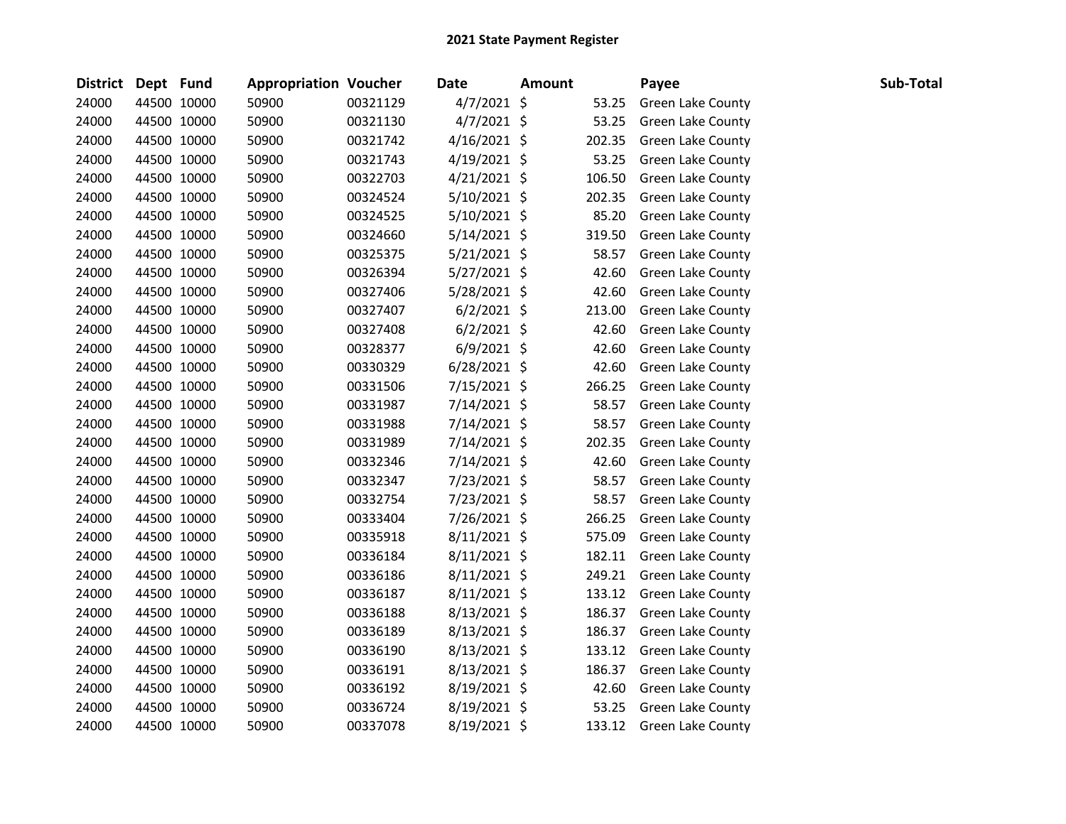## 2021 State Payment Register

| District | Dept | Fund | Appropriation | Voucher | Date | Amount | Payee | Sub-Total |
|---|---|---|---|---|---|---|---|---|
| 24000 | 44500 | 10000 | 50900 | 00321129 | 4/7/2021 | $ 53.25 | Green Lake County | |
| 24000 | 44500 | 10000 | 50900 | 00321130 | 4/7/2021 | $ 53.25 | Green Lake County | |
| 24000 | 44500 | 10000 | 50900 | 00321742 | 4/16/2021 | $ 202.35 | Green Lake County | |
| 24000 | 44500 | 10000 | 50900 | 00321743 | 4/19/2021 | $ 53.25 | Green Lake County | |
| 24000 | 44500 | 10000 | 50900 | 00322703 | 4/21/2021 | $ 106.50 | Green Lake County | |
| 24000 | 44500 | 10000 | 50900 | 00324524 | 5/10/2021 | $ 202.35 | Green Lake County | |
| 24000 | 44500 | 10000 | 50900 | 00324525 | 5/10/2021 | $ 85.20 | Green Lake County | |
| 24000 | 44500 | 10000 | 50900 | 00324660 | 5/14/2021 | $ 319.50 | Green Lake County | |
| 24000 | 44500 | 10000 | 50900 | 00325375 | 5/21/2021 | $ 58.57 | Green Lake County | |
| 24000 | 44500 | 10000 | 50900 | 00326394 | 5/27/2021 | $ 42.60 | Green Lake County | |
| 24000 | 44500 | 10000 | 50900 | 00327406 | 5/28/2021 | $ 42.60 | Green Lake County | |
| 24000 | 44500 | 10000 | 50900 | 00327407 | 6/2/2021 | $ 213.00 | Green Lake County | |
| 24000 | 44500 | 10000 | 50900 | 00327408 | 6/2/2021 | $ 42.60 | Green Lake County | |
| 24000 | 44500 | 10000 | 50900 | 00328377 | 6/9/2021 | $ 42.60 | Green Lake County | |
| 24000 | 44500 | 10000 | 50900 | 00330329 | 6/28/2021 | $ 42.60 | Green Lake County | |
| 24000 | 44500 | 10000 | 50900 | 00331506 | 7/15/2021 | $ 266.25 | Green Lake County | |
| 24000 | 44500 | 10000 | 50900 | 00331987 | 7/14/2021 | $ 58.57 | Green Lake County | |
| 24000 | 44500 | 10000 | 50900 | 00331988 | 7/14/2021 | $ 58.57 | Green Lake County | |
| 24000 | 44500 | 10000 | 50900 | 00331989 | 7/14/2021 | $ 202.35 | Green Lake County | |
| 24000 | 44500 | 10000 | 50900 | 00332346 | 7/14/2021 | $ 42.60 | Green Lake County | |
| 24000 | 44500 | 10000 | 50900 | 00332347 | 7/23/2021 | $ 58.57 | Green Lake County | |
| 24000 | 44500 | 10000 | 50900 | 00332754 | 7/23/2021 | $ 58.57 | Green Lake County | |
| 24000 | 44500 | 10000 | 50900 | 00333404 | 7/26/2021 | $ 266.25 | Green Lake County | |
| 24000 | 44500 | 10000 | 50900 | 00335918 | 8/11/2021 | $ 575.09 | Green Lake County | |
| 24000 | 44500 | 10000 | 50900 | 00336184 | 8/11/2021 | $ 182.11 | Green Lake County | |
| 24000 | 44500 | 10000 | 50900 | 00336186 | 8/11/2021 | $ 249.21 | Green Lake County | |
| 24000 | 44500 | 10000 | 50900 | 00336187 | 8/11/2021 | $ 133.12 | Green Lake County | |
| 24000 | 44500 | 10000 | 50900 | 00336188 | 8/13/2021 | $ 186.37 | Green Lake County | |
| 24000 | 44500 | 10000 | 50900 | 00336189 | 8/13/2021 | $ 186.37 | Green Lake County | |
| 24000 | 44500 | 10000 | 50900 | 00336190 | 8/13/2021 | $ 133.12 | Green Lake County | |
| 24000 | 44500 | 10000 | 50900 | 00336191 | 8/13/2021 | $ 186.37 | Green Lake County | |
| 24000 | 44500 | 10000 | 50900 | 00336192 | 8/19/2021 | $ 42.60 | Green Lake County | |
| 24000 | 44500 | 10000 | 50900 | 00336724 | 8/19/2021 | $ 53.25 | Green Lake County | |
| 24000 | 44500 | 10000 | 50900 | 00337078 | 8/19/2021 | $ 133.12 | Green Lake County | |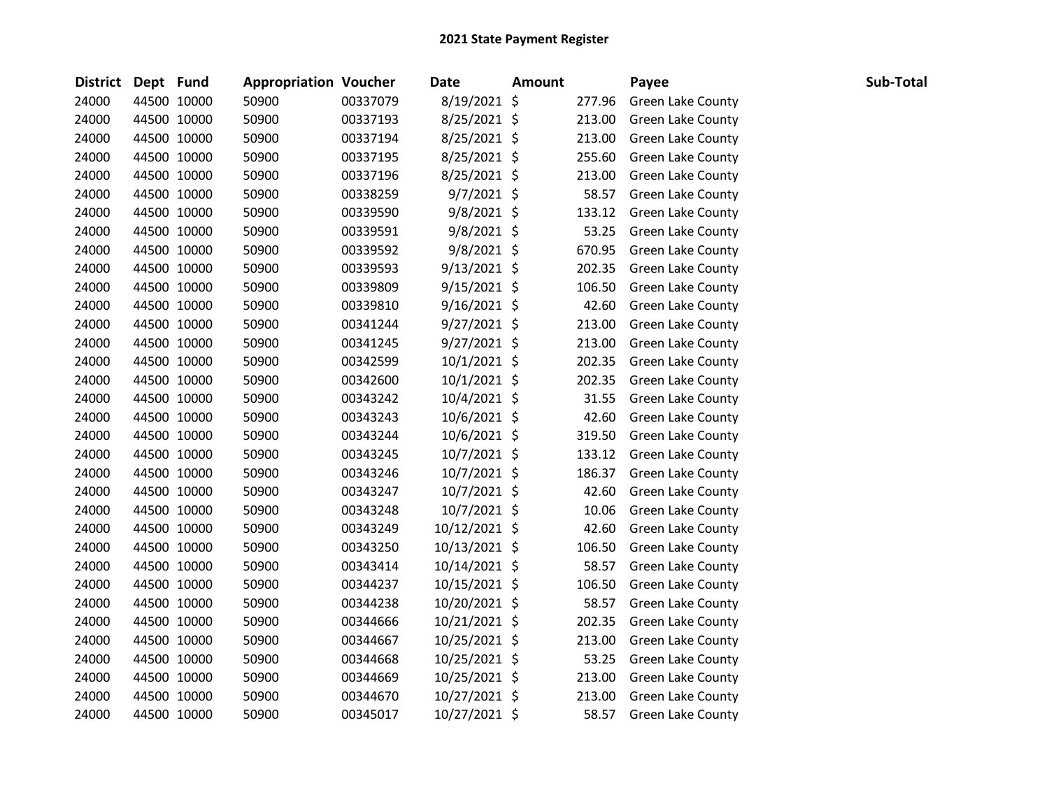# 2021 State Payment Register

| District | Dept | Fund | Appropriation | Voucher | Date | Amount | Payee | Sub-Total |
|---|---|---|---|---|---|---|---|---|
| 24000 | 44500 | 10000 | 50900 | 00337079 | 8/19/2021 | $ 277.96 | Green Lake County | |
| 24000 | 44500 | 10000 | 50900 | 00337193 | 8/25/2021 | $ 213.00 | Green Lake County | |
| 24000 | 44500 | 10000 | 50900 | 00337194 | 8/25/2021 | $ 213.00 | Green Lake County | |
| 24000 | 44500 | 10000 | 50900 | 00337195 | 8/25/2021 | $ 255.60 | Green Lake County | |
| 24000 | 44500 | 10000 | 50900 | 00337196 | 8/25/2021 | $ 213.00 | Green Lake County | |
| 24000 | 44500 | 10000 | 50900 | 00338259 | 9/7/2021 | $ 58.57 | Green Lake County | |
| 24000 | 44500 | 10000 | 50900 | 00339590 | 9/8/2021 | $ 133.12 | Green Lake County | |
| 24000 | 44500 | 10000 | 50900 | 00339591 | 9/8/2021 | $ 53.25 | Green Lake County | |
| 24000 | 44500 | 10000 | 50900 | 00339592 | 9/8/2021 | $ 670.95 | Green Lake County | |
| 24000 | 44500 | 10000 | 50900 | 00339593 | 9/13/2021 | $ 202.35 | Green Lake County | |
| 24000 | 44500 | 10000 | 50900 | 00339809 | 9/15/2021 | $ 106.50 | Green Lake County | |
| 24000 | 44500 | 10000 | 50900 | 00339810 | 9/16/2021 | $ 42.60 | Green Lake County | |
| 24000 | 44500 | 10000 | 50900 | 00341244 | 9/27/2021 | $ 213.00 | Green Lake County | |
| 24000 | 44500 | 10000 | 50900 | 00341245 | 9/27/2021 | $ 213.00 | Green Lake County | |
| 24000 | 44500 | 10000 | 50900 | 00342599 | 10/1/2021 | $ 202.35 | Green Lake County | |
| 24000 | 44500 | 10000 | 50900 | 00342600 | 10/1/2021 | $ 202.35 | Green Lake County | |
| 24000 | 44500 | 10000 | 50900 | 00343242 | 10/4/2021 | $ 31.55 | Green Lake County | |
| 24000 | 44500 | 10000 | 50900 | 00343243 | 10/6/2021 | $ 42.60 | Green Lake County | |
| 24000 | 44500 | 10000 | 50900 | 00343244 | 10/6/2021 | $ 319.50 | Green Lake County | |
| 24000 | 44500 | 10000 | 50900 | 00343245 | 10/7/2021 | $ 133.12 | Green Lake County | |
| 24000 | 44500 | 10000 | 50900 | 00343246 | 10/7/2021 | $ 186.37 | Green Lake County | |
| 24000 | 44500 | 10000 | 50900 | 00343247 | 10/7/2021 | $ 42.60 | Green Lake County | |
| 24000 | 44500 | 10000 | 50900 | 00343248 | 10/7/2021 | $ 10.06 | Green Lake County | |
| 24000 | 44500 | 10000 | 50900 | 00343249 | 10/12/2021 | $ 42.60 | Green Lake County | |
| 24000 | 44500 | 10000 | 50900 | 00343250 | 10/13/2021 | $ 106.50 | Green Lake County | |
| 24000 | 44500 | 10000 | 50900 | 00343414 | 10/14/2021 | $ 58.57 | Green Lake County | |
| 24000 | 44500 | 10000 | 50900 | 00344237 | 10/15/2021 | $ 106.50 | Green Lake County | |
| 24000 | 44500 | 10000 | 50900 | 00344238 | 10/20/2021 | $ 58.57 | Green Lake County | |
| 24000 | 44500 | 10000 | 50900 | 00344666 | 10/21/2021 | $ 202.35 | Green Lake County | |
| 24000 | 44500 | 10000 | 50900 | 00344667 | 10/25/2021 | $ 213.00 | Green Lake County | |
| 24000 | 44500 | 10000 | 50900 | 00344668 | 10/25/2021 | $ 53.25 | Green Lake County | |
| 24000 | 44500 | 10000 | 50900 | 00344669 | 10/25/2021 | $ 213.00 | Green Lake County | |
| 24000 | 44500 | 10000 | 50900 | 00344670 | 10/27/2021 | $ 213.00 | Green Lake County | |
| 24000 | 44500 | 10000 | 50900 | 00345017 | 10/27/2021 | $ 58.57 | Green Lake County | |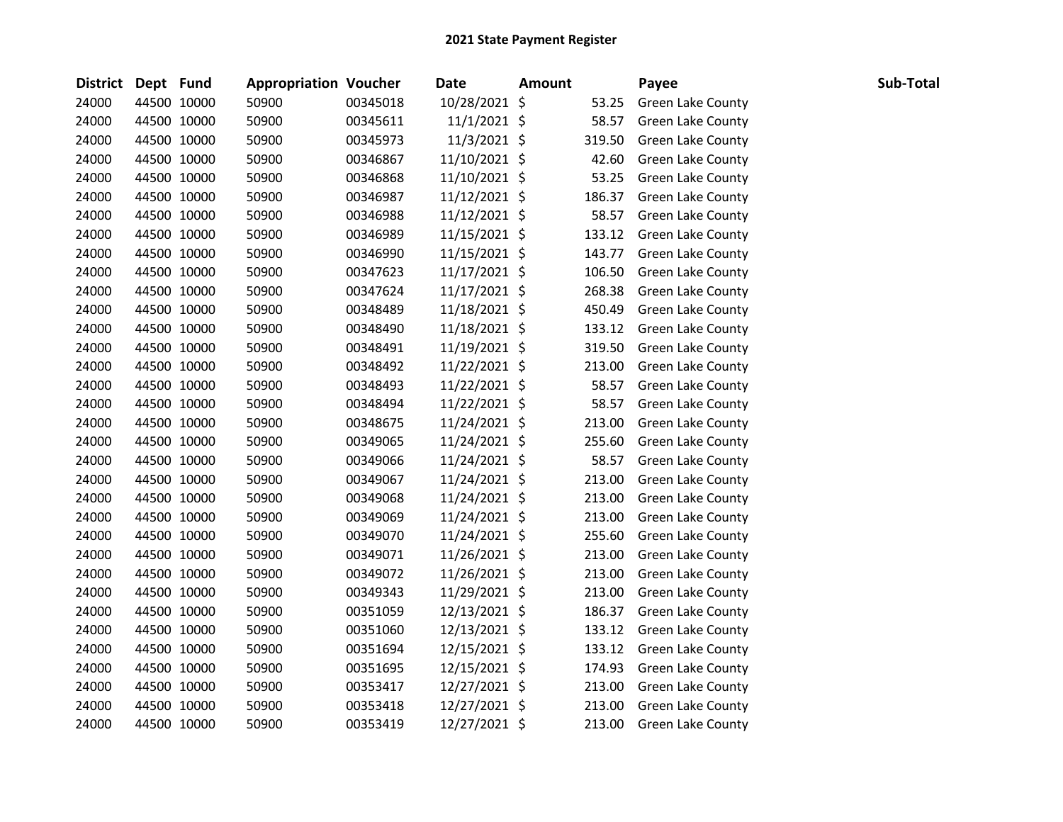**2021 State Payment Register**

| District | Dept | Fund | Appropriation | Voucher | Date | Amount | Payee | Sub-Total |
|---|---|---|---|---|---|---|---|---|
| 24000 | 44500 | 10000 | 50900 | 00345018 | 10/28/2021 | $ 53.25 | Green Lake County | |
| 24000 | 44500 | 10000 | 50900 | 00345611 | 11/1/2021 | $ 58.57 | Green Lake County | |
| 24000 | 44500 | 10000 | 50900 | 00345973 | 11/3/2021 | $ 319.50 | Green Lake County | |
| 24000 | 44500 | 10000 | 50900 | 00346867 | 11/10/2021 | $ 42.60 | Green Lake County | |
| 24000 | 44500 | 10000 | 50900 | 00346868 | 11/10/2021 | $ 53.25 | Green Lake County | |
| 24000 | 44500 | 10000 | 50900 | 00346987 | 11/12/2021 | $ 186.37 | Green Lake County | |
| 24000 | 44500 | 10000 | 50900 | 00346988 | 11/12/2021 | $ 58.57 | Green Lake County | |
| 24000 | 44500 | 10000 | 50900 | 00346989 | 11/15/2021 | $ 133.12 | Green Lake County | |
| 24000 | 44500 | 10000 | 50900 | 00346990 | 11/15/2021 | $ 143.77 | Green Lake County | |
| 24000 | 44500 | 10000 | 50900 | 00347623 | 11/17/2021 | $ 106.50 | Green Lake County | |
| 24000 | 44500 | 10000 | 50900 | 00347624 | 11/17/2021 | $ 268.38 | Green Lake County | |
| 24000 | 44500 | 10000 | 50900 | 00348489 | 11/18/2021 | $ 450.49 | Green Lake County | |
| 24000 | 44500 | 10000 | 50900 | 00348490 | 11/18/2021 | $ 133.12 | Green Lake County | |
| 24000 | 44500 | 10000 | 50900 | 00348491 | 11/19/2021 | $ 319.50 | Green Lake County | |
| 24000 | 44500 | 10000 | 50900 | 00348492 | 11/22/2021 | $ 213.00 | Green Lake County | |
| 24000 | 44500 | 10000 | 50900 | 00348493 | 11/22/2021 | $ 58.57 | Green Lake County | |
| 24000 | 44500 | 10000 | 50900 | 00348494 | 11/22/2021 | $ 58.57 | Green Lake County | |
| 24000 | 44500 | 10000 | 50900 | 00348675 | 11/24/2021 | $ 213.00 | Green Lake County | |
| 24000 | 44500 | 10000 | 50900 | 00349065 | 11/24/2021 | $ 255.60 | Green Lake County | |
| 24000 | 44500 | 10000 | 50900 | 00349066 | 11/24/2021 | $ 58.57 | Green Lake County | |
| 24000 | 44500 | 10000 | 50900 | 00349067 | 11/24/2021 | $ 213.00 | Green Lake County | |
| 24000 | 44500 | 10000 | 50900 | 00349068 | 11/24/2021 | $ 213.00 | Green Lake County | |
| 24000 | 44500 | 10000 | 50900 | 00349069 | 11/24/2021 | $ 213.00 | Green Lake County | |
| 24000 | 44500 | 10000 | 50900 | 00349070 | 11/24/2021 | $ 255.60 | Green Lake County | |
| 24000 | 44500 | 10000 | 50900 | 00349071 | 11/26/2021 | $ 213.00 | Green Lake County | |
| 24000 | 44500 | 10000 | 50900 | 00349072 | 11/26/2021 | $ 213.00 | Green Lake County | |
| 24000 | 44500 | 10000 | 50900 | 00349343 | 11/29/2021 | $ 213.00 | Green Lake County | |
| 24000 | 44500 | 10000 | 50900 | 00351059 | 12/13/2021 | $ 186.37 | Green Lake County | |
| 24000 | 44500 | 10000 | 50900 | 00351060 | 12/13/2021 | $ 133.12 | Green Lake County | |
| 24000 | 44500 | 10000 | 50900 | 00351694 | 12/15/2021 | $ 133.12 | Green Lake County | |
| 24000 | 44500 | 10000 | 50900 | 00351695 | 12/15/2021 | $ 174.93 | Green Lake County | |
| 24000 | 44500 | 10000 | 50900 | 00353417 | 12/27/2021 | $ 213.00 | Green Lake County | |
| 24000 | 44500 | 10000 | 50900 | 00353418 | 12/27/2021 | $ 213.00 | Green Lake County | |
| 24000 | 44500 | 10000 | 50900 | 00353419 | 12/27/2021 | $ 213.00 | Green Lake County | |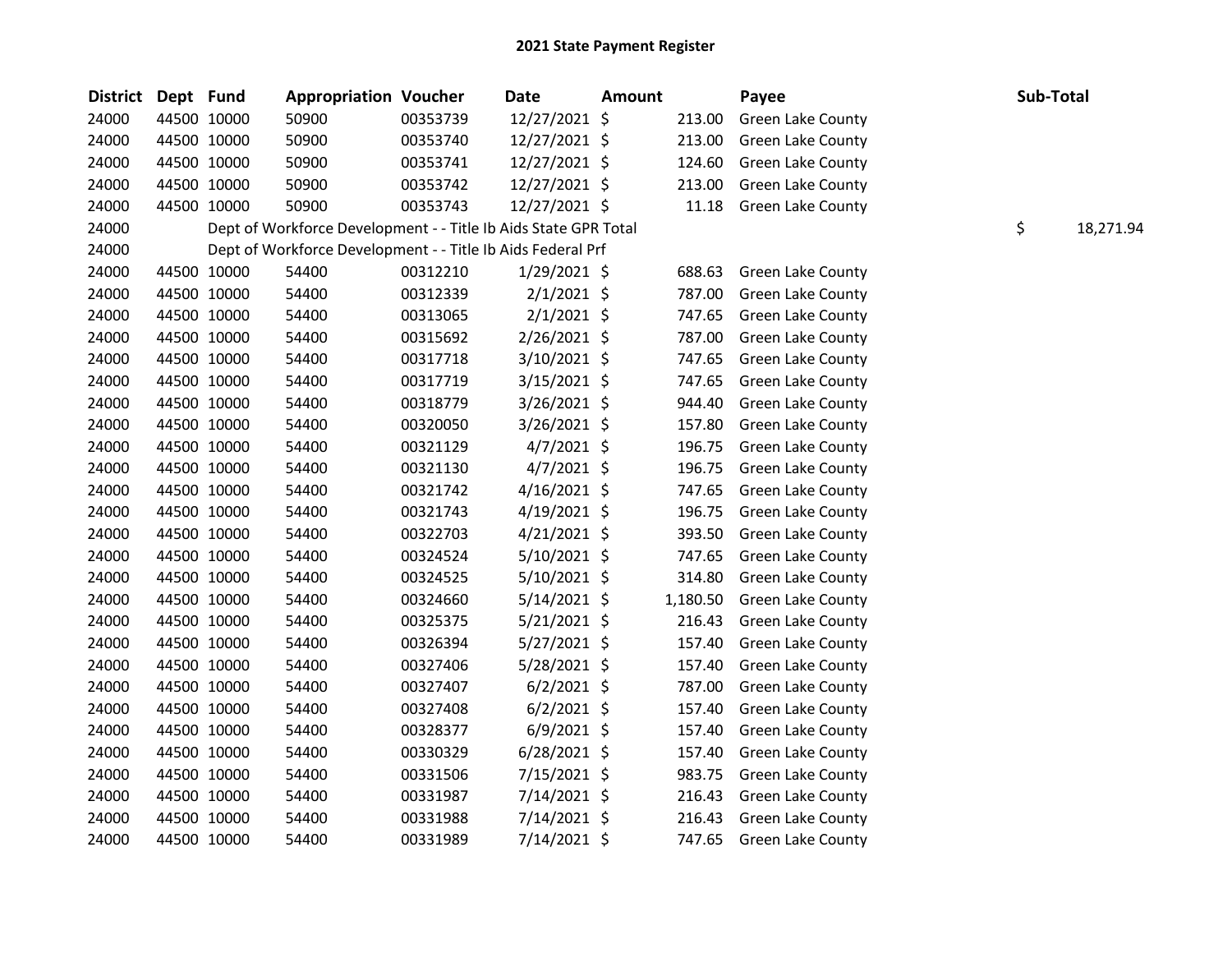# 2021 State Payment Register

| District | Dept | Fund | Appropriation | Voucher | Date | Amount | Payee | Sub-Total |
|---|---|---|---|---|---|---|---|---|
| 24000 | 44500 | 10000 | 50900 | 00353739 | 12/27/2021 | $ 213.00 | Green Lake County | |
| 24000 | 44500 | 10000 | 50900 | 00353740 | 12/27/2021 | $ 213.00 | Green Lake County | |
| 24000 | 44500 | 10000 | 50900 | 00353741 | 12/27/2021 | $ 124.60 | Green Lake County | |
| 24000 | 44500 | 10000 | 50900 | 00353742 | 12/27/2021 | $ 213.00 | Green Lake County | |
| 24000 | 44500 | 10000 | 50900 | 00353743 | 12/27/2021 | $ 11.18 | Green Lake County | |
| 24000 | | Dept of Workforce Development - - Title Ib Aids State GPR Total | | | | | | $ 18,271.94 |
| 24000 | | Dept of Workforce Development - - Title Ib Aids Federal Prf | | | | | | |
| 24000 | 44500 | 10000 | 54400 | 00312210 | 1/29/2021 | $ 688.63 | Green Lake County | |
| 24000 | 44500 | 10000 | 54400 | 00312339 | 2/1/2021 | $ 787.00 | Green Lake County | |
| 24000 | 44500 | 10000 | 54400 | 00313065 | 2/1/2021 | $ 747.65 | Green Lake County | |
| 24000 | 44500 | 10000 | 54400 | 00315692 | 2/26/2021 | $ 787.00 | Green Lake County | |
| 24000 | 44500 | 10000 | 54400 | 00317718 | 3/10/2021 | $ 747.65 | Green Lake County | |
| 24000 | 44500 | 10000 | 54400 | 00317719 | 3/15/2021 | $ 747.65 | Green Lake County | |
| 24000 | 44500 | 10000 | 54400 | 00318779 | 3/26/2021 | $ 944.40 | Green Lake County | |
| 24000 | 44500 | 10000 | 54400 | 00320050 | 3/26/2021 | $ 157.80 | Green Lake County | |
| 24000 | 44500 | 10000 | 54400 | 00321129 | 4/7/2021 | $ 196.75 | Green Lake County | |
| 24000 | 44500 | 10000 | 54400 | 00321130 | 4/7/2021 | $ 196.75 | Green Lake County | |
| 24000 | 44500 | 10000 | 54400 | 00321742 | 4/16/2021 | $ 747.65 | Green Lake County | |
| 24000 | 44500 | 10000 | 54400 | 00321743 | 4/19/2021 | $ 196.75 | Green Lake County | |
| 24000 | 44500 | 10000 | 54400 | 00322703 | 4/21/2021 | $ 393.50 | Green Lake County | |
| 24000 | 44500 | 10000 | 54400 | 00324524 | 5/10/2021 | $ 747.65 | Green Lake County | |
| 24000 | 44500 | 10000 | 54400 | 00324525 | 5/10/2021 | $ 314.80 | Green Lake County | |
| 24000 | 44500 | 10000 | 54400 | 00324660 | 5/14/2021 | $ 1,180.50 | Green Lake County | |
| 24000 | 44500 | 10000 | 54400 | 00325375 | 5/21/2021 | $ 216.43 | Green Lake County | |
| 24000 | 44500 | 10000 | 54400 | 00326394 | 5/27/2021 | $ 157.40 | Green Lake County | |
| 24000 | 44500 | 10000 | 54400 | 00327406 | 5/28/2021 | $ 157.40 | Green Lake County | |
| 24000 | 44500 | 10000 | 54400 | 00327407 | 6/2/2021 | $ 787.00 | Green Lake County | |
| 24000 | 44500 | 10000 | 54400 | 00327408 | 6/2/2021 | $ 157.40 | Green Lake County | |
| 24000 | 44500 | 10000 | 54400 | 00328377 | 6/9/2021 | $ 157.40 | Green Lake County | |
| 24000 | 44500 | 10000 | 54400 | 00330329 | 6/28/2021 | $ 157.40 | Green Lake County | |
| 24000 | 44500 | 10000 | 54400 | 00331506 | 7/15/2021 | $ 983.75 | Green Lake County | |
| 24000 | 44500 | 10000 | 54400 | 00331987 | 7/14/2021 | $ 216.43 | Green Lake County | |
| 24000 | 44500 | 10000 | 54400 | 00331988 | 7/14/2021 | $ 216.43 | Green Lake County | |
| 24000 | 44500 | 10000 | 54400 | 00331989 | 7/14/2021 | $ 747.65 | Green Lake County | |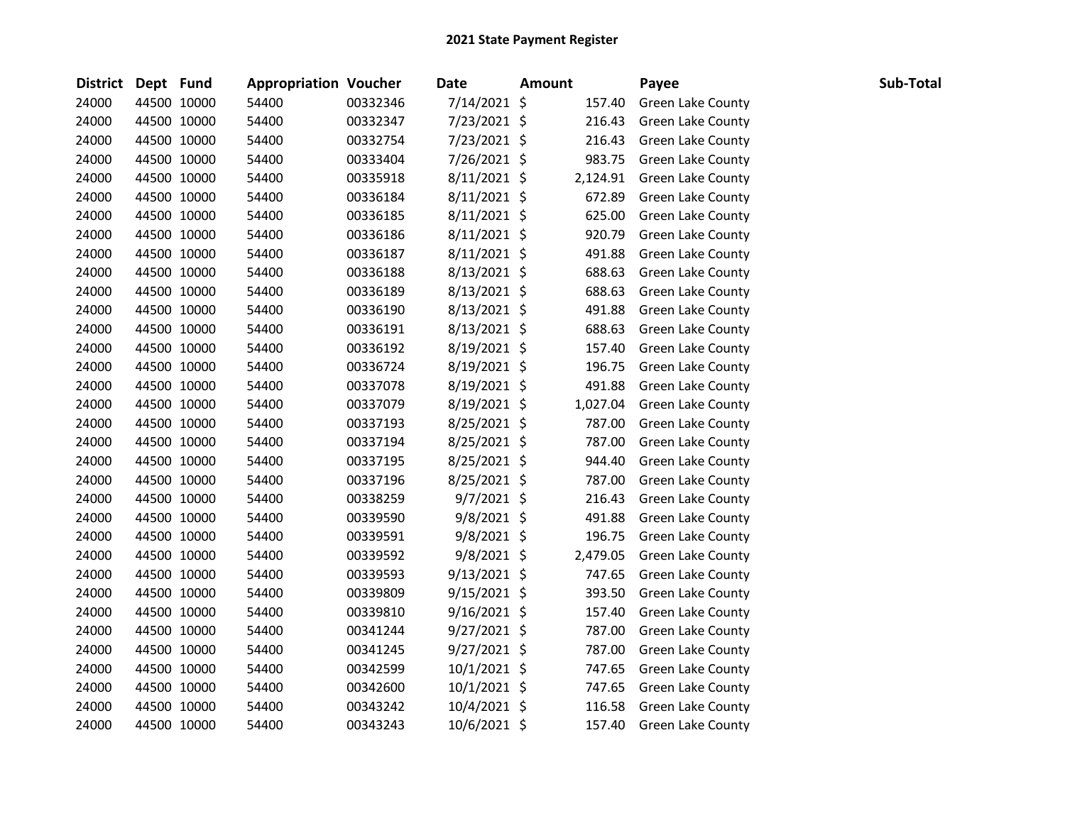## 2021 State Payment Register

| District | Dept | Fund | Appropriation | Voucher | Date | Amount | Payee | Sub-Total |
|---|---|---|---|---|---|---|---|---|
| 24000 | 44500 | 10000 | 54400 | 00332346 | 7/14/2021 | $ 157.40 | Green Lake County | |
| 24000 | 44500 | 10000 | 54400 | 00332347 | 7/23/2021 | $ 216.43 | Green Lake County | |
| 24000 | 44500 | 10000 | 54400 | 00332754 | 7/23/2021 | $ 216.43 | Green Lake County | |
| 24000 | 44500 | 10000 | 54400 | 00333404 | 7/26/2021 | $ 983.75 | Green Lake County | |
| 24000 | 44500 | 10000 | 54400 | 00335918 | 8/11/2021 | $ 2,124.91 | Green Lake County | |
| 24000 | 44500 | 10000 | 54400 | 00336184 | 8/11/2021 | $ 672.89 | Green Lake County | |
| 24000 | 44500 | 10000 | 54400 | 00336185 | 8/11/2021 | $ 625.00 | Green Lake County | |
| 24000 | 44500 | 10000 | 54400 | 00336186 | 8/11/2021 | $ 920.79 | Green Lake County | |
| 24000 | 44500 | 10000 | 54400 | 00336187 | 8/11/2021 | $ 491.88 | Green Lake County | |
| 24000 | 44500 | 10000 | 54400 | 00336188 | 8/13/2021 | $ 688.63 | Green Lake County | |
| 24000 | 44500 | 10000 | 54400 | 00336189 | 8/13/2021 | $ 688.63 | Green Lake County | |
| 24000 | 44500 | 10000 | 54400 | 00336190 | 8/13/2021 | $ 491.88 | Green Lake County | |
| 24000 | 44500 | 10000 | 54400 | 00336191 | 8/13/2021 | $ 688.63 | Green Lake County | |
| 24000 | 44500 | 10000 | 54400 | 00336192 | 8/19/2021 | $ 157.40 | Green Lake County | |
| 24000 | 44500 | 10000 | 54400 | 00336724 | 8/19/2021 | $ 196.75 | Green Lake County | |
| 24000 | 44500 | 10000 | 54400 | 00337078 | 8/19/2021 | $ 491.88 | Green Lake County | |
| 24000 | 44500 | 10000 | 54400 | 00337079 | 8/19/2021 | $ 1,027.04 | Green Lake County | |
| 24000 | 44500 | 10000 | 54400 | 00337193 | 8/25/2021 | $ 787.00 | Green Lake County | |
| 24000 | 44500 | 10000 | 54400 | 00337194 | 8/25/2021 | $ 787.00 | Green Lake County | |
| 24000 | 44500 | 10000 | 54400 | 00337195 | 8/25/2021 | $ 944.40 | Green Lake County | |
| 24000 | 44500 | 10000 | 54400 | 00337196 | 8/25/2021 | $ 787.00 | Green Lake County | |
| 24000 | 44500 | 10000 | 54400 | 00338259 | 9/7/2021 | $ 216.43 | Green Lake County | |
| 24000 | 44500 | 10000 | 54400 | 00339590 | 9/8/2021 | $ 491.88 | Green Lake County | |
| 24000 | 44500 | 10000 | 54400 | 00339591 | 9/8/2021 | $ 196.75 | Green Lake County | |
| 24000 | 44500 | 10000 | 54400 | 00339592 | 9/8/2021 | $ 2,479.05 | Green Lake County | |
| 24000 | 44500 | 10000 | 54400 | 00339593 | 9/13/2021 | $ 747.65 | Green Lake County | |
| 24000 | 44500 | 10000 | 54400 | 00339809 | 9/15/2021 | $ 393.50 | Green Lake County | |
| 24000 | 44500 | 10000 | 54400 | 00339810 | 9/16/2021 | $ 157.40 | Green Lake County | |
| 24000 | 44500 | 10000 | 54400 | 00341244 | 9/27/2021 | $ 787.00 | Green Lake County | |
| 24000 | 44500 | 10000 | 54400 | 00341245 | 9/27/2021 | $ 787.00 | Green Lake County | |
| 24000 | 44500 | 10000 | 54400 | 00342599 | 10/1/2021 | $ 747.65 | Green Lake County | |
| 24000 | 44500 | 10000 | 54400 | 00342600 | 10/1/2021 | $ 747.65 | Green Lake County | |
| 24000 | 44500 | 10000 | 54400 | 00343242 | 10/4/2021 | $ 116.58 | Green Lake County | |
| 24000 | 44500 | 10000 | 54400 | 00343243 | 10/6/2021 | $ 157.40 | Green Lake County | |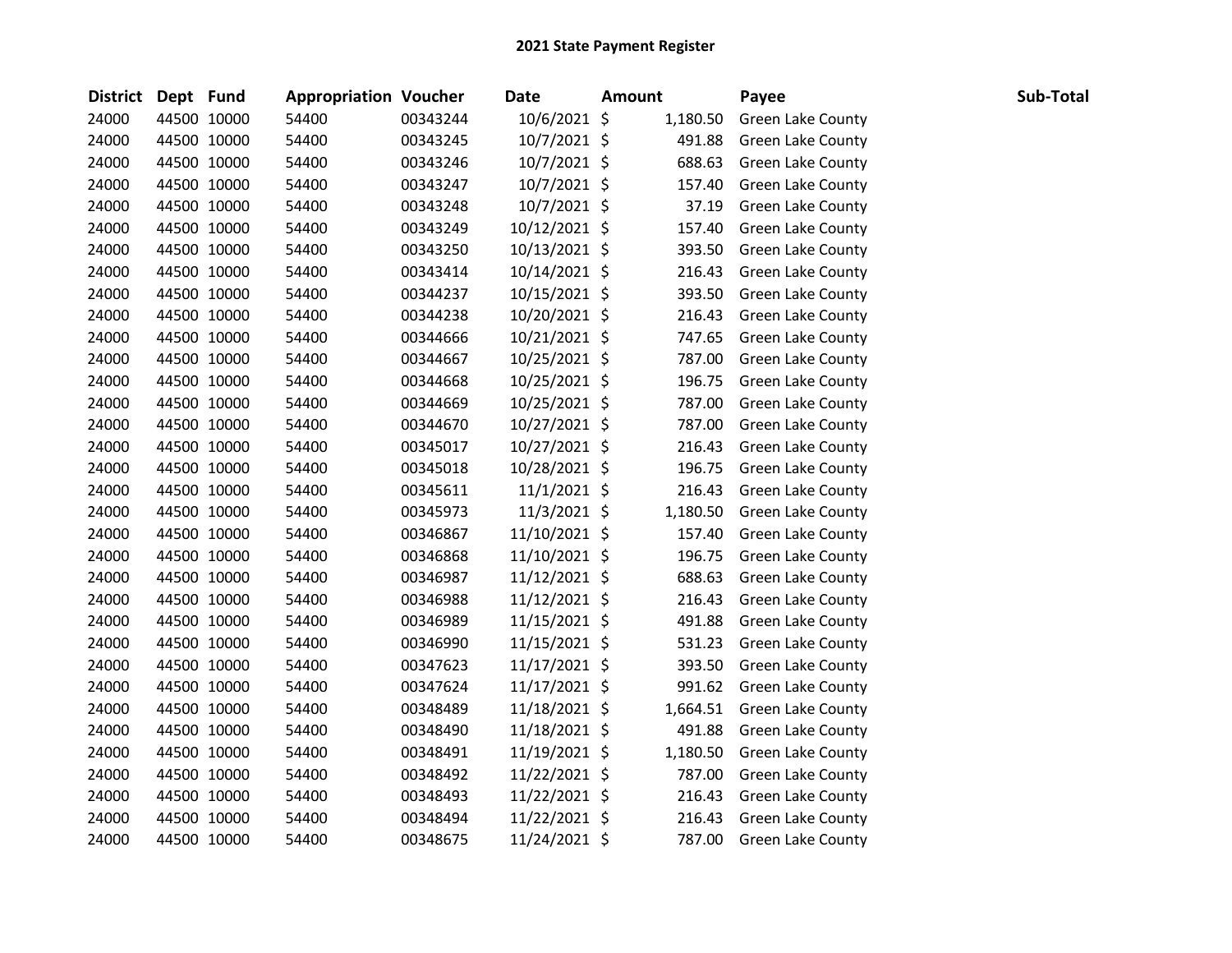# 2021 State Payment Register

| District | Dept | Fund | Appropriation | Voucher | Date | Amount | Payee | Sub-Total |
|---|---|---|---|---|---|---|---|---|
| 24000 | 44500 | 10000 | 54400 | 00343244 | 10/6/2021 | $ 1,180.50 | Green Lake County | |
| 24000 | 44500 | 10000 | 54400 | 00343245 | 10/7/2021 | $ 491.88 | Green Lake County | |
| 24000 | 44500 | 10000 | 54400 | 00343246 | 10/7/2021 | $ 688.63 | Green Lake County | |
| 24000 | 44500 | 10000 | 54400 | 00343247 | 10/7/2021 | $ 157.40 | Green Lake County | |
| 24000 | 44500 | 10000 | 54400 | 00343248 | 10/7/2021 | $ 37.19 | Green Lake County | |
| 24000 | 44500 | 10000 | 54400 | 00343249 | 10/12/2021 | $ 157.40 | Green Lake County | |
| 24000 | 44500 | 10000 | 54400 | 00343250 | 10/13/2021 | $ 393.50 | Green Lake County | |
| 24000 | 44500 | 10000 | 54400 | 00343414 | 10/14/2021 | $ 216.43 | Green Lake County | |
| 24000 | 44500 | 10000 | 54400 | 00344237 | 10/15/2021 | $ 393.50 | Green Lake County | |
| 24000 | 44500 | 10000 | 54400 | 00344238 | 10/20/2021 | $ 216.43 | Green Lake County | |
| 24000 | 44500 | 10000 | 54400 | 00344666 | 10/21/2021 | $ 747.65 | Green Lake County | |
| 24000 | 44500 | 10000 | 54400 | 00344667 | 10/25/2021 | $ 787.00 | Green Lake County | |
| 24000 | 44500 | 10000 | 54400 | 00344668 | 10/25/2021 | $ 196.75 | Green Lake County | |
| 24000 | 44500 | 10000 | 54400 | 00344669 | 10/25/2021 | $ 787.00 | Green Lake County | |
| 24000 | 44500 | 10000 | 54400 | 00344670 | 10/27/2021 | $ 787.00 | Green Lake County | |
| 24000 | 44500 | 10000 | 54400 | 00345017 | 10/27/2021 | $ 216.43 | Green Lake County | |
| 24000 | 44500 | 10000 | 54400 | 00345018 | 10/28/2021 | $ 196.75 | Green Lake County | |
| 24000 | 44500 | 10000 | 54400 | 00345611 | 11/1/2021 | $ 216.43 | Green Lake County | |
| 24000 | 44500 | 10000 | 54400 | 00345973 | 11/3/2021 | $ 1,180.50 | Green Lake County | |
| 24000 | 44500 | 10000 | 54400 | 00346867 | 11/10/2021 | $ 157.40 | Green Lake County | |
| 24000 | 44500 | 10000 | 54400 | 00346868 | 11/10/2021 | $ 196.75 | Green Lake County | |
| 24000 | 44500 | 10000 | 54400 | 00346987 | 11/12/2021 | $ 688.63 | Green Lake County | |
| 24000 | 44500 | 10000 | 54400 | 00346988 | 11/12/2021 | $ 216.43 | Green Lake County | |
| 24000 | 44500 | 10000 | 54400 | 00346989 | 11/15/2021 | $ 491.88 | Green Lake County | |
| 24000 | 44500 | 10000 | 54400 | 00346990 | 11/15/2021 | $ 531.23 | Green Lake County | |
| 24000 | 44500 | 10000 | 54400 | 00347623 | 11/17/2021 | $ 393.50 | Green Lake County | |
| 24000 | 44500 | 10000 | 54400 | 00347624 | 11/17/2021 | $ 991.62 | Green Lake County | |
| 24000 | 44500 | 10000 | 54400 | 00348489 | 11/18/2021 | $ 1,664.51 | Green Lake County | |
| 24000 | 44500 | 10000 | 54400 | 00348490 | 11/18/2021 | $ 491.88 | Green Lake County | |
| 24000 | 44500 | 10000 | 54400 | 00348491 | 11/19/2021 | $ 1,180.50 | Green Lake County | |
| 24000 | 44500 | 10000 | 54400 | 00348492 | 11/22/2021 | $ 787.00 | Green Lake County | |
| 24000 | 44500 | 10000 | 54400 | 00348493 | 11/22/2021 | $ 216.43 | Green Lake County | |
| 24000 | 44500 | 10000 | 54400 | 00348494 | 11/22/2021 | $ 216.43 | Green Lake County | |
| 24000 | 44500 | 10000 | 54400 | 00348675 | 11/24/2021 | $ 787.00 | Green Lake County | |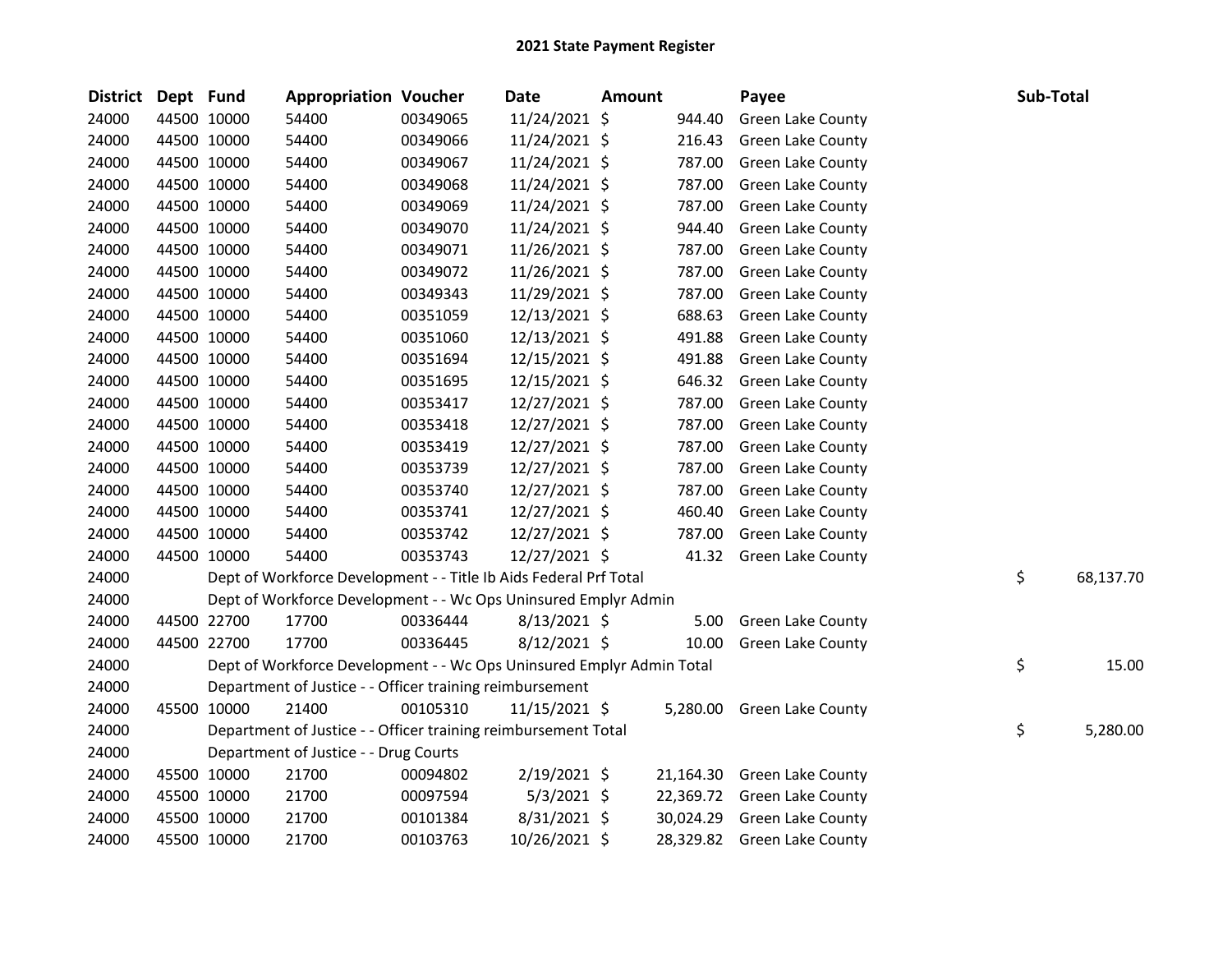## 2021 State Payment Register

| District | Dept | Fund | Appropriation | Voucher | Date | Amount | Payee | Sub-Total |
|---|---|---|---|---|---|---|---|---|
| 24000 | 44500 | 10000 | 54400 | 00349065 | 11/24/2021 | $ 944.40 | Green Lake County | |
| 24000 | 44500 | 10000 | 54400 | 00349066 | 11/24/2021 | $ 216.43 | Green Lake County | |
| 24000 | 44500 | 10000 | 54400 | 00349067 | 11/24/2021 | $ 787.00 | Green Lake County | |
| 24000 | 44500 | 10000 | 54400 | 00349068 | 11/24/2021 | $ 787.00 | Green Lake County | |
| 24000 | 44500 | 10000 | 54400 | 00349069 | 11/24/2021 | $ 787.00 | Green Lake County | |
| 24000 | 44500 | 10000 | 54400 | 00349070 | 11/24/2021 | $ 944.40 | Green Lake County | |
| 24000 | 44500 | 10000 | 54400 | 00349071 | 11/26/2021 | $ 787.00 | Green Lake County | |
| 24000 | 44500 | 10000 | 54400 | 00349072 | 11/26/2021 | $ 787.00 | Green Lake County | |
| 24000 | 44500 | 10000 | 54400 | 00349343 | 11/29/2021 | $ 787.00 | Green Lake County | |
| 24000 | 44500 | 10000 | 54400 | 00351059 | 12/13/2021 | $ 688.63 | Green Lake County | |
| 24000 | 44500 | 10000 | 54400 | 00351060 | 12/13/2021 | $ 491.88 | Green Lake County | |
| 24000 | 44500 | 10000 | 54400 | 00351694 | 12/15/2021 | $ 491.88 | Green Lake County | |
| 24000 | 44500 | 10000 | 54400 | 00351695 | 12/15/2021 | $ 646.32 | Green Lake County | |
| 24000 | 44500 | 10000 | 54400 | 00353417 | 12/27/2021 | $ 787.00 | Green Lake County | |
| 24000 | 44500 | 10000 | 54400 | 00353418 | 12/27/2021 | $ 787.00 | Green Lake County | |
| 24000 | 44500 | 10000 | 54400 | 00353419 | 12/27/2021 | $ 787.00 | Green Lake County | |
| 24000 | 44500 | 10000 | 54400 | 00353739 | 12/27/2021 | $ 787.00 | Green Lake County | |
| 24000 | 44500 | 10000 | 54400 | 00353740 | 12/27/2021 | $ 787.00 | Green Lake County | |
| 24000 | 44500 | 10000 | 54400 | 00353741 | 12/27/2021 | $ 460.40 | Green Lake County | |
| 24000 | 44500 | 10000 | 54400 | 00353742 | 12/27/2021 | $ 787.00 | Green Lake County | |
| 24000 | 44500 | 10000 | 54400 | 00353743 | 12/27/2021 | $ 41.32 | Green Lake County | |
| 24000 | | Dept of Workforce Development - - Title Ib Aids Federal Prf Total | | | | | | $ 68,137.70 |
| 24000 | | Dept of Workforce Development - - Wc Ops Uninsured Emplyr Admin | | | | | | |
| 24000 | 44500 | 22700 | 17700 | 00336444 | 8/13/2021 | $ 5.00 | Green Lake County | |
| 24000 | 44500 | 22700 | 17700 | 00336445 | 8/12/2021 | $ 10.00 | Green Lake County | |
| 24000 | | Dept of Workforce Development - - Wc Ops Uninsured Emplyr Admin Total | | | | | | $ 15.00 |
| 24000 | | Department of Justice - - Officer training reimbursement | | | | | | |
| 24000 | 45500 | 10000 | 21400 | 00105310 | 11/15/2021 | $ 5,280.00 | Green Lake County | |
| 24000 | | Department of Justice - - Officer training reimbursement Total | | | | | | $ 5,280.00 |
| 24000 | | Department of Justice - - Drug Courts | | | | | | |
| 24000 | 45500 | 10000 | 21700 | 00094802 | 2/19/2021 | $ 21,164.30 | Green Lake County | |
| 24000 | 45500 | 10000 | 21700 | 00097594 | 5/3/2021 | $ 22,369.72 | Green Lake County | |
| 24000 | 45500 | 10000 | 21700 | 00101384 | 8/31/2021 | $ 30,024.29 | Green Lake County | |
| 24000 | 45500 | 10000 | 21700 | 00103763 | 10/26/2021 | $ 28,329.82 | Green Lake County | |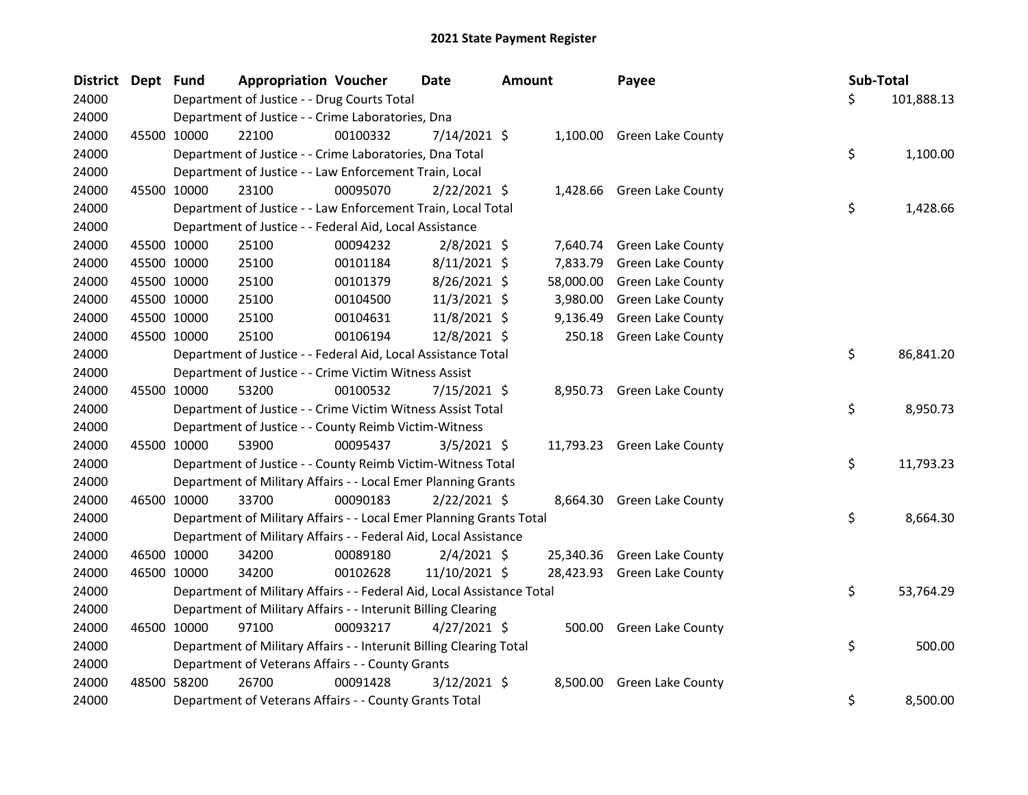# 2021 State Payment Register

| District | Dept | Fund | Appropriation | Voucher | Date | Amount | Payee | Sub-Total |
|---|---|---|---|---|---|---|---|---|
| 24000 | | Department of Justice - - Drug Courts Total | | | | | | $ 101,888.13 |
| 24000 | | Department of Justice - - Crime Laboratories, Dna | | | | | | |
| 24000 | 45500 | 10000 | 22100 | 00100332 | 7/14/2021 | $ 1,100.00 | Green Lake County | |
| 24000 | | Department of Justice - - Crime Laboratories, Dna Total | | | | | | $ 1,100.00 |
| 24000 | | Department of Justice - - Law Enforcement Train, Local | | | | | | |
| 24000 | 45500 | 10000 | 23100 | 00095070 | 2/22/2021 | $ 1,428.66 | Green Lake County | |
| 24000 | | Department of Justice - - Law Enforcement Train, Local Total | | | | | | $ 1,428.66 |
| 24000 | | Department of Justice - - Federal Aid, Local Assistance | | | | | | |
| 24000 | 45500 | 10000 | 25100 | 00094232 | 2/8/2021 | $ 7,640.74 | Green Lake County | |
| 24000 | 45500 | 10000 | 25100 | 00101184 | 8/11/2021 | $ 7,833.79 | Green Lake County | |
| 24000 | 45500 | 10000 | 25100 | 00101379 | 8/26/2021 | $ 58,000.00 | Green Lake County | |
| 24000 | 45500 | 10000 | 25100 | 00104500 | 11/3/2021 | $ 3,980.00 | Green Lake County | |
| 24000 | 45500 | 10000 | 25100 | 00104631 | 11/8/2021 | $ 9,136.49 | Green Lake County | |
| 24000 | 45500 | 10000 | 25100 | 00106194 | 12/8/2021 | $ 250.18 | Green Lake County | |
| 24000 | | Department of Justice - - Federal Aid, Local Assistance Total | | | | | | $ 86,841.20 |
| 24000 | | Department of Justice - - Crime Victim Witness Assist | | | | | | |
| 24000 | 45500 | 10000 | 53200 | 00100532 | 7/15/2021 | $ 8,950.73 | Green Lake County | |
| 24000 | | Department of Justice - - Crime Victim Witness Assist Total | | | | | | $ 8,950.73 |
| 24000 | | Department of Justice - - County Reimb Victim-Witness | | | | | | |
| 24000 | 45500 | 10000 | 53900 | 00095437 | 3/5/2021 | $ 11,793.23 | Green Lake County | |
| 24000 | | Department of Justice - - County Reimb Victim-Witness Total | | | | | | $ 11,793.23 |
| 24000 | | Department of Military Affairs - - Local Emer Planning Grants | | | | | | |
| 24000 | 46500 | 10000 | 33700 | 00090183 | 2/22/2021 | $ 8,664.30 | Green Lake County | |
| 24000 | | Department of Military Affairs - - Local Emer Planning Grants Total | | | | | | $ 8,664.30 |
| 24000 | | Department of Military Affairs - - Federal Aid, Local Assistance | | | | | | |
| 24000 | 46500 | 10000 | 34200 | 00089180 | 2/4/2021 | $ 25,340.36 | Green Lake County | |
| 24000 | 46500 | 10000 | 34200 | 00102628 | 11/10/2021 | $ 28,423.93 | Green Lake County | |
| 24000 | | Department of Military Affairs - - Federal Aid, Local Assistance Total | | | | | | $ 53,764.29 |
| 24000 | | Department of Military Affairs - - Interunit Billing Clearing | | | | | | |
| 24000 | 46500 | 10000 | 97100 | 00093217 | 4/27/2021 | $ 500.00 | Green Lake County | |
| 24000 | | Department of Military Affairs - - Interunit Billing Clearing Total | | | | | | $ 500.00 |
| 24000 | | Department of Veterans Affairs - - County Grants | | | | | | |
| 24000 | 48500 | 58200 | 26700 | 00091428 | 3/12/2021 | $ 8,500.00 | Green Lake County | |
| 24000 | | Department of Veterans Affairs - - County Grants Total | | | | | | $ 8,500.00 |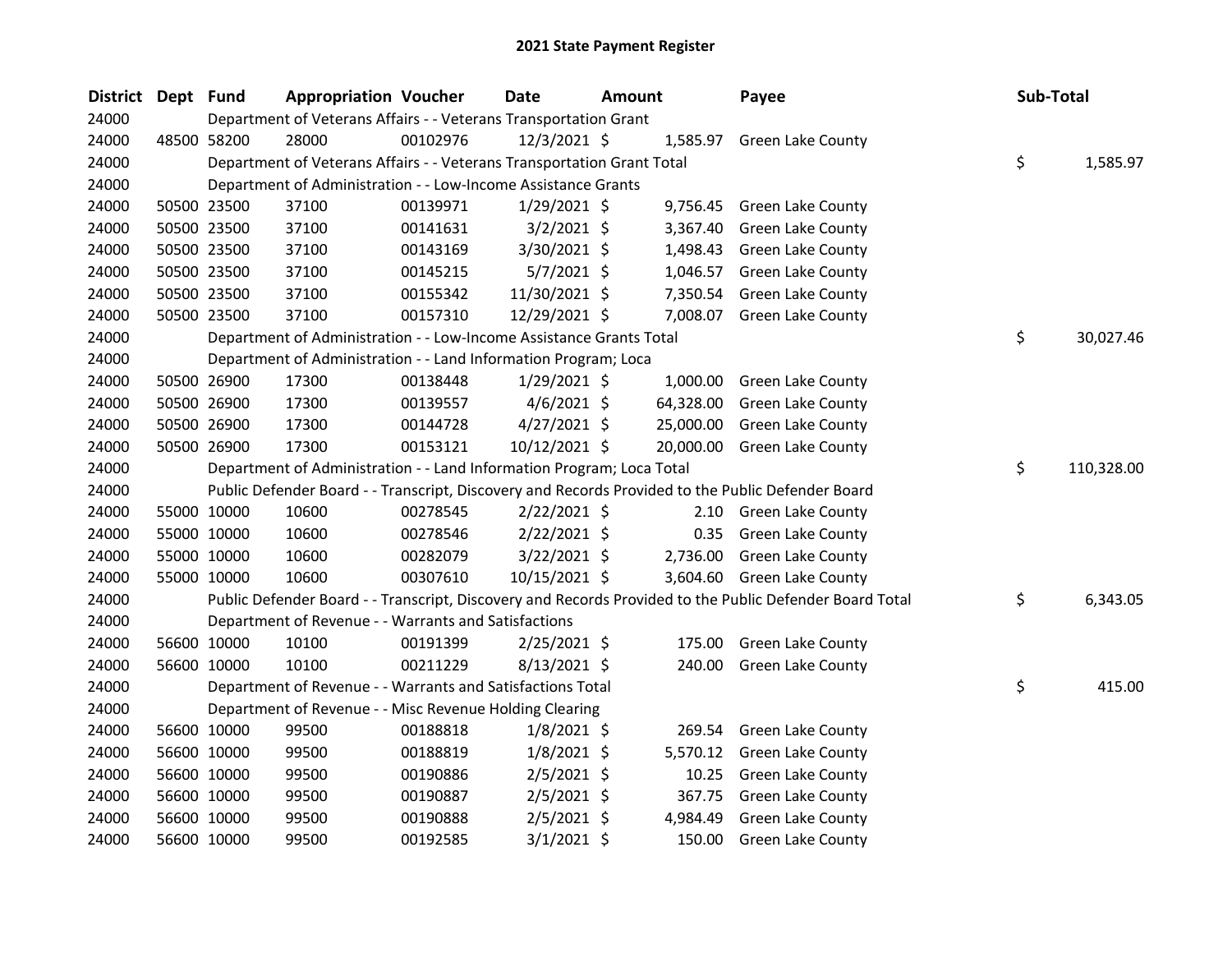# 2021 State Payment Register

| District | Dept | Fund | Appropriation | Voucher | Date | Amount | Payee | Sub-Total |
|---|---|---|---|---|---|---|---|---|
| 24000 | | | Department of Veterans Affairs - - Veterans Transportation Grant | | | | | |
| 24000 | 48500 | 58200 | 28000 | 00102976 | 12/3/2021 | $ 1,585.97 | Green Lake County | |
| 24000 | | | Department of Veterans Affairs - - Veterans Transportation Grant Total | | | | | $ 1,585.97 |
| 24000 | | | Department of Administration - - Low-Income Assistance Grants | | | | | |
| 24000 | 50500 | 23500 | 37100 | 00139971 | 1/29/2021 | $ 9,756.45 | Green Lake County | |
| 24000 | 50500 | 23500 | 37100 | 00141631 | 3/2/2021 | $ 3,367.40 | Green Lake County | |
| 24000 | 50500 | 23500 | 37100 | 00143169 | 3/30/2021 | $ 1,498.43 | Green Lake County | |
| 24000 | 50500 | 23500 | 37100 | 00145215 | 5/7/2021 | $ 1,046.57 | Green Lake County | |
| 24000 | 50500 | 23500 | 37100 | 00155342 | 11/30/2021 | $ 7,350.54 | Green Lake County | |
| 24000 | 50500 | 23500 | 37100 | 00157310 | 12/29/2021 | $ 7,008.07 | Green Lake County | |
| 24000 | | | Department of Administration - - Low-Income Assistance Grants Total | | | | | $ 30,027.46 |
| 24000 | | | Department of Administration - - Land Information Program; Loca | | | | | |
| 24000 | 50500 | 26900 | 17300 | 00138448 | 1/29/2021 | $ 1,000.00 | Green Lake County | |
| 24000 | 50500 | 26900 | 17300 | 00139557 | 4/6/2021 | $ 64,328.00 | Green Lake County | |
| 24000 | 50500 | 26900 | 17300 | 00144728 | 4/27/2021 | $ 25,000.00 | Green Lake County | |
| 24000 | 50500 | 26900 | 17300 | 00153121 | 10/12/2021 | $ 20,000.00 | Green Lake County | |
| 24000 | | | Department of Administration - - Land Information Program; Loca Total | | | | | $ 110,328.00 |
| 24000 | | | Public Defender Board - - Transcript, Discovery and Records Provided to the Public Defender Board | | | | | |
| 24000 | 55000 | 10000 | 10600 | 00278545 | 2/22/2021 | $ 2.10 | Green Lake County | |
| 24000 | 55000 | 10000 | 10600 | 00278546 | 2/22/2021 | $ 0.35 | Green Lake County | |
| 24000 | 55000 | 10000 | 10600 | 00282079 | 3/22/2021 | $ 2,736.00 | Green Lake County | |
| 24000 | 55000 | 10000 | 10600 | 00307610 | 10/15/2021 | $ 3,604.60 | Green Lake County | |
| 24000 | | | Public Defender Board - - Transcript, Discovery and Records Provided to the Public Defender Board Total | | | | | $ 6,343.05 |
| 24000 | | | Department of Revenue - - Warrants and Satisfactions | | | | | |
| 24000 | 56600 | 10000 | 10100 | 00191399 | 2/25/2021 | $ 175.00 | Green Lake County | |
| 24000 | 56600 | 10000 | 10100 | 00211229 | 8/13/2021 | $ 240.00 | Green Lake County | |
| 24000 | | | Department of Revenue - - Warrants and Satisfactions Total | | | | | $ 415.00 |
| 24000 | | | Department of Revenue - - Misc Revenue Holding Clearing | | | | | |
| 24000 | 56600 | 10000 | 99500 | 00188818 | 1/8/2021 | $ 269.54 | Green Lake County | |
| 24000 | 56600 | 10000 | 99500 | 00188819 | 1/8/2021 | $ 5,570.12 | Green Lake County | |
| 24000 | 56600 | 10000 | 99500 | 00190886 | 2/5/2021 | $ 10.25 | Green Lake County | |
| 24000 | 56600 | 10000 | 99500 | 00190887 | 2/5/2021 | $ 367.75 | Green Lake County | |
| 24000 | 56600 | 10000 | 99500 | 00190888 | 2/5/2021 | $ 4,984.49 | Green Lake County | |
| 24000 | 56600 | 10000 | 99500 | 00192585 | 3/1/2021 | $ 150.00 | Green Lake County | |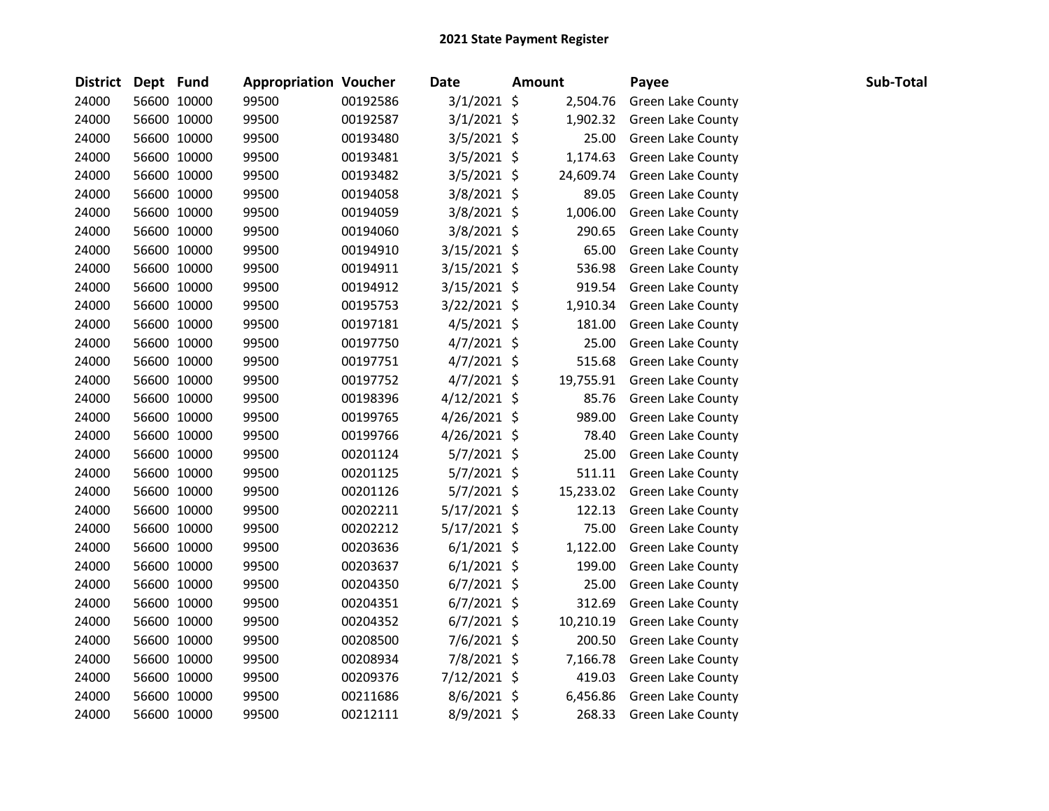## 2021 State Payment Register

| District | Dept | Fund | Appropriation | Voucher | Date | Amount | Payee | Sub-Total |
|---|---|---|---|---|---|---|---|---|
| 24000 | 56600 | 10000 | 99500 | 00192586 | 3/1/2021 | $ 2,504.76 | Green Lake County | |
| 24000 | 56600 | 10000 | 99500 | 00192587 | 3/1/2021 | $ 1,902.32 | Green Lake County | |
| 24000 | 56600 | 10000 | 99500 | 00193480 | 3/5/2021 | $ 25.00 | Green Lake County | |
| 24000 | 56600 | 10000 | 99500 | 00193481 | 3/5/2021 | $ 1,174.63 | Green Lake County | |
| 24000 | 56600 | 10000 | 99500 | 00193482 | 3/5/2021 | $ 24,609.74 | Green Lake County | |
| 24000 | 56600 | 10000 | 99500 | 00194058 | 3/8/2021 | $ 89.05 | Green Lake County | |
| 24000 | 56600 | 10000 | 99500 | 00194059 | 3/8/2021 | $ 1,006.00 | Green Lake County | |
| 24000 | 56600 | 10000 | 99500 | 00194060 | 3/8/2021 | $ 290.65 | Green Lake County | |
| 24000 | 56600 | 10000 | 99500 | 00194910 | 3/15/2021 | $ 65.00 | Green Lake County | |
| 24000 | 56600 | 10000 | 99500 | 00194911 | 3/15/2021 | $ 536.98 | Green Lake County | |
| 24000 | 56600 | 10000 | 99500 | 00194912 | 3/15/2021 | $ 919.54 | Green Lake County | |
| 24000 | 56600 | 10000 | 99500 | 00195753 | 3/22/2021 | $ 1,910.34 | Green Lake County | |
| 24000 | 56600 | 10000 | 99500 | 00197181 | 4/5/2021 | $ 181.00 | Green Lake County | |
| 24000 | 56600 | 10000 | 99500 | 00197750 | 4/7/2021 | $ 25.00 | Green Lake County | |
| 24000 | 56600 | 10000 | 99500 | 00197751 | 4/7/2021 | $ 515.68 | Green Lake County | |
| 24000 | 56600 | 10000 | 99500 | 00197752 | 4/7/2021 | $ 19,755.91 | Green Lake County | |
| 24000 | 56600 | 10000 | 99500 | 00198396 | 4/12/2021 | $ 85.76 | Green Lake County | |
| 24000 | 56600 | 10000 | 99500 | 00199765 | 4/26/2021 | $ 989.00 | Green Lake County | |
| 24000 | 56600 | 10000 | 99500 | 00199766 | 4/26/2021 | $ 78.40 | Green Lake County | |
| 24000 | 56600 | 10000 | 99500 | 00201124 | 5/7/2021 | $ 25.00 | Green Lake County | |
| 24000 | 56600 | 10000 | 99500 | 00201125 | 5/7/2021 | $ 511.11 | Green Lake County | |
| 24000 | 56600 | 10000 | 99500 | 00201126 | 5/7/2021 | $ 15,233.02 | Green Lake County | |
| 24000 | 56600 | 10000 | 99500 | 00202211 | 5/17/2021 | $ 122.13 | Green Lake County | |
| 24000 | 56600 | 10000 | 99500 | 00202212 | 5/17/2021 | $ 75.00 | Green Lake County | |
| 24000 | 56600 | 10000 | 99500 | 00203636 | 6/1/2021 | $ 1,122.00 | Green Lake County | |
| 24000 | 56600 | 10000 | 99500 | 00203637 | 6/1/2021 | $ 199.00 | Green Lake County | |
| 24000 | 56600 | 10000 | 99500 | 00204350 | 6/7/2021 | $ 25.00 | Green Lake County | |
| 24000 | 56600 | 10000 | 99500 | 00204351 | 6/7/2021 | $ 312.69 | Green Lake County | |
| 24000 | 56600 | 10000 | 99500 | 00204352 | 6/7/2021 | $ 10,210.19 | Green Lake County | |
| 24000 | 56600 | 10000 | 99500 | 00208500 | 7/6/2021 | $ 200.50 | Green Lake County | |
| 24000 | 56600 | 10000 | 99500 | 00208934 | 7/8/2021 | $ 7,166.78 | Green Lake County | |
| 24000 | 56600 | 10000 | 99500 | 00209376 | 7/12/2021 | $ 419.03 | Green Lake County | |
| 24000 | 56600 | 10000 | 99500 | 00211686 | 8/6/2021 | $ 6,456.86 | Green Lake County | |
| 24000 | 56600 | 10000 | 99500 | 00212111 | 8/9/2021 | $ 268.33 | Green Lake County | |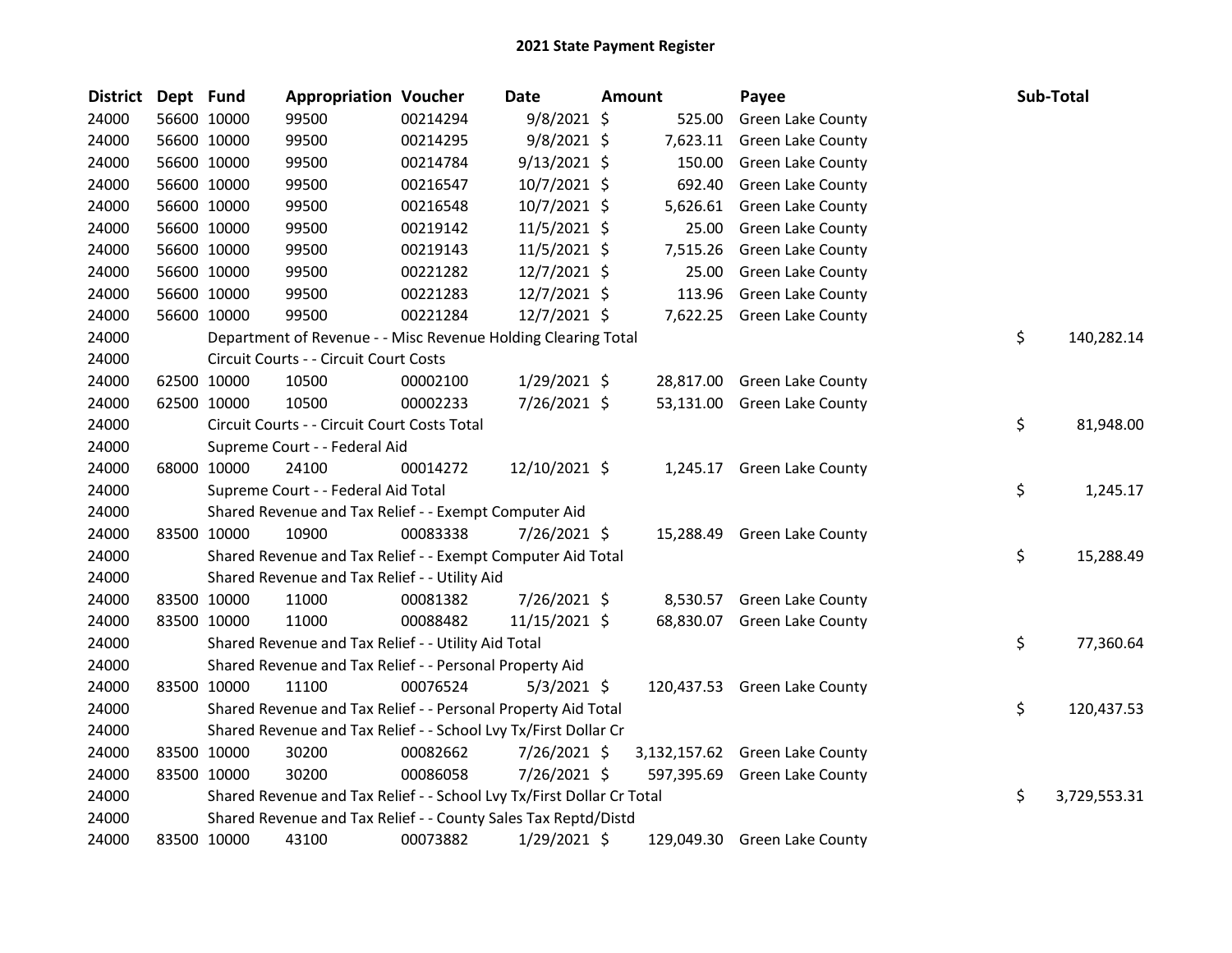# 2021 State Payment Register

| District | Dept | Fund | Appropriation | Voucher | Date | Amount | Payee | Sub-Total |
|---|---|---|---|---|---|---|---|---|
| 24000 | 56600 | 10000 | 99500 | 00214294 | 9/8/2021 | $ 525.00 | Green Lake County | |
| 24000 | 56600 | 10000 | 99500 | 00214295 | 9/8/2021 | $ 7,623.11 | Green Lake County | |
| 24000 | 56600 | 10000 | 99500 | 00214784 | 9/13/2021 | $ 150.00 | Green Lake County | |
| 24000 | 56600 | 10000 | 99500 | 00216547 | 10/7/2021 | $ 692.40 | Green Lake County | |
| 24000 | 56600 | 10000 | 99500 | 00216548 | 10/7/2021 | $ 5,626.61 | Green Lake County | |
| 24000 | 56600 | 10000 | 99500 | 00219142 | 11/5/2021 | $ 25.00 | Green Lake County | |
| 24000 | 56600 | 10000 | 99500 | 00219143 | 11/5/2021 | $ 7,515.26 | Green Lake County | |
| 24000 | 56600 | 10000 | 99500 | 00221282 | 12/7/2021 | $ 25.00 | Green Lake County | |
| 24000 | 56600 | 10000 | 99500 | 00221283 | 12/7/2021 | $ 113.96 | Green Lake County | |
| 24000 | 56600 | 10000 | 99500 | 00221284 | 12/7/2021 | $ 7,622.25 | Green Lake County | |
| 24000 | | Department of Revenue - - Misc Revenue Holding Clearing Total | | | | | | $ 140,282.14 |
| 24000 | | Circuit Courts - - Circuit Court Costs | | | | | | |
| 24000 | 62500 | 10000 | 10500 | 00002100 | 1/29/2021 | $ 28,817.00 | Green Lake County | |
| 24000 | 62500 | 10000 | 10500 | 00002233 | 7/26/2021 | $ 53,131.00 | Green Lake County | |
| 24000 | | Circuit Courts - - Circuit Court Costs Total | | | | | | $ 81,948.00 |
| 24000 | | Supreme Court - - Federal Aid | | | | | | |
| 24000 | 68000 | 10000 | 24100 | 00014272 | 12/10/2021 | $ 1,245.17 | Green Lake County | |
| 24000 | | Supreme Court - - Federal Aid Total | | | | | | $ 1,245.17 |
| 24000 | | Shared Revenue and Tax Relief - - Exempt Computer Aid | | | | | | |
| 24000 | 83500 | 10000 | 10900 | 00083338 | 7/26/2021 | $ 15,288.49 | Green Lake County | |
| 24000 | | Shared Revenue and Tax Relief - - Exempt Computer Aid Total | | | | | | $ 15,288.49 |
| 24000 | | Shared Revenue and Tax Relief - - Utility Aid | | | | | | |
| 24000 | 83500 | 10000 | 11000 | 00081382 | 7/26/2021 | $ 8,530.57 | Green Lake County | |
| 24000 | 83500 | 10000 | 11000 | 00088482 | 11/15/2021 | $ 68,830.07 | Green Lake County | |
| 24000 | | Shared Revenue and Tax Relief - - Utility Aid Total | | | | | | $ 77,360.64 |
| 24000 | | Shared Revenue and Tax Relief - - Personal Property Aid | | | | | | |
| 24000 | 83500 | 10000 | 11100 | 00076524 | 5/3/2021 | $ 120,437.53 | Green Lake County | |
| 24000 | | Shared Revenue and Tax Relief - - Personal Property Aid Total | | | | | | $ 120,437.53 |
| 24000 | | Shared Revenue and Tax Relief - - School Lvy Tx/First Dollar Cr | | | | | | |
| 24000 | 83500 | 10000 | 30200 | 00082662 | 7/26/2021 | $ 3,132,157.62 | Green Lake County | |
| 24000 | 83500 | 10000 | 30200 | 00086058 | 7/26/2021 | $ 597,395.69 | Green Lake County | |
| 24000 | | Shared Revenue and Tax Relief - - School Lvy Tx/First Dollar Cr Total | | | | | | $ 3,729,553.31 |
| 24000 | | Shared Revenue and Tax Relief - - County Sales Tax Reptd/Distd | | | | | | |
| 24000 | 83500 | 10000 | 43100 | 00073882 | 1/29/2021 | $ 129,049.30 | Green Lake County | |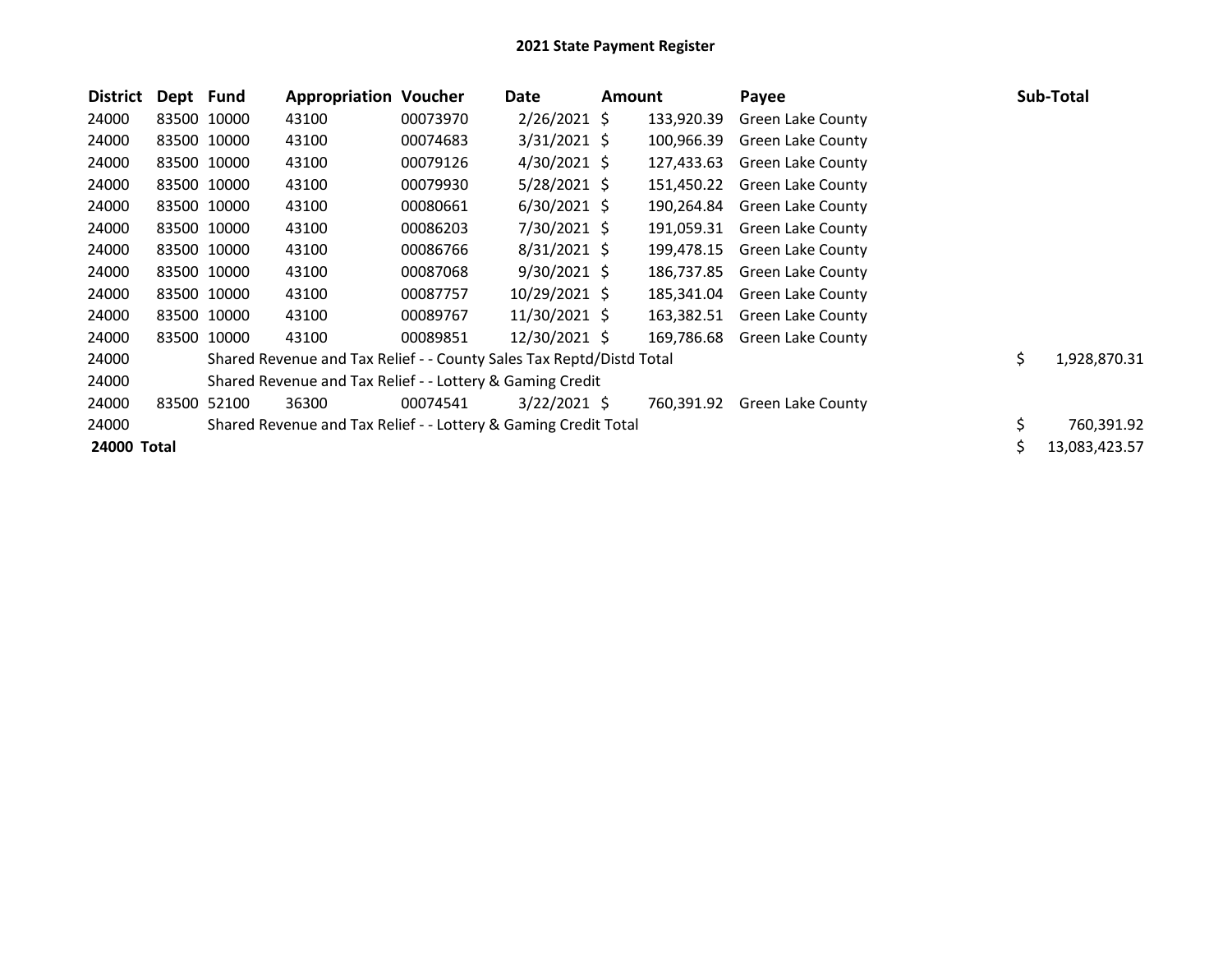# 2021 State Payment Register

| District | Dept | Fund | Appropriation | Voucher | Date | Amount | Payee | Sub-Total |
|---|---|---|---|---|---|---|---|---|
| 24000 | 83500 | 10000 | 43100 | 00073970 | 2/26/2021 | $ 133,920.39 | Green Lake County | |
| 24000 | 83500 | 10000 | 43100 | 00074683 | 3/31/2021 | $ 100,966.39 | Green Lake County | |
| 24000 | 83500 | 10000 | 43100 | 00079126 | 4/30/2021 | $ 127,433.63 | Green Lake County | |
| 24000 | 83500 | 10000 | 43100 | 00079930 | 5/28/2021 | $ 151,450.22 | Green Lake County | |
| 24000 | 83500 | 10000 | 43100 | 00080661 | 6/30/2021 | $ 190,264.84 | Green Lake County | |
| 24000 | 83500 | 10000 | 43100 | 00086203 | 7/30/2021 | $ 191,059.31 | Green Lake County | |
| 24000 | 83500 | 10000 | 43100 | 00086766 | 8/31/2021 | $ 199,478.15 | Green Lake County | |
| 24000 | 83500 | 10000 | 43100 | 00087068 | 9/30/2021 | $ 186,737.85 | Green Lake County | |
| 24000 | 83500 | 10000 | 43100 | 00087757 | 10/29/2021 | $ 185,341.04 | Green Lake County | |
| 24000 | 83500 | 10000 | 43100 | 00089767 | 11/30/2021 | $ 163,382.51 | Green Lake County | |
| 24000 | 83500 | 10000 | 43100 | 00089851 | 12/30/2021 | $ 169,786.68 | Green Lake County | |
| 24000 | | Shared Revenue and Tax Relief - - County Sales Tax Reptd/Distd Total | | | | | | $ 1,928,870.31 |
| 24000 | | Shared Revenue and Tax Relief - - Lottery & Gaming Credit | | | | | | |
| 24000 | 83500 | 52100 | 36300 | 00074541 | 3/22/2021 | $ 760,391.92 | Green Lake County | |
| 24000 | | Shared Revenue and Tax Relief - - Lottery & Gaming Credit Total | | | | | | $ 760,391.92 |
| **24000 Total** | | | | | | | | $ 13,083,423.57 |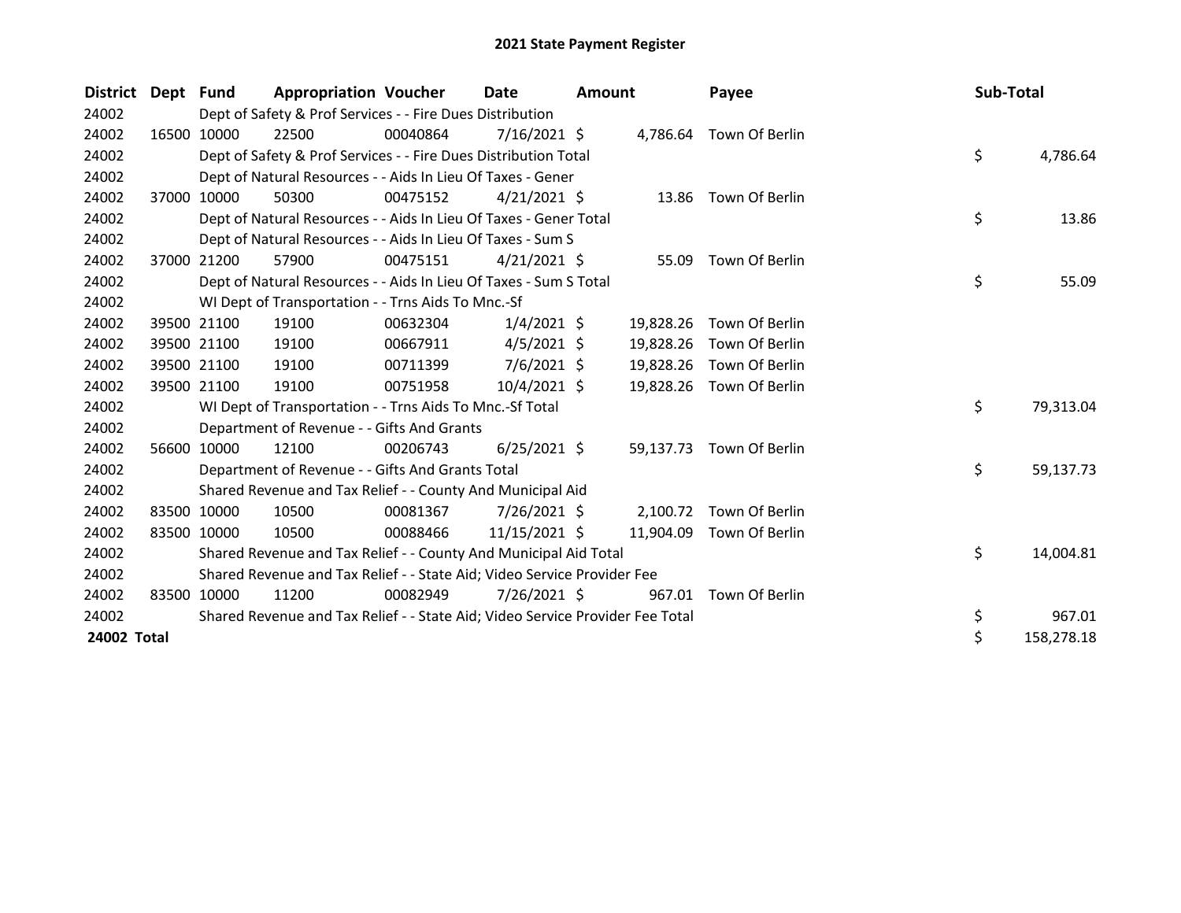# 2021 State Payment Register

| District | Dept | Fund | Appropriation | Voucher | Date | Amount | Payee | Sub-Total |
|---|---|---|---|---|---|---|---|---|
| 24002 | | Dept of Safety & Prof Services - - Fire Dues Distribution | | | | | | |
| 24002 | 16500 | 10000 | 22500 | 00040864 | 7/16/2021 | $ 4,786.64 | Town Of Berlin | |
| 24002 | | Dept of Safety & Prof Services - - Fire Dues Distribution Total | | | | | | $ 4,786.64 |
| 24002 | | Dept of Natural Resources - - Aids In Lieu Of Taxes - Gener | | | | | | |
| 24002 | 37000 | 10000 | 50300 | 00475152 | 4/21/2021 | $ 13.86 | Town Of Berlin | |
| 24002 | | Dept of Natural Resources - - Aids In Lieu Of Taxes - Gener Total | | | | | | $ 13.86 |
| 24002 | | Dept of Natural Resources - - Aids In Lieu Of Taxes - Sum S | | | | | | |
| 24002 | 37000 | 21200 | 57900 | 00475151 | 4/21/2021 | $ 55.09 | Town Of Berlin | |
| 24002 | | Dept of Natural Resources - - Aids In Lieu Of Taxes - Sum S Total | | | | | | $ 55.09 |
| 24002 | | WI Dept of Transportation - - Trns Aids To Mnc.-Sf | | | | | | |
| 24002 | 39500 | 21100 | 19100 | 00632304 | 1/4/2021 | $ 19,828.26 | Town Of Berlin | |
| 24002 | 39500 | 21100 | 19100 | 00667911 | 4/5/2021 | $ 19,828.26 | Town Of Berlin | |
| 24002 | 39500 | 21100 | 19100 | 00711399 | 7/6/2021 | $ 19,828.26 | Town Of Berlin | |
| 24002 | 39500 | 21100 | 19100 | 00751958 | 10/4/2021 | $ 19,828.26 | Town Of Berlin | |
| 24002 | | WI Dept of Transportation - - Trns Aids To Mnc.-Sf Total | | | | | | $ 79,313.04 |
| 24002 | | Department of Revenue - - Gifts And Grants | | | | | | |
| 24002 | 56600 | 10000 | 12100 | 00206743 | 6/25/2021 | $ 59,137.73 | Town Of Berlin | |
| 24002 | | Department of Revenue - - Gifts And Grants Total | | | | | | $ 59,137.73 |
| 24002 | | Shared Revenue and Tax Relief - - County And Municipal Aid | | | | | | |
| 24002 | 83500 | 10000 | 10500 | 00081367 | 7/26/2021 | $ 2,100.72 | Town Of Berlin | |
| 24002 | 83500 | 10000 | 10500 | 00088466 | 11/15/2021 | $ 11,904.09 | Town Of Berlin | |
| 24002 | | Shared Revenue and Tax Relief - - County And Municipal Aid Total | | | | | | $ 14,004.81 |
| 24002 | | Shared Revenue and Tax Relief - - State Aid; Video Service Provider Fee | | | | | | |
| 24002 | 83500 | 10000 | 11200 | 00082949 | 7/26/2021 | $ 967.01 | Town Of Berlin | |
| 24002 | | Shared Revenue and Tax Relief - - State Aid; Video Service Provider Fee Total | | | | | | $ 967.01 |
| **24002 Total** | | | | | | | | $ 158,278.18 |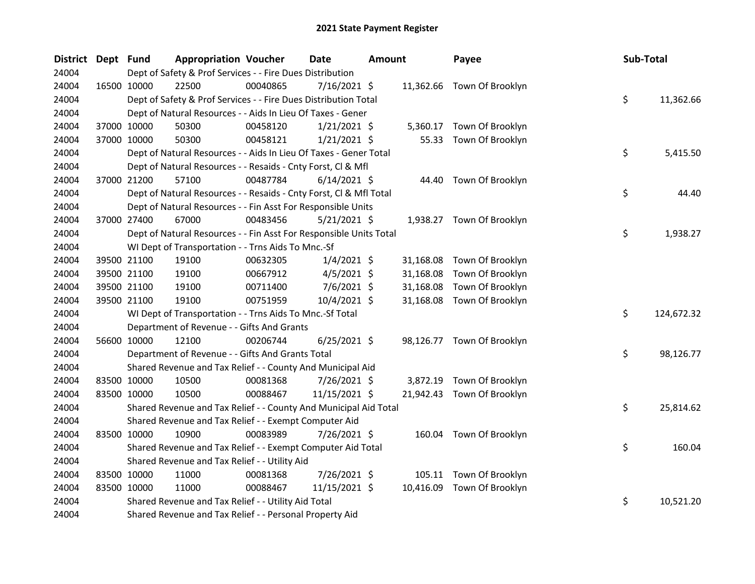# 2021 State Payment Register

| District | Dept | Fund | Appropriation | Voucher | Date | Amount | Payee | Sub-Total |
|---|---|---|---|---|---|---|---|---|
| 24004 | | | Dept of Safety & Prof Services - - Fire Dues Distribution | | | | | |
| 24004 | 16500 | 10000 | 22500 | 00040865 | 7/16/2021 | $ 11,362.66 | Town Of Brooklyn | |
| 24004 | | | Dept of Safety & Prof Services - - Fire Dues Distribution Total | | | | | $ 11,362.66 |
| 24004 | | | Dept of Natural Resources - - Aids In Lieu Of Taxes - Gener | | | | | |
| 24004 | 37000 | 10000 | 50300 | 00458120 | 1/21/2021 | $ 5,360.17 | Town Of Brooklyn | |
| 24004 | 37000 | 10000 | 50300 | 00458121 | 1/21/2021 | $ 55.33 | Town Of Brooklyn | |
| 24004 | | | Dept of Natural Resources - - Aids In Lieu Of Taxes - Gener Total | | | | | $ 5,415.50 |
| 24004 | | | Dept of Natural Resources - - Resaids - Cnty Forst, Cl & Mfl | | | | | |
| 24004 | 37000 | 21200 | 57100 | 00487784 | 6/14/2021 | $ 44.40 | Town Of Brooklyn | |
| 24004 | | | Dept of Natural Resources - - Resaids - Cnty Forst, Cl & Mfl Total | | | | | $ 44.40 |
| 24004 | | | Dept of Natural Resources - - Fin Asst For Responsible Units | | | | | |
| 24004 | 37000 | 27400 | 67000 | 00483456 | 5/21/2021 | $ 1,938.27 | Town Of Brooklyn | |
| 24004 | | | Dept of Natural Resources - - Fin Asst For Responsible Units Total | | | | | $ 1,938.27 |
| 24004 | | | WI Dept of Transportation - - Trns Aids To Mnc.-Sf | | | | | |
| 24004 | 39500 | 21100 | 19100 | 00632305 | 1/4/2021 | $ 31,168.08 | Town Of Brooklyn | |
| 24004 | 39500 | 21100 | 19100 | 00667912 | 4/5/2021 | $ 31,168.08 | Town Of Brooklyn | |
| 24004 | 39500 | 21100 | 19100 | 00711400 | 7/6/2021 | $ 31,168.08 | Town Of Brooklyn | |
| 24004 | 39500 | 21100 | 19100 | 00751959 | 10/4/2021 | $ 31,168.08 | Town Of Brooklyn | |
| 24004 | | | WI Dept of Transportation - - Trns Aids To Mnc.-Sf Total | | | | | $ 124,672.32 |
| 24004 | | | Department of Revenue - - Gifts And Grants | | | | | |
| 24004 | 56600 | 10000 | 12100 | 00206744 | 6/25/2021 | $ 98,126.77 | Town Of Brooklyn | |
| 24004 | | | Department of Revenue - - Gifts And Grants Total | | | | | $ 98,126.77 |
| 24004 | | | Shared Revenue and Tax Relief - - County And Municipal Aid | | | | | |
| 24004 | 83500 | 10000 | 10500 | 00081368 | 7/26/2021 | $ 3,872.19 | Town Of Brooklyn | |
| 24004 | 83500 | 10000 | 10500 | 00088467 | 11/15/2021 | $ 21,942.43 | Town Of Brooklyn | |
| 24004 | | | Shared Revenue and Tax Relief - - County And Municipal Aid Total | | | | | $ 25,814.62 |
| 24004 | | | Shared Revenue and Tax Relief - - Exempt Computer Aid | | | | | |
| 24004 | 83500 | 10000 | 10900 | 00083989 | 7/26/2021 | $ 160.04 | Town Of Brooklyn | |
| 24004 | | | Shared Revenue and Tax Relief - - Exempt Computer Aid Total | | | | | $ 160.04 |
| 24004 | | | Shared Revenue and Tax Relief - - Utility Aid | | | | | |
| 24004 | 83500 | 10000 | 11000 | 00081368 | 7/26/2021 | $ 105.11 | Town Of Brooklyn | |
| 24004 | 83500 | 10000 | 11000 | 00088467 | 11/15/2021 | $ 10,416.09 | Town Of Brooklyn | |
| 24004 | | | Shared Revenue and Tax Relief - - Utility Aid Total | | | | | $ 10,521.20 |
| 24004 | | | Shared Revenue and Tax Relief - - Personal Property Aid | | | | | |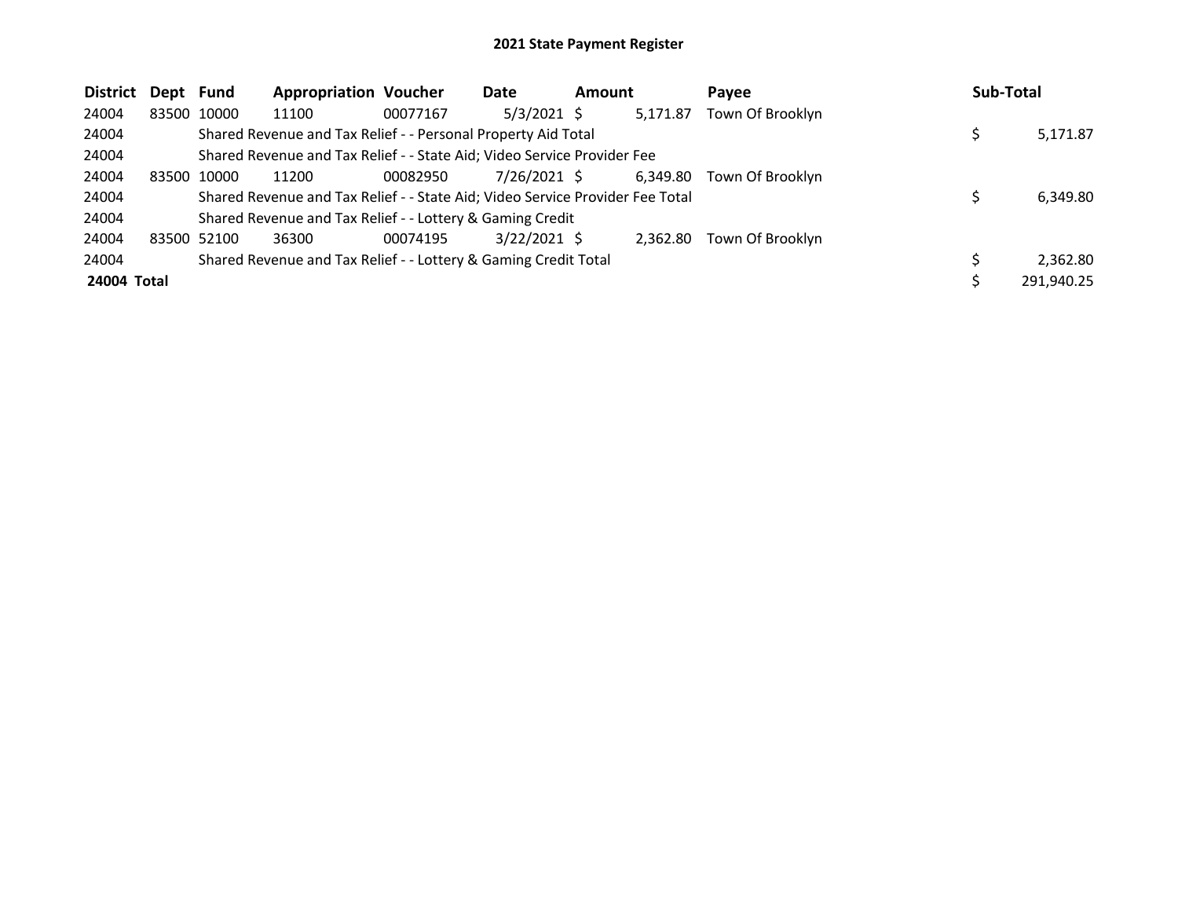## 2021 State Payment Register

| District | Dept | Fund | Appropriation | Voucher | Date | Amount | Payee | Sub-Total |
|---|---|---|---|---|---|---|---|---|
| 24004 | 83500 | 10000 | 11100 | 00077167 | 5/3/2021 | $ 5,171.87 | Town Of Brooklyn | |
| 24004 | | Shared Revenue and Tax Relief - - Personal Property Aid Total | | | | | | $ 5,171.87 |
| 24004 | | Shared Revenue and Tax Relief - - State Aid; Video Service Provider Fee | | | | | | |
| 24004 | 83500 | 10000 | 11200 | 00082950 | 7/26/2021 | $ 6,349.80 | Town Of Brooklyn | |
| 24004 | | Shared Revenue and Tax Relief - - State Aid; Video Service Provider Fee Total | | | | | | $ 6,349.80 |
| 24004 | | Shared Revenue and Tax Relief - - Lottery & Gaming Credit | | | | | | |
| 24004 | 83500 | 52100 | 36300 | 00074195 | 3/22/2021 | $ 2,362.80 | Town Of Brooklyn | |
| 24004 | | Shared Revenue and Tax Relief - - Lottery & Gaming Credit Total | | | | | | $ 2,362.80 |
| **24004 Total** | | | | | | | | $ 291,940.25 |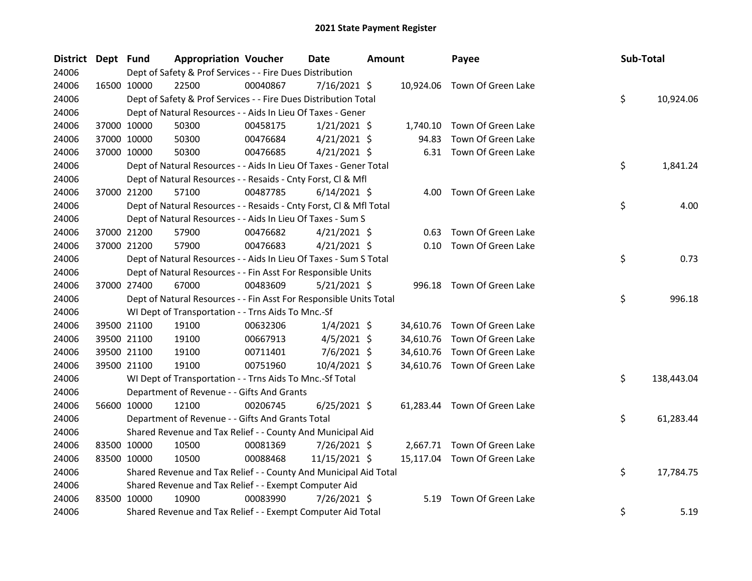# 2021 State Payment Register

| District | Dept | Fund | Appropriation | Voucher | Date | Amount | Payee | Sub-Total |
|---|---|---|---|---|---|---|---|---|
| 24006 | | Dept of Safety & Prof Services - - Fire Dues Distribution | | | | | | |
| 24006 | 16500 | 10000 | 22500 | 00040867 | 7/16/2021 | $ 10,924.06 | Town Of Green Lake | |
| 24006 | | Dept of Safety & Prof Services - - Fire Dues Distribution Total | | | | | | $ 10,924.06 |
| 24006 | | Dept of Natural Resources - - Aids In Lieu Of Taxes - Gener | | | | | | |
| 24006 | 37000 | 10000 | 50300 | 00458175 | 1/21/2021 | $ 1,740.10 | Town Of Green Lake | |
| 24006 | 37000 | 10000 | 50300 | 00476684 | 4/21/2021 | $ 94.83 | Town Of Green Lake | |
| 24006 | 37000 | 10000 | 50300 | 00476685 | 4/21/2021 | $ 6.31 | Town Of Green Lake | |
| 24006 | | Dept of Natural Resources - - Aids In Lieu Of Taxes - Gener Total | | | | | | $ 1,841.24 |
| 24006 | | Dept of Natural Resources - - Resaids - Cnty Forst, Cl & Mfl | | | | | | |
| 24006 | 37000 | 21200 | 57100 | 00487785 | 6/14/2021 | $ 4.00 | Town Of Green Lake | |
| 24006 | | Dept of Natural Resources - - Resaids - Cnty Forst, Cl & Mfl Total | | | | | | $ 4.00 |
| 24006 | | Dept of Natural Resources - - Aids In Lieu Of Taxes - Sum S | | | | | | |
| 24006 | 37000 | 21200 | 57900 | 00476682 | 4/21/2021 | $ 0.63 | Town Of Green Lake | |
| 24006 | 37000 | 21200 | 57900 | 00476683 | 4/21/2021 | $ 0.10 | Town Of Green Lake | |
| 24006 | | Dept of Natural Resources - - Aids In Lieu Of Taxes - Sum S Total | | | | | | $ 0.73 |
| 24006 | | Dept of Natural Resources - - Fin Asst For Responsible Units | | | | | | |
| 24006 | 37000 | 27400 | 67000 | 00483609 | 5/21/2021 | $ 996.18 | Town Of Green Lake | |
| 24006 | | Dept of Natural Resources - - Fin Asst For Responsible Units Total | | | | | | $ 996.18 |
| 24006 | | WI Dept of Transportation - - Trns Aids To Mnc.-Sf | | | | | | |
| 24006 | 39500 | 21100 | 19100 | 00632306 | 1/4/2021 | $ 34,610.76 | Town Of Green Lake | |
| 24006 | 39500 | 21100 | 19100 | 00667913 | 4/5/2021 | $ 34,610.76 | Town Of Green Lake | |
| 24006 | 39500 | 21100 | 19100 | 00711401 | 7/6/2021 | $ 34,610.76 | Town Of Green Lake | |
| 24006 | 39500 | 21100 | 19100 | 00751960 | 10/4/2021 | $ 34,610.76 | Town Of Green Lake | |
| 24006 | | WI Dept of Transportation - - Trns Aids To Mnc.-Sf Total | | | | | | $ 138,443.04 |
| 24006 | | Department of Revenue - - Gifts And Grants | | | | | | |
| 24006 | 56600 | 10000 | 12100 | 00206745 | 6/25/2021 | $ 61,283.44 | Town Of Green Lake | |
| 24006 | | Department of Revenue - - Gifts And Grants Total | | | | | | $ 61,283.44 |
| 24006 | | Shared Revenue and Tax Relief - - County And Municipal Aid | | | | | | |
| 24006 | 83500 | 10000 | 10500 | 00081369 | 7/26/2021 | $ 2,667.71 | Town Of Green Lake | |
| 24006 | 83500 | 10000 | 10500 | 00088468 | 11/15/2021 | $ 15,117.04 | Town Of Green Lake | |
| 24006 | | Shared Revenue and Tax Relief - - County And Municipal Aid Total | | | | | | $ 17,784.75 |
| 24006 | | Shared Revenue and Tax Relief - - Exempt Computer Aid | | | | | | |
| 24006 | 83500 | 10000 | 10900 | 00083990 | 7/26/2021 | $ 5.19 | Town Of Green Lake | |
| 24006 | | Shared Revenue and Tax Relief - - Exempt Computer Aid Total | | | | | | $ 5.19 |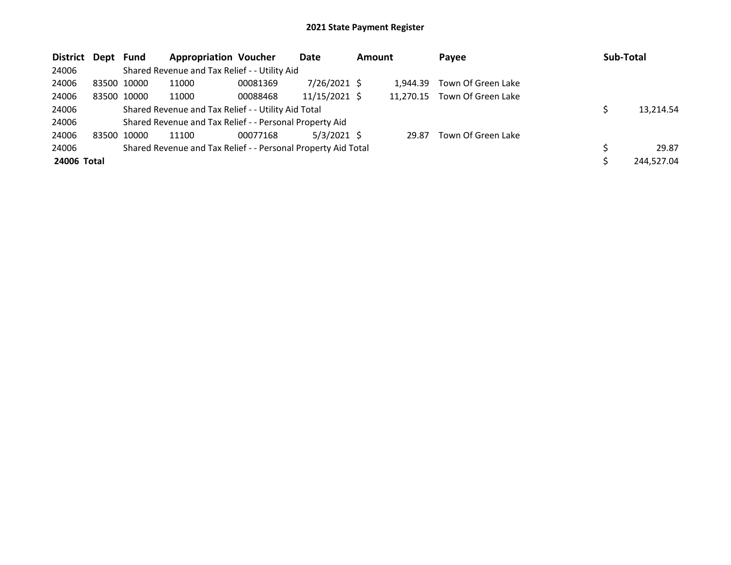## 2021 State Payment Register

| District | Dept | Fund | Appropriation | Voucher | Date | Amount | Payee | Sub-Total |
|---|---|---|---|---|---|---|---|---|
| 24006 | | Shared Revenue and Tax Relief - - Utility Aid | | | | | | |
| 24006 | 83500 | 10000 | 11000 | 00081369 | 7/26/2021 | $ 1,944.39 | Town Of Green Lake | |
| 24006 | 83500 | 10000 | 11000 | 00088468 | 11/15/2021 | $ 11,270.15 | Town Of Green Lake | |
| 24006 | | Shared Revenue and Tax Relief - - Utility Aid Total | | | | | | $ 13,214.54 |
| 24006 | | Shared Revenue and Tax Relief - - Personal Property Aid | | | | | | |
| 24006 | 83500 | 10000 | 11100 | 00077168 | 5/3/2021 | $ 29.87 | Town Of Green Lake | |
| 24006 | | Shared Revenue and Tax Relief - - Personal Property Aid Total | | | | | | $ 29.87 |
| **24006 Total** | | | | | | | | $ 244,527.04 |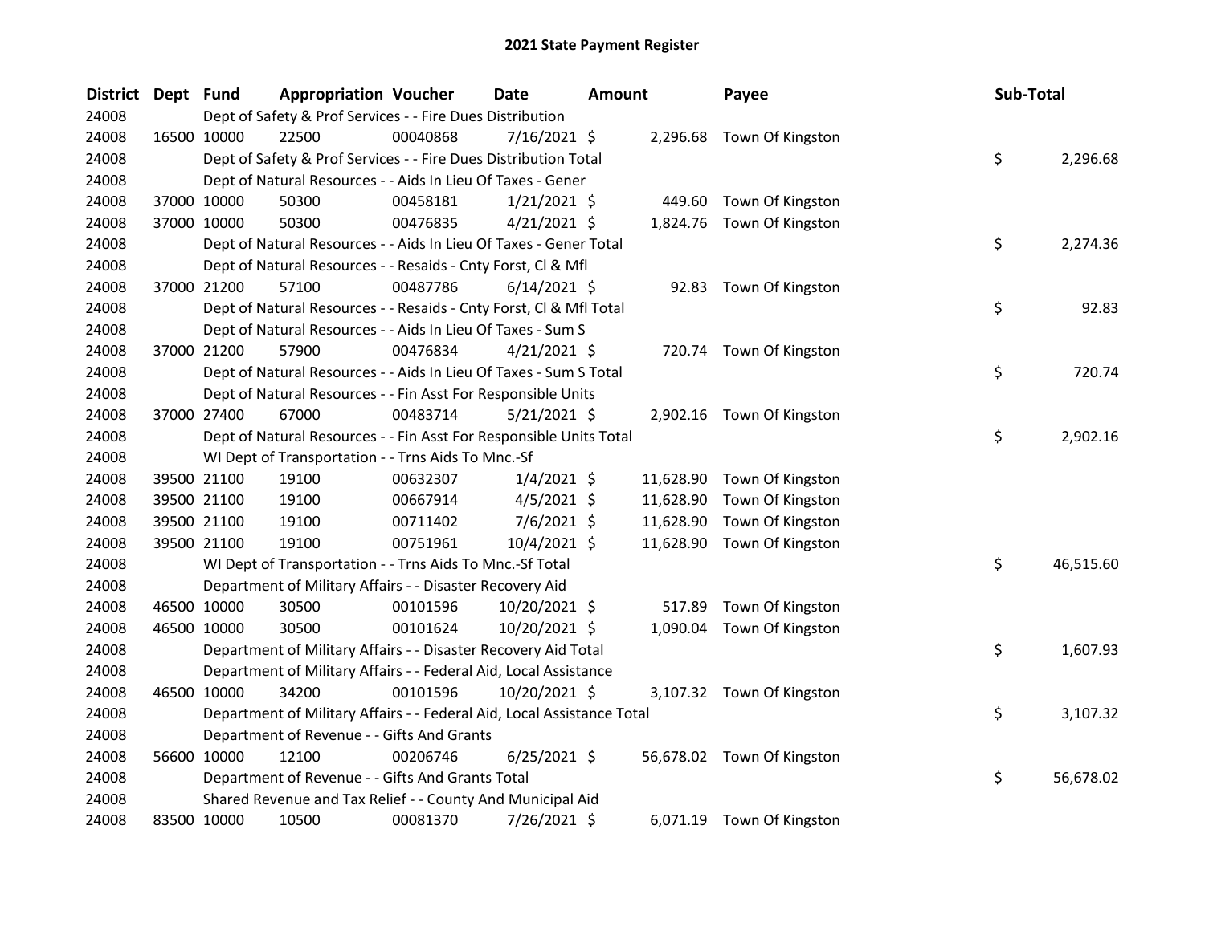# 2021 State Payment Register

| District | Dept | Fund | Appropriation | Voucher | Date | Amount | Payee | Sub-Total |
|---|---|---|---|---|---|---|---|---|
| 24008 | | Dept of Safety & Prof Services - - Fire Dues Distribution | | | | | | |
| 24008 | 16500 | 10000 | 22500 | 00040868 | 7/16/2021 | $ 2,296.68 | Town Of Kingston | |
| 24008 | | Dept of Safety & Prof Services - - Fire Dues Distribution Total | | | | | | $ 2,296.68 |
| 24008 | | Dept of Natural Resources - - Aids In Lieu Of Taxes - Gener | | | | | | |
| 24008 | 37000 | 10000 | 50300 | 00458181 | 1/21/2021 | $ 449.60 | Town Of Kingston | |
| 24008 | 37000 | 10000 | 50300 | 00476835 | 4/21/2021 | $ 1,824.76 | Town Of Kingston | |
| 24008 | | Dept of Natural Resources - - Aids In Lieu Of Taxes - Gener Total | | | | | | $ 2,274.36 |
| 24008 | | Dept of Natural Resources - - Resaids - Cnty Forst, Cl & Mfl | | | | | | |
| 24008 | 37000 | 21200 | 57100 | 00487786 | 6/14/2021 | $ 92.83 | Town Of Kingston | |
| 24008 | | Dept of Natural Resources - - Resaids - Cnty Forst, Cl & Mfl Total | | | | | | $ 92.83 |
| 24008 | | Dept of Natural Resources - - Aids In Lieu Of Taxes - Sum S | | | | | | |
| 24008 | 37000 | 21200 | 57900 | 00476834 | 4/21/2021 | $ 720.74 | Town Of Kingston | |
| 24008 | | Dept of Natural Resources - - Aids In Lieu Of Taxes - Sum S Total | | | | | | $ 720.74 |
| 24008 | | Dept of Natural Resources - - Fin Asst For Responsible Units | | | | | | |
| 24008 | 37000 | 27400 | 67000 | 00483714 | 5/21/2021 | $ 2,902.16 | Town Of Kingston | |
| 24008 | | Dept of Natural Resources - - Fin Asst For Responsible Units Total | | | | | | $ 2,902.16 |
| 24008 | | WI Dept of Transportation - - Trns Aids To Mnc.-Sf | | | | | | |
| 24008 | 39500 | 21100 | 19100 | 00632307 | 1/4/2021 | $ 11,628.90 | Town Of Kingston | |
| 24008 | 39500 | 21100 | 19100 | 00667914 | 4/5/2021 | $ 11,628.90 | Town Of Kingston | |
| 24008 | 39500 | 21100 | 19100 | 00711402 | 7/6/2021 | $ 11,628.90 | Town Of Kingston | |
| 24008 | 39500 | 21100 | 19100 | 00751961 | 10/4/2021 | $ 11,628.90 | Town Of Kingston | |
| 24008 | | WI Dept of Transportation - - Trns Aids To Mnc.-Sf Total | | | | | | $ 46,515.60 |
| 24008 | | Department of Military Affairs - - Disaster Recovery Aid | | | | | | |
| 24008 | 46500 | 10000 | 30500 | 00101596 | 10/20/2021 | $ 517.89 | Town Of Kingston | |
| 24008 | 46500 | 10000 | 30500 | 00101624 | 10/20/2021 | $ 1,090.04 | Town Of Kingston | |
| 24008 | | Department of Military Affairs - - Disaster Recovery Aid Total | | | | | | $ 1,607.93 |
| 24008 | | Department of Military Affairs - - Federal Aid, Local Assistance | | | | | | |
| 24008 | 46500 | 10000 | 34200 | 00101596 | 10/20/2021 | $ 3,107.32 | Town Of Kingston | |
| 24008 | | Department of Military Affairs - - Federal Aid, Local Assistance Total | | | | | | $ 3,107.32 |
| 24008 | | Department of Revenue - - Gifts And Grants | | | | | | |
| 24008 | 56600 | 10000 | 12100 | 00206746 | 6/25/2021 | $ 56,678.02 | Town Of Kingston | |
| 24008 | | Department of Revenue - - Gifts And Grants Total | | | | | | $ 56,678.02 |
| 24008 | | Shared Revenue and Tax Relief - - County And Municipal Aid | | | | | | |
| 24008 | 83500 | 10000 | 10500 | 00081370 | 7/26/2021 | $ 6,071.19 | Town Of Kingston | |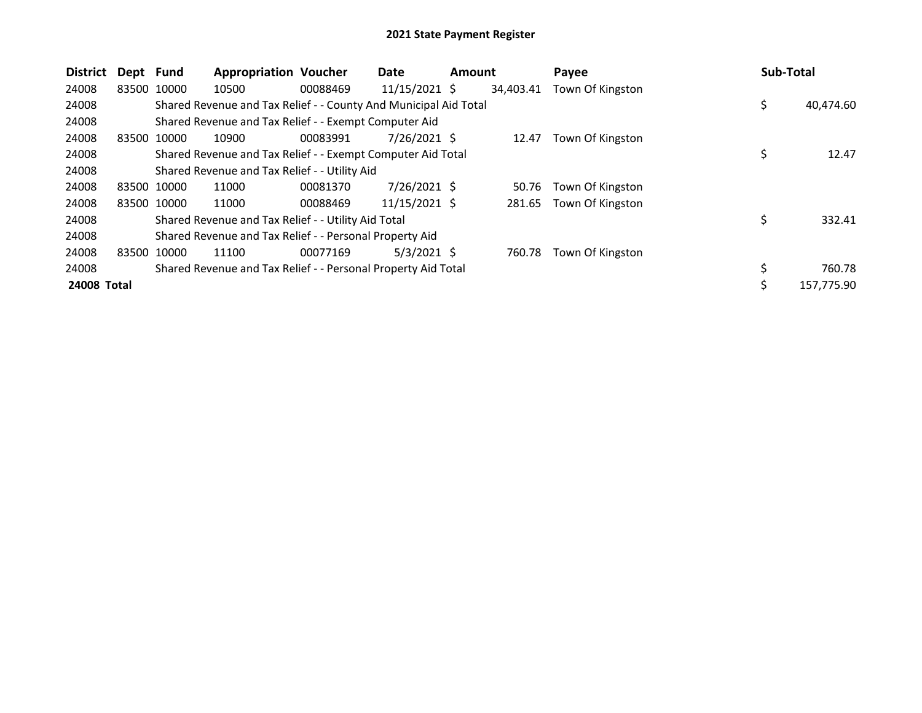## 2021 State Payment Register

| District | Dept | Fund | Appropriation | Voucher | Date | Amount | Payee | Sub-Total |
|---|---|---|---|---|---|---|---|---|
| 24008 | 83500 | 10000 | 10500 | 00088469 | 11/15/2021 | $ 34,403.41 | Town Of Kingston | |
| 24008 | | Shared Revenue and Tax Relief - - County And Municipal Aid Total | | | | | | $ 40,474.60 |
| 24008 | | Shared Revenue and Tax Relief - - Exempt Computer Aid | | | | | | |
| 24008 | 83500 | 10000 | 10900 | 00083991 | 7/26/2021 | $ 12.47 | Town Of Kingston | |
| 24008 | | Shared Revenue and Tax Relief - - Exempt Computer Aid Total | | | | | | $ 12.47 |
| 24008 | | Shared Revenue and Tax Relief - - Utility Aid | | | | | | |
| 24008 | 83500 | 10000 | 11000 | 00081370 | 7/26/2021 | $ 50.76 | Town Of Kingston | |
| 24008 | 83500 | 10000 | 11000 | 00088469 | 11/15/2021 | $ 281.65 | Town Of Kingston | |
| 24008 | | Shared Revenue and Tax Relief - - Utility Aid Total | | | | | | $ 332.41 |
| 24008 | | Shared Revenue and Tax Relief - - Personal Property Aid | | | | | | |
| 24008 | 83500 | 10000 | 11100 | 00077169 | 5/3/2021 | $ 760.78 | Town Of Kingston | |
| 24008 | | Shared Revenue and Tax Relief - - Personal Property Aid Total | | | | | | $ 760.78 |
| **24008 Total** | | | | | | | | $ 157,775.90 |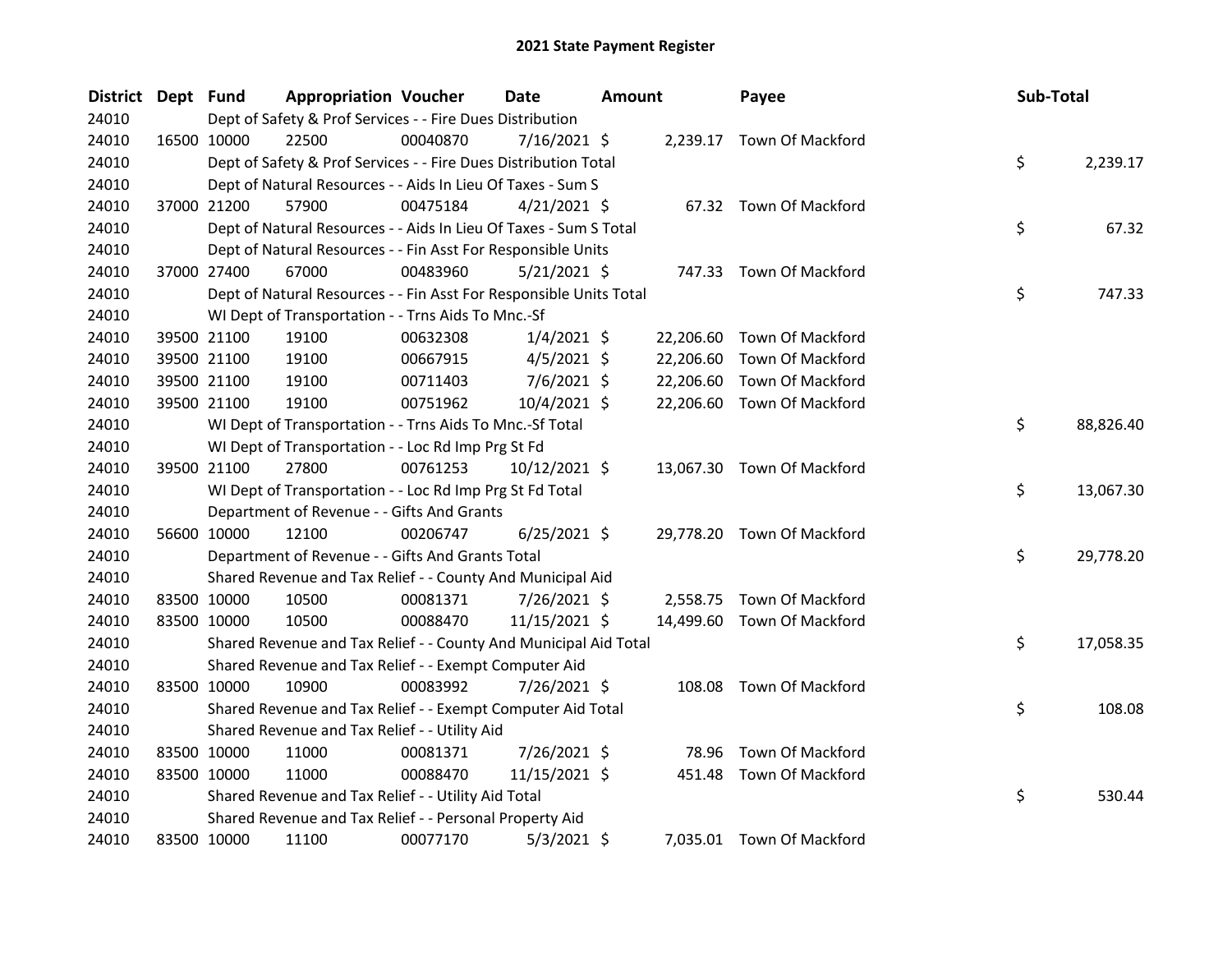# 2021 State Payment Register

| District | Dept | Fund | Appropriation | Voucher | Date | Amount | Payee | Sub-Total |
|---|---|---|---|---|---|---|---|---|
| 24010 | | | Dept of Safety & Prof Services - - Fire Dues Distribution | | | | | |
| 24010 | 16500 | 10000 | 22500 | 00040870 | 7/16/2021 | $ 2,239.17 | Town Of Mackford | |
| 24010 | | | Dept of Safety & Prof Services - - Fire Dues Distribution Total | | | | | $ 2,239.17 |
| 24010 | | | Dept of Natural Resources - - Aids In Lieu Of Taxes - Sum S | | | | | |
| 24010 | 37000 | 21200 | 57900 | 00475184 | 4/21/2021 | $ 67.32 | Town Of Mackford | |
| 24010 | | | Dept of Natural Resources - - Aids In Lieu Of Taxes - Sum S Total | | | | | $ 67.32 |
| 24010 | | | Dept of Natural Resources - - Fin Asst For Responsible Units | | | | | |
| 24010 | 37000 | 27400 | 67000 | 00483960 | 5/21/2021 | $ 747.33 | Town Of Mackford | |
| 24010 | | | Dept of Natural Resources - - Fin Asst For Responsible Units Total | | | | | $ 747.33 |
| 24010 | | | WI Dept of Transportation - - Trns Aids To Mnc.-Sf | | | | | |
| 24010 | 39500 | 21100 | 19100 | 00632308 | 1/4/2021 | $ 22,206.60 | Town Of Mackford | |
| 24010 | 39500 | 21100 | 19100 | 00667915 | 4/5/2021 | $ 22,206.60 | Town Of Mackford | |
| 24010 | 39500 | 21100 | 19100 | 00711403 | 7/6/2021 | $ 22,206.60 | Town Of Mackford | |
| 24010 | 39500 | 21100 | 19100 | 00751962 | 10/4/2021 | $ 22,206.60 | Town Of Mackford | |
| 24010 | | | WI Dept of Transportation - - Trns Aids To Mnc.-Sf Total | | | | | $ 88,826.40 |
| 24010 | | | WI Dept of Transportation - - Loc Rd Imp Prg St Fd | | | | | |
| 24010 | 39500 | 21100 | 27800 | 00761253 | 10/12/2021 | $ 13,067.30 | Town Of Mackford | |
| 24010 | | | WI Dept of Transportation - - Loc Rd Imp Prg St Fd Total | | | | | $ 13,067.30 |
| 24010 | | | Department of Revenue - - Gifts And Grants | | | | | |
| 24010 | 56600 | 10000 | 12100 | 00206747 | 6/25/2021 | $ 29,778.20 | Town Of Mackford | |
| 24010 | | | Department of Revenue - - Gifts And Grants Total | | | | | $ 29,778.20 |
| 24010 | | | Shared Revenue and Tax Relief - - County And Municipal Aid | | | | | |
| 24010 | 83500 | 10000 | 10500 | 00081371 | 7/26/2021 | $ 2,558.75 | Town Of Mackford | |
| 24010 | 83500 | 10000 | 10500 | 00088470 | 11/15/2021 | $ 14,499.60 | Town Of Mackford | |
| 24010 | | | Shared Revenue and Tax Relief - - County And Municipal Aid Total | | | | | $ 17,058.35 |
| 24010 | | | Shared Revenue and Tax Relief - - Exempt Computer Aid | | | | | |
| 24010 | 83500 | 10000 | 10900 | 00083992 | 7/26/2021 | $ 108.08 | Town Of Mackford | |
| 24010 | | | Shared Revenue and Tax Relief - - Exempt Computer Aid Total | | | | | $ 108.08 |
| 24010 | | | Shared Revenue and Tax Relief - - Utility Aid | | | | | |
| 24010 | 83500 | 10000 | 11000 | 00081371 | 7/26/2021 | $ 78.96 | Town Of Mackford | |
| 24010 | 83500 | 10000 | 11000 | 00088470 | 11/15/2021 | $ 451.48 | Town Of Mackford | |
| 24010 | | | Shared Revenue and Tax Relief - - Utility Aid Total | | | | | $ 530.44 |
| 24010 | | | Shared Revenue and Tax Relief - - Personal Property Aid | | | | | |
| 24010 | 83500 | 10000 | 11100 | 00077170 | 5/3/2021 | $ 7,035.01 | Town Of Mackford | |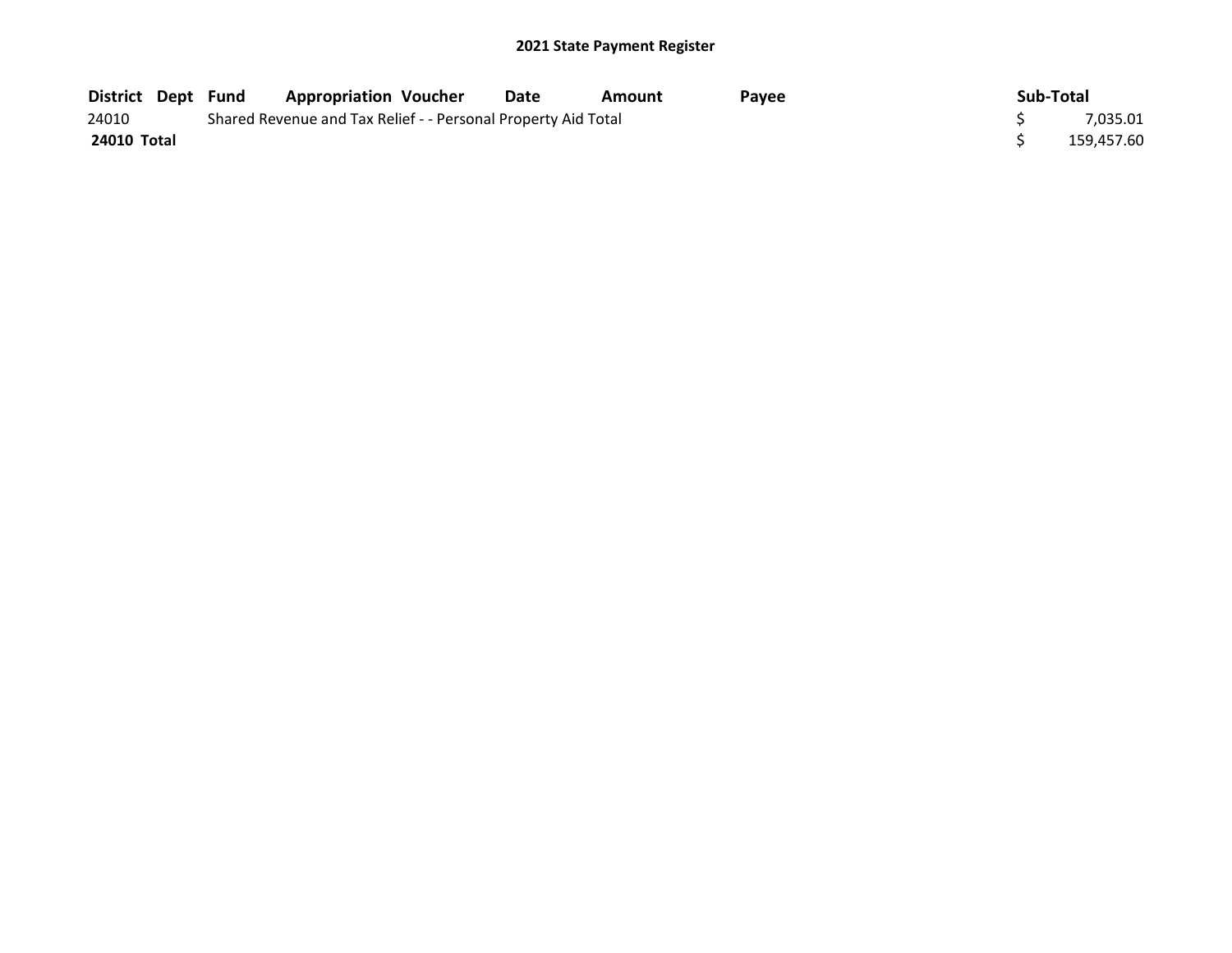## 2021 State Payment Register

| District | Dept | Fund | Appropriation | Voucher | Date | Amount | Payee | Sub-Total |
|---|---|---|---|---|---|---|---|---|
| 24010 | | Shared Revenue and Tax Relief - - Personal Property Aid Total | | | | | | $ 7,035.01 |
| **24010 Total** | | | | | | | | $ 159,457.60 |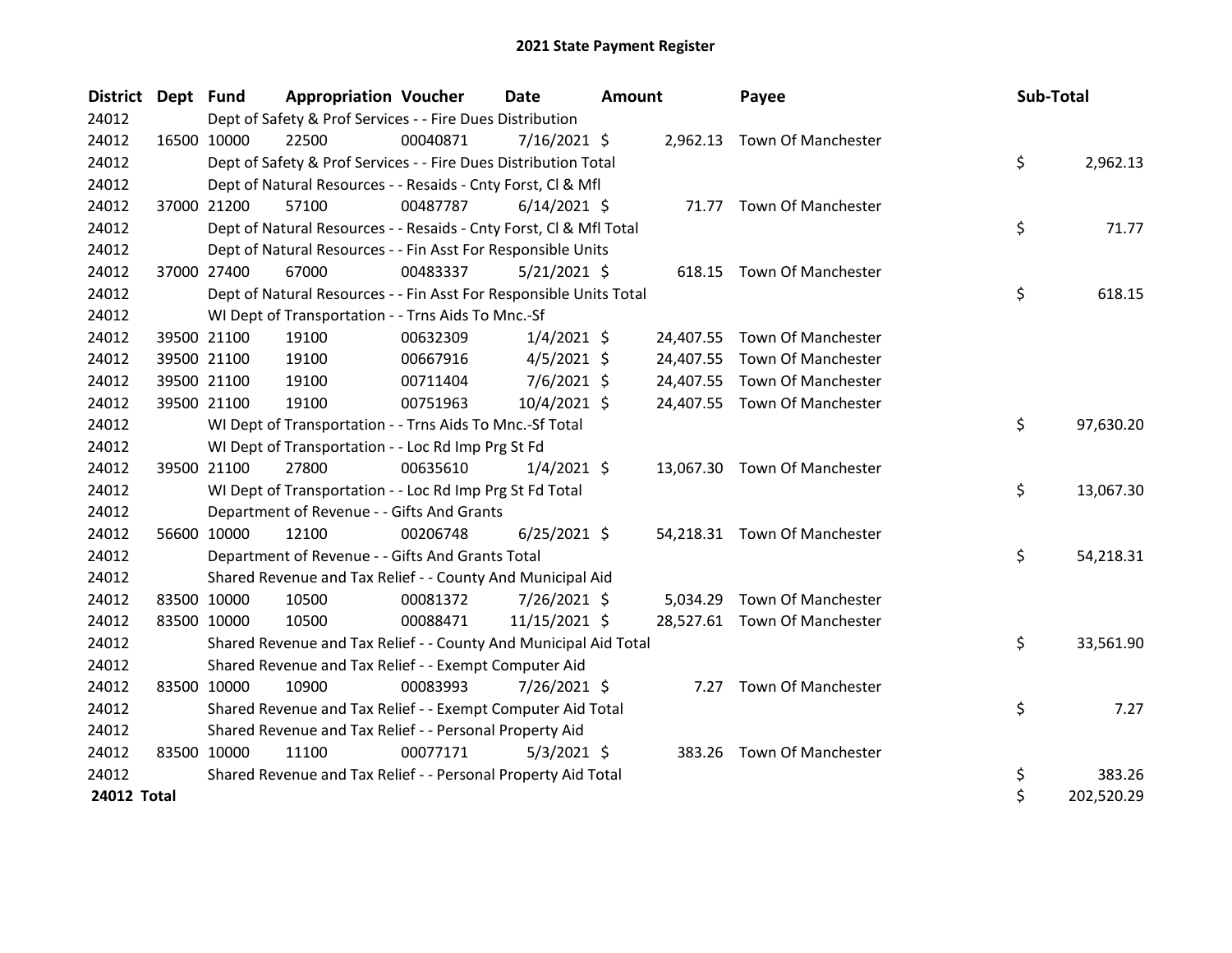# 2021 State Payment Register

| District | Dept | Fund | Appropriation | Voucher | Date | Amount | Payee | Sub-Total |
|---|---|---|---|---|---|---|---|---|
| 24012 | | Dept of Safety & Prof Services - - Fire Dues Distribution | | | | | | |
| 24012 | 16500 | 10000 | 22500 | 00040871 | 7/16/2021 | $ 2,962.13 | Town Of Manchester | |
| 24012 | | Dept of Safety & Prof Services - - Fire Dues Distribution Total | | | | | | $ 2,962.13 |
| 24012 | | Dept of Natural Resources - - Resaids - Cnty Forst, Cl & Mfl | | | | | | |
| 24012 | 37000 | 21200 | 57100 | 00487787 | 6/14/2021 | $ 71.77 | Town Of Manchester | |
| 24012 | | Dept of Natural Resources - - Resaids - Cnty Forst, Cl & Mfl Total | | | | | | $ 71.77 |
| 24012 | | Dept of Natural Resources - - Fin Asst For Responsible Units | | | | | | |
| 24012 | 37000 | 27400 | 67000 | 00483337 | 5/21/2021 | $ 618.15 | Town Of Manchester | |
| 24012 | | Dept of Natural Resources - - Fin Asst For Responsible Units Total | | | | | | $ 618.15 |
| 24012 | | WI Dept of Transportation - - Trns Aids To Mnc.-Sf | | | | | | |
| 24012 | 39500 | 21100 | 19100 | 00632309 | 1/4/2021 | $ 24,407.55 | Town Of Manchester | |
| 24012 | 39500 | 21100 | 19100 | 00667916 | 4/5/2021 | $ 24,407.55 | Town Of Manchester | |
| 24012 | 39500 | 21100 | 19100 | 00711404 | 7/6/2021 | $ 24,407.55 | Town Of Manchester | |
| 24012 | 39500 | 21100 | 19100 | 00751963 | 10/4/2021 | $ 24,407.55 | Town Of Manchester | |
| 24012 | | WI Dept of Transportation - - Trns Aids To Mnc.-Sf Total | | | | | | $ 97,630.20 |
| 24012 | | WI Dept of Transportation - - Loc Rd Imp Prg St Fd | | | | | | |
| 24012 | 39500 | 21100 | 27800 | 00635610 | 1/4/2021 | $ 13,067.30 | Town Of Manchester | |
| 24012 | | WI Dept of Transportation - - Loc Rd Imp Prg St Fd Total | | | | | | $ 13,067.30 |
| 24012 | | Department of Revenue - - Gifts And Grants | | | | | | |
| 24012 | 56600 | 10000 | 12100 | 00206748 | 6/25/2021 | $ 54,218.31 | Town Of Manchester | |
| 24012 | | Department of Revenue - - Gifts And Grants Total | | | | | | $ 54,218.31 |
| 24012 | | Shared Revenue and Tax Relief - - County And Municipal Aid | | | | | | |
| 24012 | 83500 | 10000 | 10500 | 00081372 | 7/26/2021 | $ 5,034.29 | Town Of Manchester | |
| 24012 | 83500 | 10000 | 10500 | 00088471 | 11/15/2021 | $ 28,527.61 | Town Of Manchester | |
| 24012 | | Shared Revenue and Tax Relief - - County And Municipal Aid Total | | | | | | $ 33,561.90 |
| 24012 | | Shared Revenue and Tax Relief - - Exempt Computer Aid | | | | | | |
| 24012 | 83500 | 10000 | 10900 | 00083993 | 7/26/2021 | $ 7.27 | Town Of Manchester | |
| 24012 | | Shared Revenue and Tax Relief - - Exempt Computer Aid Total | | | | | | $ 7.27 |
| 24012 | | Shared Revenue and Tax Relief - - Personal Property Aid | | | | | | |
| 24012 | 83500 | 10000 | 11100 | 00077171 | 5/3/2021 | $ 383.26 | Town Of Manchester | |
| 24012 | | Shared Revenue and Tax Relief - - Personal Property Aid Total | | | | | | $ 383.26 |
| **24012 Total** | | | | | | | | $ 202,520.29 |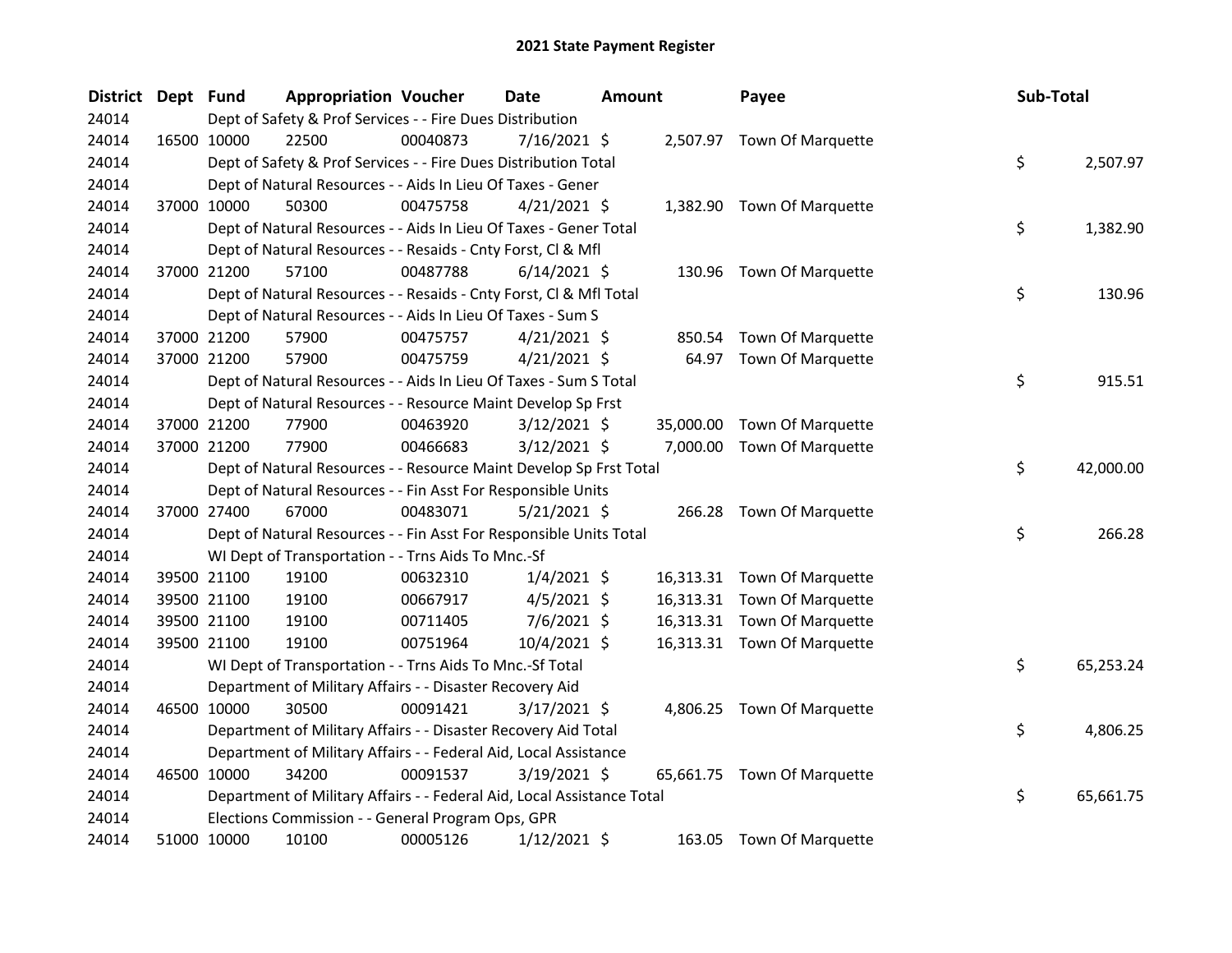## 2021 State Payment Register

| District | Dept | Fund | Appropriation | Voucher | Date | Amount | Payee | Sub-Total |
|---|---|---|---|---|---|---|---|---|
| 24014 | | Dept of Safety & Prof Services - - Fire Dues Distribution | | | | | | |
| 24014 | 16500 | 10000 | 22500 | 00040873 | 7/16/2021 | $ 2,507.97 | Town Of Marquette | |
| 24014 | | Dept of Safety & Prof Services - - Fire Dues Distribution Total | | | | | | $ 2,507.97 |
| 24014 | | Dept of Natural Resources - - Aids In Lieu Of Taxes - Gener | | | | | | |
| 24014 | 37000 | 10000 | 50300 | 00475758 | 4/21/2021 | $ 1,382.90 | Town Of Marquette | |
| 24014 | | Dept of Natural Resources - - Aids In Lieu Of Taxes - Gener Total | | | | | | $ 1,382.90 |
| 24014 | | Dept of Natural Resources - - Resaids - Cnty Forst, Cl & Mfl | | | | | | |
| 24014 | 37000 | 21200 | 57100 | 00487788 | 6/14/2021 | $ 130.96 | Town Of Marquette | |
| 24014 | | Dept of Natural Resources - - Resaids - Cnty Forst, Cl & Mfl Total | | | | | | $ 130.96 |
| 24014 | | Dept of Natural Resources - - Aids In Lieu Of Taxes - Sum S | | | | | | |
| 24014 | 37000 | 21200 | 57900 | 00475757 | 4/21/2021 | $ 850.54 | Town Of Marquette | |
| 24014 | 37000 | 21200 | 57900 | 00475759 | 4/21/2021 | $ 64.97 | Town Of Marquette | |
| 24014 | | Dept of Natural Resources - - Aids In Lieu Of Taxes - Sum S Total | | | | | | $ 915.51 |
| 24014 | | Dept of Natural Resources - - Resource Maint Develop Sp Frst | | | | | | |
| 24014 | 37000 | 21200 | 77900 | 00463920 | 3/12/2021 | $ 35,000.00 | Town Of Marquette | |
| 24014 | 37000 | 21200 | 77900 | 00466683 | 3/12/2021 | $ 7,000.00 | Town Of Marquette | |
| 24014 | | Dept of Natural Resources - - Resource Maint Develop Sp Frst Total | | | | | | $ 42,000.00 |
| 24014 | | Dept of Natural Resources - - Fin Asst For Responsible Units | | | | | | |
| 24014 | 37000 | 27400 | 67000 | 00483071 | 5/21/2021 | $ 266.28 | Town Of Marquette | |
| 24014 | | Dept of Natural Resources - - Fin Asst For Responsible Units Total | | | | | | $ 266.28 |
| 24014 | | WI Dept of Transportation - - Trns Aids To Mnc.-Sf | | | | | | |
| 24014 | 39500 | 21100 | 19100 | 00632310 | 1/4/2021 | $ 16,313.31 | Town Of Marquette | |
| 24014 | 39500 | 21100 | 19100 | 00667917 | 4/5/2021 | $ 16,313.31 | Town Of Marquette | |
| 24014 | 39500 | 21100 | 19100 | 00711405 | 7/6/2021 | $ 16,313.31 | Town Of Marquette | |
| 24014 | 39500 | 21100 | 19100 | 00751964 | 10/4/2021 | $ 16,313.31 | Town Of Marquette | |
| 24014 | | WI Dept of Transportation - - Trns Aids To Mnc.-Sf Total | | | | | | $ 65,253.24 |
| 24014 | | Department of Military Affairs - - Disaster Recovery Aid | | | | | | |
| 24014 | 46500 | 10000 | 30500 | 00091421 | 3/17/2021 | $ 4,806.25 | Town Of Marquette | |
| 24014 | | Department of Military Affairs - - Disaster Recovery Aid Total | | | | | | $ 4,806.25 |
| 24014 | | Department of Military Affairs - - Federal Aid, Local Assistance | | | | | | |
| 24014 | 46500 | 10000 | 34200 | 00091537 | 3/19/2021 | $ 65,661.75 | Town Of Marquette | |
| 24014 | | Department of Military Affairs - - Federal Aid, Local Assistance Total | | | | | | $ 65,661.75 |
| 24014 | | Elections Commission - - General Program Ops, GPR | | | | | | |
| 24014 | 51000 | 10000 | 10100 | 00005126 | 1/12/2021 | $ 163.05 | Town Of Marquette | |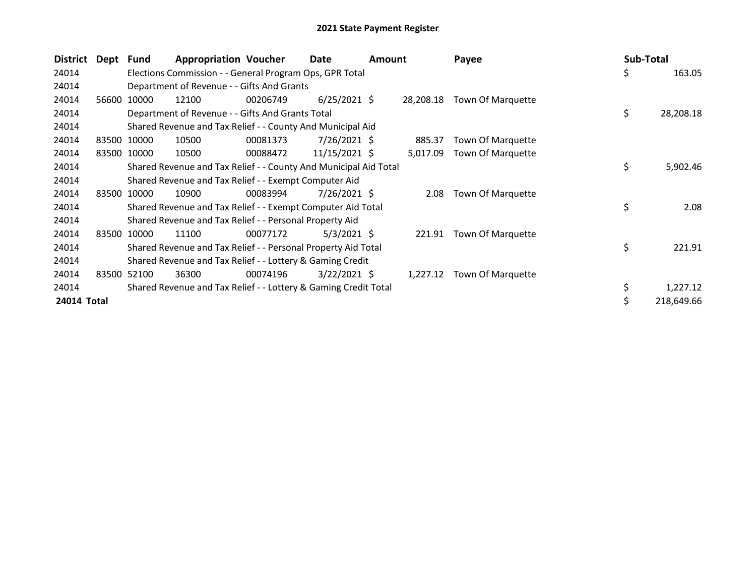# 2021 State Payment Register

| District | Dept | Fund | Appropriation | Voucher | Date | Amount | Payee | Sub-Total |
|---|---|---|---|---|---|---|---|---|
| 24014 | | Elections Commission - - General Program Ops, GPR Total | | | | | | $ 163.05 |
| 24014 | | Department of Revenue - - Gifts And Grants | | | | | | |
| 24014 | 56600 | 10000 | 12100 | 00206749 | 6/25/2021 | $ 28,208.18 | Town Of Marquette | |
| 24014 | | Department of Revenue - - Gifts And Grants Total | | | | | | $ 28,208.18 |
| 24014 | | Shared Revenue and Tax Relief - - County And Municipal Aid | | | | | | |
| 24014 | 83500 | 10000 | 10500 | 00081373 | 7/26/2021 | $ 885.37 | Town Of Marquette | |
| 24014 | 83500 | 10000 | 10500 | 00088472 | 11/15/2021 | $ 5,017.09 | Town Of Marquette | |
| 24014 | | Shared Revenue and Tax Relief - - County And Municipal Aid Total | | | | | | $ 5,902.46 |
| 24014 | | Shared Revenue and Tax Relief - - Exempt Computer Aid | | | | | | |
| 24014 | 83500 | 10000 | 10900 | 00083994 | 7/26/2021 | $ 2.08 | Town Of Marquette | |
| 24014 | | Shared Revenue and Tax Relief - - Exempt Computer Aid Total | | | | | | $ 2.08 |
| 24014 | | Shared Revenue and Tax Relief - - Personal Property Aid | | | | | | |
| 24014 | 83500 | 10000 | 11100 | 00077172 | 5/3/2021 | $ 221.91 | Town Of Marquette | |
| 24014 | | Shared Revenue and Tax Relief - - Personal Property Aid Total | | | | | | $ 221.91 |
| 24014 | | Shared Revenue and Tax Relief - - Lottery & Gaming Credit | | | | | | |
| 24014 | 83500 | 52100 | 36300 | 00074196 | 3/22/2021 | $ 1,227.12 | Town Of Marquette | |
| 24014 | | Shared Revenue and Tax Relief - - Lottery & Gaming Credit Total | | | | | | $ 1,227.12 |
| **24014 Total** | | | | | | | | $ 218,649.66 |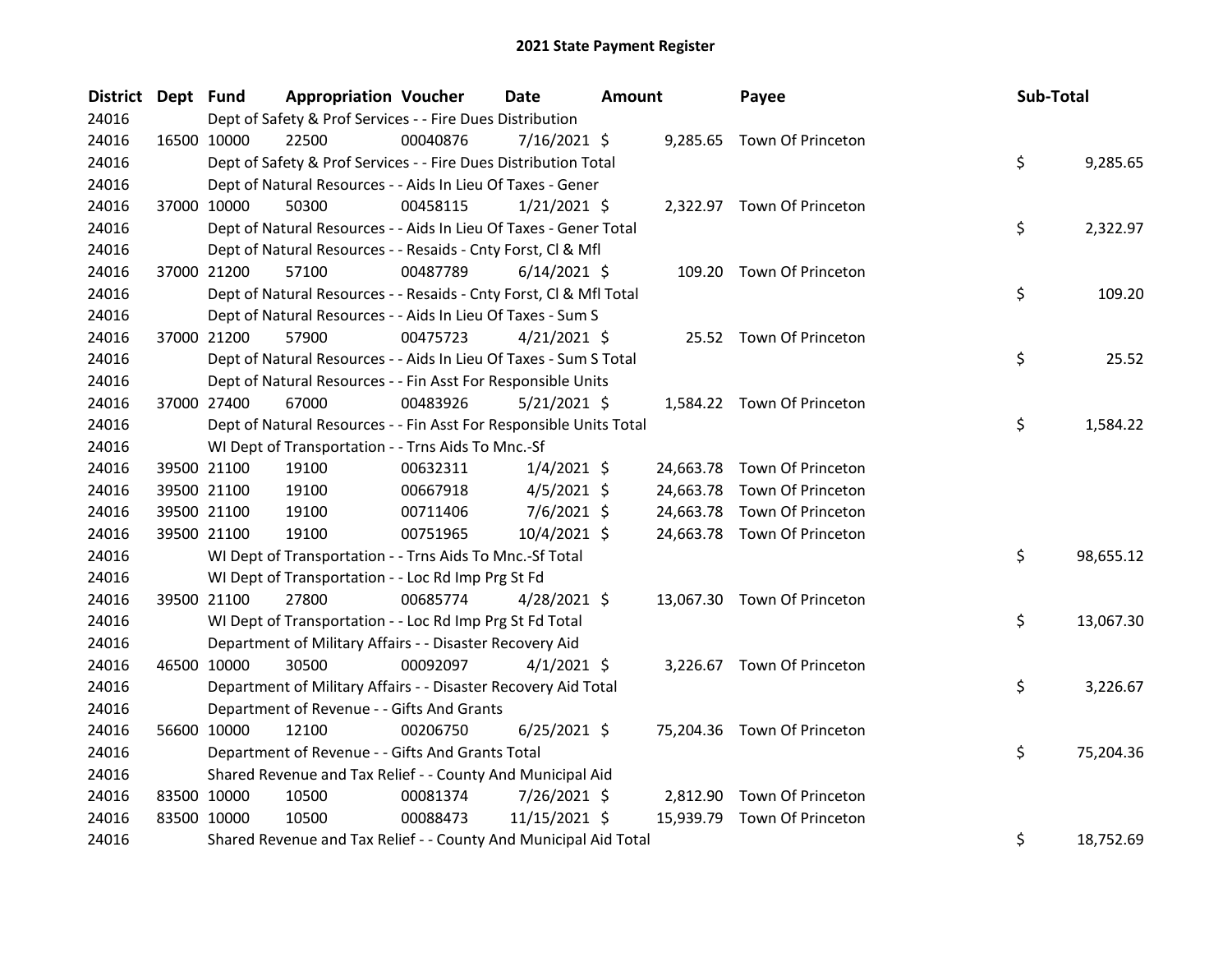# 2021 State Payment Register

| District | Dept | Fund | Appropriation | Voucher | Date | Amount | Payee | Sub-Total |
|---|---|---|---|---|---|---|---|---|
| 24016 | | Dept of Safety & Prof Services - - Fire Dues Distribution | | | | | | |
| 24016 | 16500 | 10000 | 22500 | 00040876 | 7/16/2021 | $ 9,285.65 | Town Of Princeton | |
| 24016 | | Dept of Safety & Prof Services - - Fire Dues Distribution Total | | | | | | $ 9,285.65 |
| 24016 | | Dept of Natural Resources - - Aids In Lieu Of Taxes - Gener | | | | | | |
| 24016 | 37000 | 10000 | 50300 | 00458115 | 1/21/2021 | $ 2,322.97 | Town Of Princeton | |
| 24016 | | Dept of Natural Resources - - Aids In Lieu Of Taxes - Gener Total | | | | | | $ 2,322.97 |
| 24016 | | Dept of Natural Resources - - Resaids - Cnty Forst, Cl & Mfl | | | | | | |
| 24016 | 37000 | 21200 | 57100 | 00487789 | 6/14/2021 | $ 109.20 | Town Of Princeton | |
| 24016 | | Dept of Natural Resources - - Resaids - Cnty Forst, Cl & Mfl Total | | | | | | $ 109.20 |
| 24016 | | Dept of Natural Resources - - Aids In Lieu Of Taxes - Sum S | | | | | | |
| 24016 | 37000 | 21200 | 57900 | 00475723 | 4/21/2021 | $ 25.52 | Town Of Princeton | |
| 24016 | | Dept of Natural Resources - - Aids In Lieu Of Taxes - Sum S Total | | | | | | $ 25.52 |
| 24016 | | Dept of Natural Resources - - Fin Asst For Responsible Units | | | | | | |
| 24016 | 37000 | 27400 | 67000 | 00483926 | 5/21/2021 | $ 1,584.22 | Town Of Princeton | |
| 24016 | | Dept of Natural Resources - - Fin Asst For Responsible Units Total | | | | | | $ 1,584.22 |
| 24016 | | WI Dept of Transportation - - Trns Aids To Mnc.-Sf | | | | | | |
| 24016 | 39500 | 21100 | 19100 | 00632311 | 1/4/2021 | $ 24,663.78 | Town Of Princeton | |
| 24016 | 39500 | 21100 | 19100 | 00667918 | 4/5/2021 | $ 24,663.78 | Town Of Princeton | |
| 24016 | 39500 | 21100 | 19100 | 00711406 | 7/6/2021 | $ 24,663.78 | Town Of Princeton | |
| 24016 | 39500 | 21100 | 19100 | 00751965 | 10/4/2021 | $ 24,663.78 | Town Of Princeton | |
| 24016 | | WI Dept of Transportation - - Trns Aids To Mnc.-Sf Total | | | | | | $ 98,655.12 |
| 24016 | | WI Dept of Transportation - - Loc Rd Imp Prg St Fd | | | | | | |
| 24016 | 39500 | 21100 | 27800 | 00685774 | 4/28/2021 | $ 13,067.30 | Town Of Princeton | |
| 24016 | | WI Dept of Transportation - - Loc Rd Imp Prg St Fd Total | | | | | | $ 13,067.30 |
| 24016 | | Department of Military Affairs - - Disaster Recovery Aid | | | | | | |
| 24016 | 46500 | 10000 | 30500 | 00092097 | 4/1/2021 | $ 3,226.67 | Town Of Princeton | |
| 24016 | | Department of Military Affairs - - Disaster Recovery Aid Total | | | | | | $ 3,226.67 |
| 24016 | | Department of Revenue - - Gifts And Grants | | | | | | |
| 24016 | 56600 | 10000 | 12100 | 00206750 | 6/25/2021 | $ 75,204.36 | Town Of Princeton | |
| 24016 | | Department of Revenue - - Gifts And Grants Total | | | | | | $ 75,204.36 |
| 24016 | | Shared Revenue and Tax Relief - - County And Municipal Aid | | | | | | |
| 24016 | 83500 | 10000 | 10500 | 00081374 | 7/26/2021 | $ 2,812.90 | Town Of Princeton | |
| 24016 | 83500 | 10000 | 10500 | 00088473 | 11/15/2021 | $ 15,939.79 | Town Of Princeton | |
| 24016 | | Shared Revenue and Tax Relief - - County And Municipal Aid Total | | | | | | $ 18,752.69 |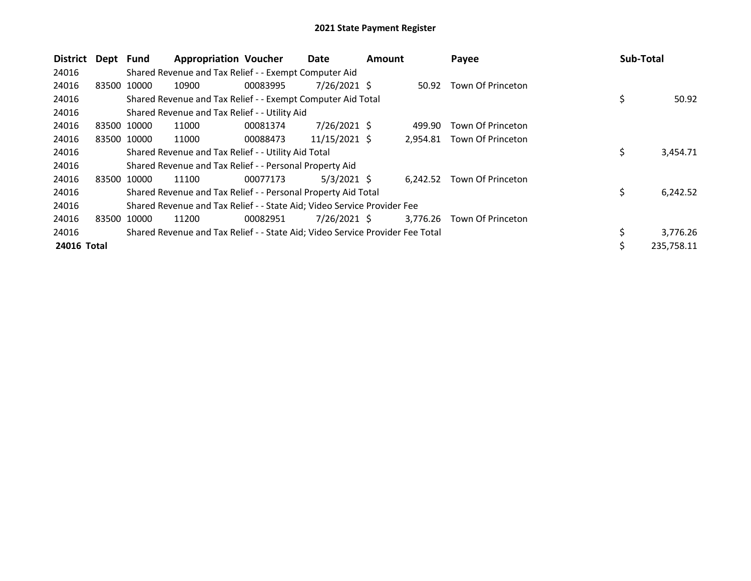# 2021 State Payment Register

| District | Dept | Fund | Appropriation | Voucher | Date | Amount | Payee | Sub-Total |
|---|---|---|---|---|---|---|---|---|
| 24016 | | Shared Revenue and Tax Relief - - Exempt Computer Aid | | | | | | |
| 24016 | 83500 | 10000 | 10900 | 00083995 | 7/26/2021 | $ 50.92 | Town Of Princeton | |
| 24016 | | Shared Revenue and Tax Relief - - Exempt Computer Aid Total | | | | | | $ 50.92 |
| 24016 | | Shared Revenue and Tax Relief - - Utility Aid | | | | | | |
| 24016 | 83500 | 10000 | 11000 | 00081374 | 7/26/2021 | $ 499.90 | Town Of Princeton | |
| 24016 | 83500 | 10000 | 11000 | 00088473 | 11/15/2021 | $ 2,954.81 | Town Of Princeton | |
| 24016 | | Shared Revenue and Tax Relief - - Utility Aid Total | | | | | | $ 3,454.71 |
| 24016 | | Shared Revenue and Tax Relief - - Personal Property Aid | | | | | | |
| 24016 | 83500 | 10000 | 11100 | 00077173 | 5/3/2021 | $ 6,242.52 | Town Of Princeton | |
| 24016 | | Shared Revenue and Tax Relief - - Personal Property Aid Total | | | | | | $ 6,242.52 |
| 24016 | | Shared Revenue and Tax Relief - - State Aid; Video Service Provider Fee | | | | | | |
| 24016 | 83500 | 10000 | 11200 | 00082951 | 7/26/2021 | $ 3,776.26 | Town Of Princeton | |
| 24016 | | Shared Revenue and Tax Relief - - State Aid; Video Service Provider Fee Total | | | | | | $ 3,776.26 |
| **24016 Total** | | | | | | | | $ 235,758.11 |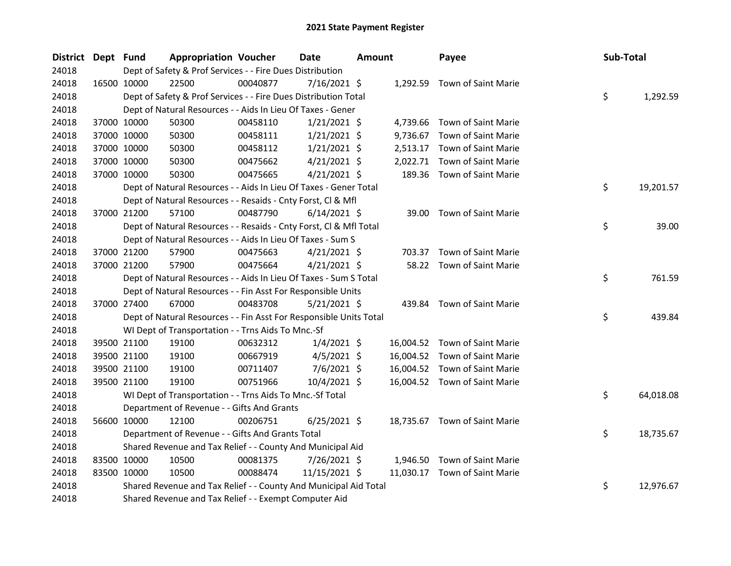# 2021 State Payment Register

| District | Dept | Fund | Appropriation | Voucher | Date | Amount | Payee | Sub-Total |
|---|---|---|---|---|---|---|---|---|
| 24018 | | Dept of Safety & Prof Services - - Fire Dues Distribution | | | | | | |
| 24018 | 16500 | 10000 | 22500 | 00040877 | 7/16/2021 | $ 1,292.59 | Town of Saint Marie | |
| 24018 | | Dept of Safety & Prof Services - - Fire Dues Distribution Total | | | | | | $ 1,292.59 |
| 24018 | | Dept of Natural Resources - - Aids In Lieu Of Taxes - Gener | | | | | | |
| 24018 | 37000 | 10000 | 50300 | 00458110 | 1/21/2021 | $ 4,739.66 | Town of Saint Marie | |
| 24018 | 37000 | 10000 | 50300 | 00458111 | 1/21/2021 | $ 9,736.67 | Town of Saint Marie | |
| 24018 | 37000 | 10000 | 50300 | 00458112 | 1/21/2021 | $ 2,513.17 | Town of Saint Marie | |
| 24018 | 37000 | 10000 | 50300 | 00475662 | 4/21/2021 | $ 2,022.71 | Town of Saint Marie | |
| 24018 | 37000 | 10000 | 50300 | 00475665 | 4/21/2021 | $ 189.36 | Town of Saint Marie | |
| 24018 | | Dept of Natural Resources - - Aids In Lieu Of Taxes - Gener Total | | | | | | $ 19,201.57 |
| 24018 | | Dept of Natural Resources - - Resaids - Cnty Forst, Cl & Mfl | | | | | | |
| 24018 | 37000 | 21200 | 57100 | 00487790 | 6/14/2021 | $ 39.00 | Town of Saint Marie | |
| 24018 | | Dept of Natural Resources - - Resaids - Cnty Forst, Cl & Mfl Total | | | | | | $ 39.00 |
| 24018 | | Dept of Natural Resources - - Aids In Lieu Of Taxes - Sum S | | | | | | |
| 24018 | 37000 | 21200 | 57900 | 00475663 | 4/21/2021 | $ 703.37 | Town of Saint Marie | |
| 24018 | 37000 | 21200 | 57900 | 00475664 | 4/21/2021 | $ 58.22 | Town of Saint Marie | |
| 24018 | | Dept of Natural Resources - - Aids In Lieu Of Taxes - Sum S Total | | | | | | $ 761.59 |
| 24018 | | Dept of Natural Resources - - Fin Asst For Responsible Units | | | | | | |
| 24018 | 37000 | 27400 | 67000 | 00483708 | 5/21/2021 | $ 439.84 | Town of Saint Marie | |
| 24018 | | Dept of Natural Resources - - Fin Asst For Responsible Units Total | | | | | | $ 439.84 |
| 24018 | | WI Dept of Transportation - - Trns Aids To Mnc.-Sf | | | | | | |
| 24018 | 39500 | 21100 | 19100 | 00632312 | 1/4/2021 | $ 16,004.52 | Town of Saint Marie | |
| 24018 | 39500 | 21100 | 19100 | 00667919 | 4/5/2021 | $ 16,004.52 | Town of Saint Marie | |
| 24018 | 39500 | 21100 | 19100 | 00711407 | 7/6/2021 | $ 16,004.52 | Town of Saint Marie | |
| 24018 | 39500 | 21100 | 19100 | 00751966 | 10/4/2021 | $ 16,004.52 | Town of Saint Marie | |
| 24018 | | WI Dept of Transportation - - Trns Aids To Mnc.-Sf Total | | | | | | $ 64,018.08 |
| 24018 | | Department of Revenue - - Gifts And Grants | | | | | | |
| 24018 | 56600 | 10000 | 12100 | 00206751 | 6/25/2021 | $ 18,735.67 | Town of Saint Marie | |
| 24018 | | Department of Revenue - - Gifts And Grants Total | | | | | | $ 18,735.67 |
| 24018 | | Shared Revenue and Tax Relief - - County And Municipal Aid | | | | | | |
| 24018 | 83500 | 10000 | 10500 | 00081375 | 7/26/2021 | $ 1,946.50 | Town of Saint Marie | |
| 24018 | 83500 | 10000 | 10500 | 00088474 | 11/15/2021 | $ 11,030.17 | Town of Saint Marie | |
| 24018 | | Shared Revenue and Tax Relief - - County And Municipal Aid Total | | | | | | $ 12,976.67 |
| 24018 | | Shared Revenue and Tax Relief - - Exempt Computer Aid | | | | | | |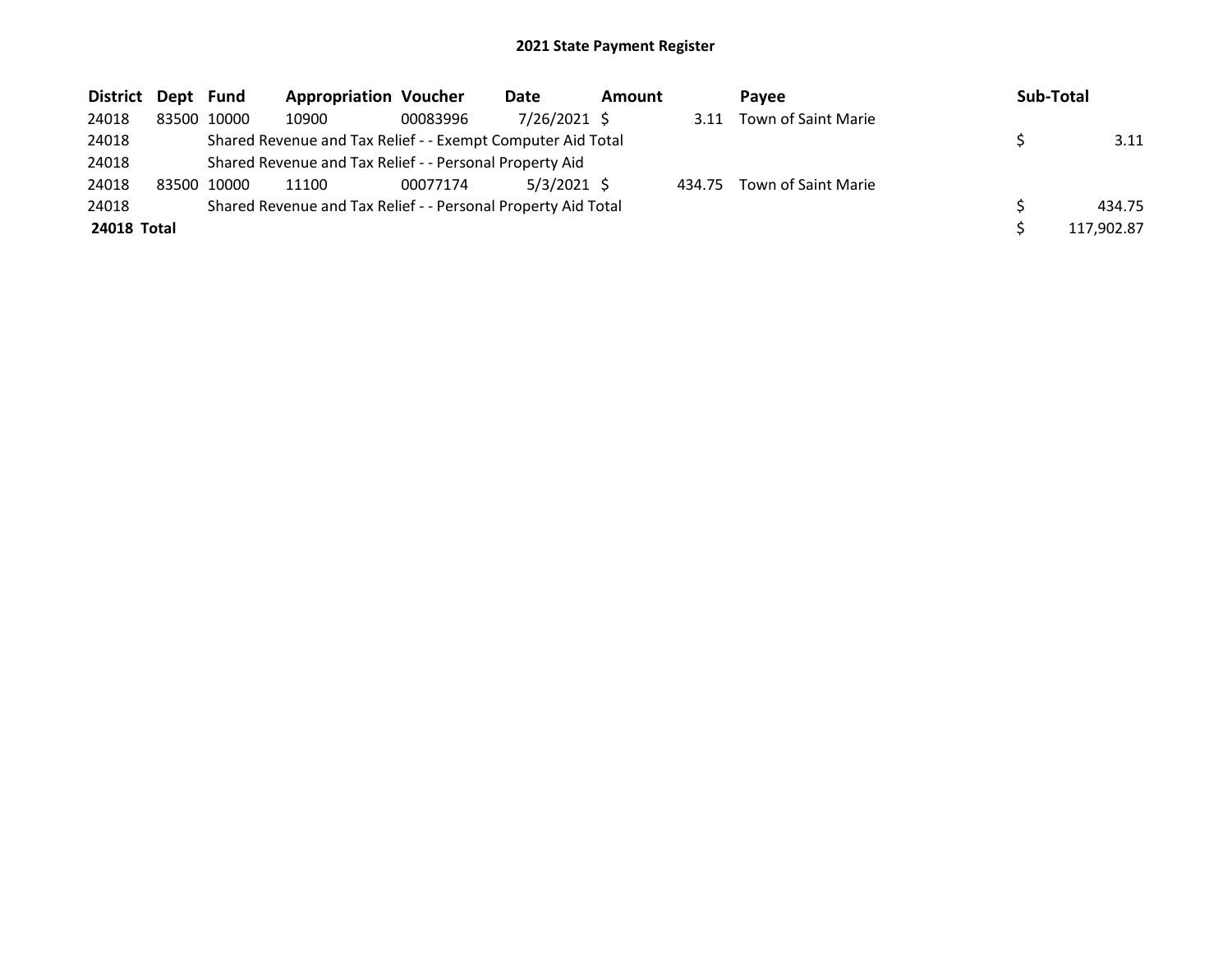# 2021 State Payment Register

| District | Dept | Fund | Appropriation | Voucher | Date | Amount | Payee | Sub-Total |
|---|---|---|---|---|---|---|---|---|
| 24018 | 83500 | 10000 | 10900 | 00083996 | 7/26/2021 | $ 3.11 | Town of Saint Marie | |
| 24018 | | Shared Revenue and Tax Relief - - Exempt Computer Aid Total | | | | | | $ 3.11 |
| 24018 | | Shared Revenue and Tax Relief - - Personal Property Aid | | | | | | |
| 24018 | 83500 | 10000 | 11100 | 00077174 | 5/3/2021 | $ 434.75 | Town of Saint Marie | |
| 24018 | | Shared Revenue and Tax Relief - - Personal Property Aid Total | | | | | | $ 434.75 |
| **24018 Total** | | | | | | | | $ 117,902.87 |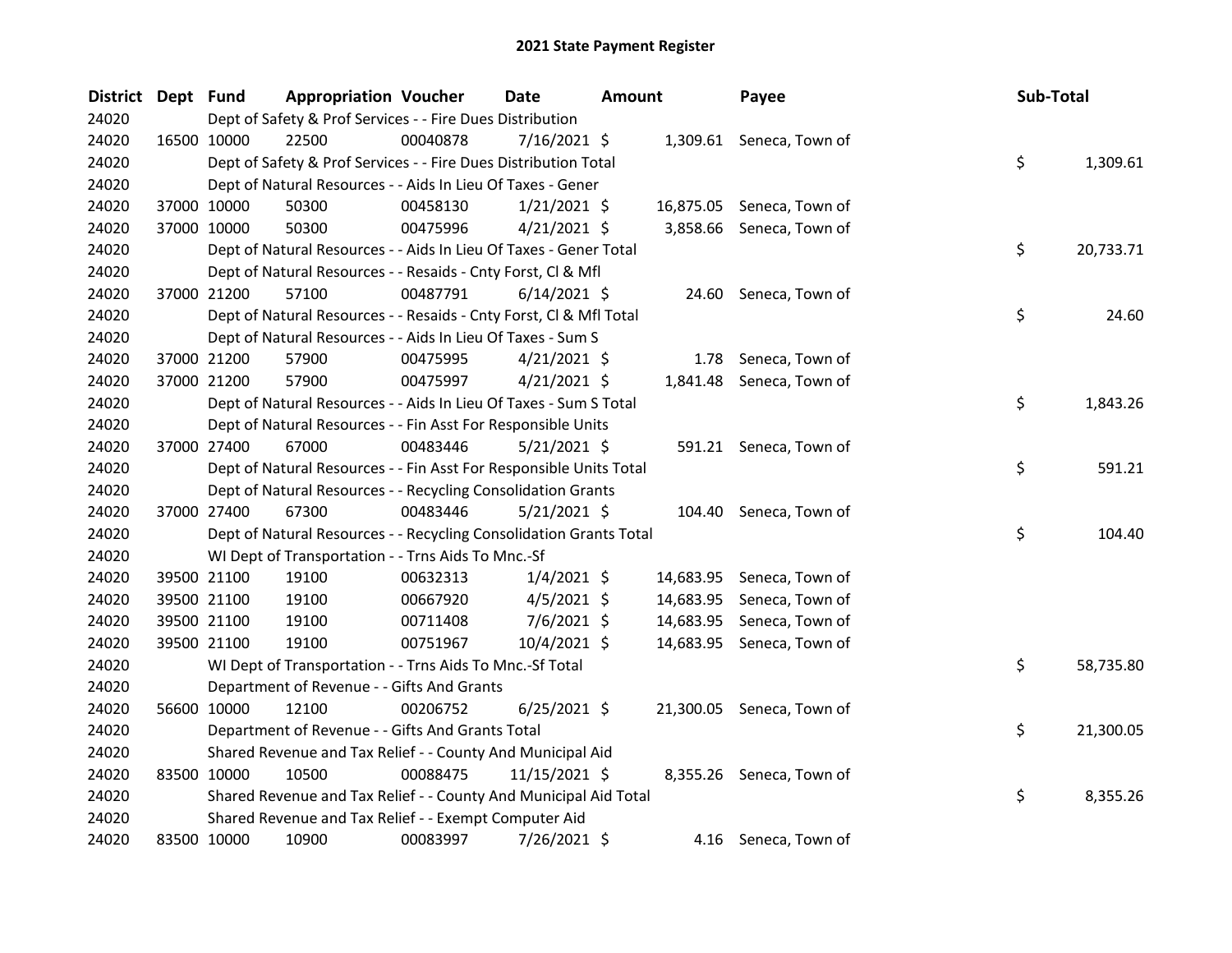# 2021 State Payment Register

| District | Dept | Fund | Appropriation | Voucher | Date | Amount | Payee | Sub-Total |
|---|---|---|---|---|---|---|---|---|
| 24020 | | Dept of Safety & Prof Services - - Fire Dues Distribution | | | | | | |
| 24020 | 16500 | 10000 | 22500 | 00040878 | 7/16/2021 | $ 1,309.61 | Seneca, Town of | |
| 24020 | | Dept of Safety & Prof Services - - Fire Dues Distribution Total | | | | | | $ 1,309.61 |
| 24020 | | Dept of Natural Resources - - Aids In Lieu Of Taxes - Gener | | | | | | |
| 24020 | 37000 | 10000 | 50300 | 00458130 | 1/21/2021 | $ 16,875.05 | Seneca, Town of | |
| 24020 | 37000 | 10000 | 50300 | 00475996 | 4/21/2021 | $ 3,858.66 | Seneca, Town of | |
| 24020 | | Dept of Natural Resources - - Aids In Lieu Of Taxes - Gener Total | | | | | | $ 20,733.71 |
| 24020 | | Dept of Natural Resources - - Resaids - Cnty Forst, Cl & Mfl | | | | | | |
| 24020 | 37000 | 21200 | 57100 | 00487791 | 6/14/2021 | $ 24.60 | Seneca, Town of | |
| 24020 | | Dept of Natural Resources - - Resaids - Cnty Forst, Cl & Mfl Total | | | | | | $ 24.60 |
| 24020 | | Dept of Natural Resources - - Aids In Lieu Of Taxes - Sum S | | | | | | |
| 24020 | 37000 | 21200 | 57900 | 00475995 | 4/21/2021 | $ 1.78 | Seneca, Town of | |
| 24020 | 37000 | 21200 | 57900 | 00475997 | 4/21/2021 | $ 1,841.48 | Seneca, Town of | |
| 24020 | | Dept of Natural Resources - - Aids In Lieu Of Taxes - Sum S Total | | | | | | $ 1,843.26 |
| 24020 | | Dept of Natural Resources - - Fin Asst For Responsible Units | | | | | | |
| 24020 | 37000 | 27400 | 67000 | 00483446 | 5/21/2021 | $ 591.21 | Seneca, Town of | |
| 24020 | | Dept of Natural Resources - - Fin Asst For Responsible Units Total | | | | | | $ 591.21 |
| 24020 | | Dept of Natural Resources - - Recycling Consolidation Grants | | | | | | |
| 24020 | 37000 | 27400 | 67300 | 00483446 | 5/21/2021 | $ 104.40 | Seneca, Town of | |
| 24020 | | Dept of Natural Resources - - Recycling Consolidation Grants Total | | | | | | $ 104.40 |
| 24020 | | WI Dept of Transportation - - Trns Aids To Mnc.-Sf | | | | | | |
| 24020 | 39500 | 21100 | 19100 | 00632313 | 1/4/2021 | $ 14,683.95 | Seneca, Town of | |
| 24020 | 39500 | 21100 | 19100 | 00667920 | 4/5/2021 | $ 14,683.95 | Seneca, Town of | |
| 24020 | 39500 | 21100 | 19100 | 00711408 | 7/6/2021 | $ 14,683.95 | Seneca, Town of | |
| 24020 | 39500 | 21100 | 19100 | 00751967 | 10/4/2021 | $ 14,683.95 | Seneca, Town of | |
| 24020 | | WI Dept of Transportation - - Trns Aids To Mnc.-Sf Total | | | | | | $ 58,735.80 |
| 24020 | | Department of Revenue - - Gifts And Grants | | | | | | |
| 24020 | 56600 | 10000 | 12100 | 00206752 | 6/25/2021 | $ 21,300.05 | Seneca, Town of | |
| 24020 | | Department of Revenue - - Gifts And Grants Total | | | | | | $ 21,300.05 |
| 24020 | | Shared Revenue and Tax Relief - - County And Municipal Aid | | | | | | |
| 24020 | 83500 | 10000 | 10500 | 00088475 | 11/15/2021 | $ 8,355.26 | Seneca, Town of | |
| 24020 | | Shared Revenue and Tax Relief - - County And Municipal Aid Total | | | | | | $ 8,355.26 |
| 24020 | | Shared Revenue and Tax Relief - - Exempt Computer Aid | | | | | | |
| 24020 | 83500 | 10000 | 10900 | 00083997 | 7/26/2021 | $ 4.16 | Seneca, Town of | |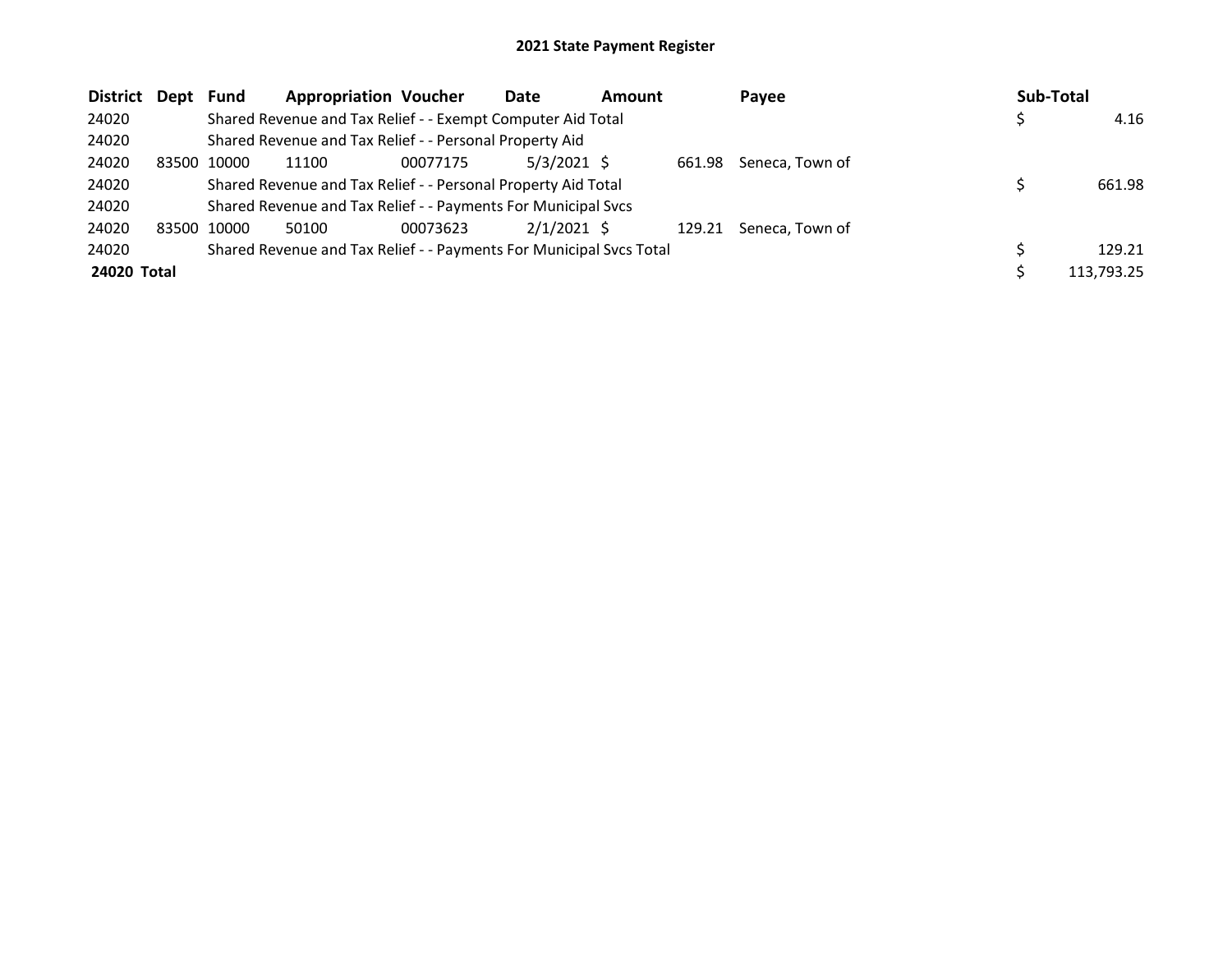# 2021 State Payment Register

| District | Dept | Fund | Appropriation | Voucher | Date | Amount | Payee | Sub-Total |
|---|---|---|---|---|---|---|---|---|
| 24020 | | Shared Revenue and Tax Relief - - Exempt Computer Aid Total | | | | | | $ 4.16 |
| 24020 | | Shared Revenue and Tax Relief - - Personal Property Aid | | | | | | |
| 24020 | 83500 | 10000 | 11100 | 00077175 | 5/3/2021 | $ 661.98 | Seneca, Town of | |
| 24020 | | Shared Revenue and Tax Relief - - Personal Property Aid Total | | | | | | $ 661.98 |
| 24020 | | Shared Revenue and Tax Relief - - Payments For Municipal Svcs | | | | | | |
| 24020 | 83500 | 10000 | 50100 | 00073623 | 2/1/2021 | $ 129.21 | Seneca, Town of | |
| 24020 | | Shared Revenue and Tax Relief - - Payments For Municipal Svcs Total | | | | | | $ 129.21 |
| **24020 Total** | | | | | | | | $ 113,793.25 |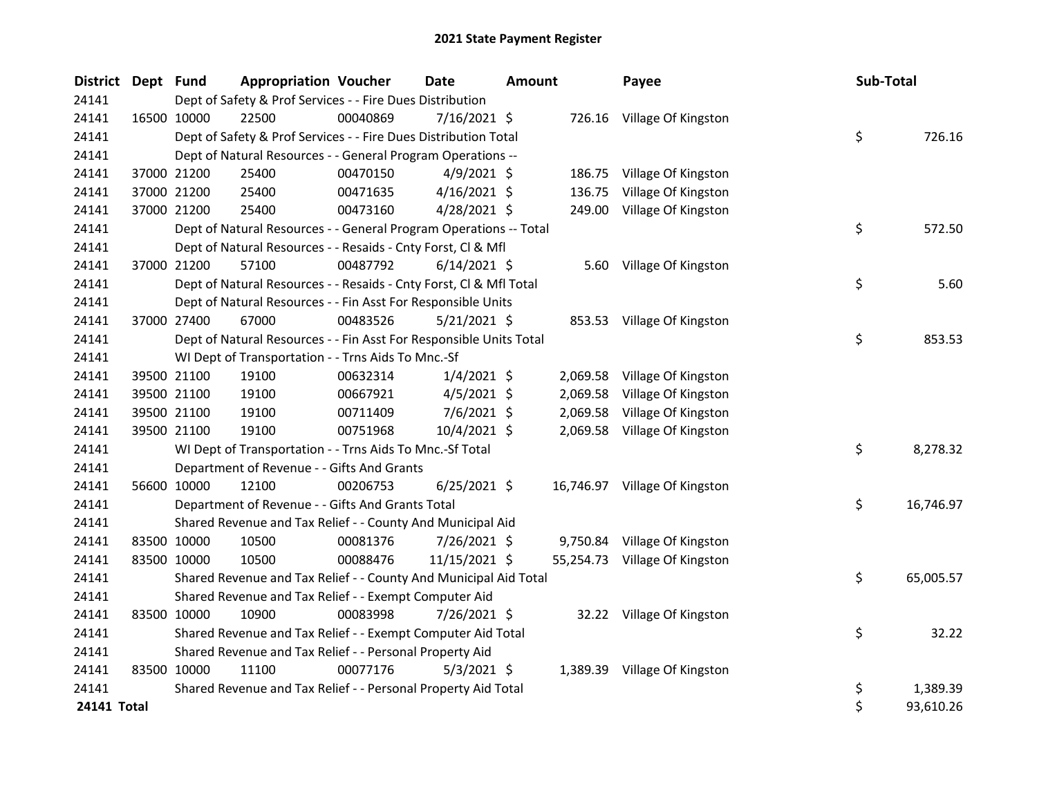# 2021 State Payment Register

| District | Dept | Fund | Appropriation | Voucher | Date | Amount | Payee | Sub-Total |
|---|---|---|---|---|---|---|---|---|
| 24141 | | | Dept of Safety & Prof Services - - Fire Dues Distribution | | | | | |
| 24141 | 16500 | 10000 | 22500 | 00040869 | 7/16/2021 | $ 726.16 | Village Of Kingston | |
| 24141 | | | Dept of Safety & Prof Services - - Fire Dues Distribution Total | | | | | $ 726.16 |
| 24141 | | | Dept of Natural Resources - - General Program Operations -- | | | | | |
| 24141 | 37000 | 21200 | 25400 | 00470150 | 4/9/2021 | $ 186.75 | Village Of Kingston | |
| 24141 | 37000 | 21200 | 25400 | 00471635 | 4/16/2021 | $ 136.75 | Village Of Kingston | |
| 24141 | 37000 | 21200 | 25400 | 00473160 | 4/28/2021 | $ 249.00 | Village Of Kingston | |
| 24141 | | | Dept of Natural Resources - - General Program Operations -- Total | | | | | $ 572.50 |
| 24141 | | | Dept of Natural Resources - - Resaids - Cnty Forst, Cl & Mfl | | | | | |
| 24141 | 37000 | 21200 | 57100 | 00487792 | 6/14/2021 | $ 5.60 | Village Of Kingston | |
| 24141 | | | Dept of Natural Resources - - Resaids - Cnty Forst, Cl & Mfl Total | | | | | $ 5.60 |
| 24141 | | | Dept of Natural Resources - - Fin Asst For Responsible Units | | | | | |
| 24141 | 37000 | 27400 | 67000 | 00483526 | 5/21/2021 | $ 853.53 | Village Of Kingston | |
| 24141 | | | Dept of Natural Resources - - Fin Asst For Responsible Units Total | | | | | $ 853.53 |
| 24141 | | | WI Dept of Transportation - - Trns Aids To Mnc.-Sf | | | | | |
| 24141 | 39500 | 21100 | 19100 | 00632314 | 1/4/2021 | $ 2,069.58 | Village Of Kingston | |
| 24141 | 39500 | 21100 | 19100 | 00667921 | 4/5/2021 | $ 2,069.58 | Village Of Kingston | |
| 24141 | 39500 | 21100 | 19100 | 00711409 | 7/6/2021 | $ 2,069.58 | Village Of Kingston | |
| 24141 | 39500 | 21100 | 19100 | 00751968 | 10/4/2021 | $ 2,069.58 | Village Of Kingston | |
| 24141 | | | WI Dept of Transportation - - Trns Aids To Mnc.-Sf Total | | | | | $ 8,278.32 |
| 24141 | | | Department of Revenue - - Gifts And Grants | | | | | |
| 24141 | 56600 | 10000 | 12100 | 00206753 | 6/25/2021 | $ 16,746.97 | Village Of Kingston | |
| 24141 | | | Department of Revenue - - Gifts And Grants Total | | | | | $ 16,746.97 |
| 24141 | | | Shared Revenue and Tax Relief - - County And Municipal Aid | | | | | |
| 24141 | 83500 | 10000 | 10500 | 00081376 | 7/26/2021 | $ 9,750.84 | Village Of Kingston | |
| 24141 | 83500 | 10000 | 10500 | 00088476 | 11/15/2021 | $ 55,254.73 | Village Of Kingston | |
| 24141 | | | Shared Revenue and Tax Relief - - County And Municipal Aid Total | | | | | $ 65,005.57 |
| 24141 | | | Shared Revenue and Tax Relief - - Exempt Computer Aid | | | | | |
| 24141 | 83500 | 10000 | 10900 | 00083998 | 7/26/2021 | $ 32.22 | Village Of Kingston | |
| 24141 | | | Shared Revenue and Tax Relief - - Exempt Computer Aid Total | | | | | $ 32.22 |
| 24141 | | | Shared Revenue and Tax Relief - - Personal Property Aid | | | | | |
| 24141 | 83500 | 10000 | 11100 | 00077176 | 5/3/2021 | $ 1,389.39 | Village Of Kingston | |
| 24141 | | | Shared Revenue and Tax Relief - - Personal Property Aid Total | | | | | $ 1,389.39 |
| **24141 Total** | | | | | | | | $ 93,610.26 |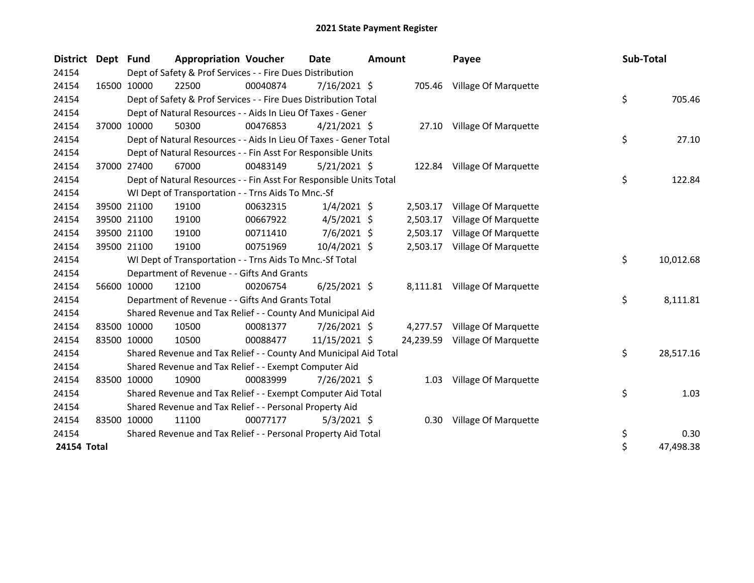# 2021 State Payment Register

| District | Dept | Fund | Appropriation | Voucher | Date | Amount | Payee | Sub-Total |
|---|---|---|---|---|---|---|---|---|
| 24154 | | Dept of Safety & Prof Services - - Fire Dues Distribution | | | | | | |
| 24154 | 16500 | 10000 | 22500 | 00040874 | 7/16/2021 | $ 705.46 | Village Of Marquette | |
| 24154 | | Dept of Safety & Prof Services - - Fire Dues Distribution Total | | | | | | $ 705.46 |
| 24154 | | Dept of Natural Resources - - Aids In Lieu Of Taxes - Gener | | | | | | |
| 24154 | 37000 | 10000 | 50300 | 00476853 | 4/21/2021 | $ 27.10 | Village Of Marquette | |
| 24154 | | Dept of Natural Resources - - Aids In Lieu Of Taxes - Gener Total | | | | | | $ 27.10 |
| 24154 | | Dept of Natural Resources - - Fin Asst For Responsible Units | | | | | | |
| 24154 | 37000 | 27400 | 67000 | 00483149 | 5/21/2021 | $ 122.84 | Village Of Marquette | |
| 24154 | | Dept of Natural Resources - - Fin Asst For Responsible Units Total | | | | | | $ 122.84 |
| 24154 | | WI Dept of Transportation - - Trns Aids To Mnc.-Sf | | | | | | |
| 24154 | 39500 | 21100 | 19100 | 00632315 | 1/4/2021 | $ 2,503.17 | Village Of Marquette | |
| 24154 | 39500 | 21100 | 19100 | 00667922 | 4/5/2021 | $ 2,503.17 | Village Of Marquette | |
| 24154 | 39500 | 21100 | 19100 | 00711410 | 7/6/2021 | $ 2,503.17 | Village Of Marquette | |
| 24154 | 39500 | 21100 | 19100 | 00751969 | 10/4/2021 | $ 2,503.17 | Village Of Marquette | |
| 24154 | | WI Dept of Transportation - - Trns Aids To Mnc.-Sf Total | | | | | | $ 10,012.68 |
| 24154 | | Department of Revenue - - Gifts And Grants | | | | | | |
| 24154 | 56600 | 10000 | 12100 | 00206754 | 6/25/2021 | $ 8,111.81 | Village Of Marquette | |
| 24154 | | Department of Revenue - - Gifts And Grants Total | | | | | | $ 8,111.81 |
| 24154 | | Shared Revenue and Tax Relief - - County And Municipal Aid | | | | | | |
| 24154 | 83500 | 10000 | 10500 | 00081377 | 7/26/2021 | $ 4,277.57 | Village Of Marquette | |
| 24154 | 83500 | 10000 | 10500 | 00088477 | 11/15/2021 | $ 24,239.59 | Village Of Marquette | |
| 24154 | | Shared Revenue and Tax Relief - - County And Municipal Aid Total | | | | | | $ 28,517.16 |
| 24154 | | Shared Revenue and Tax Relief - - Exempt Computer Aid | | | | | | |
| 24154 | 83500 | 10000 | 10900 | 00083999 | 7/26/2021 | $ 1.03 | Village Of Marquette | |
| 24154 | | Shared Revenue and Tax Relief - - Exempt Computer Aid Total | | | | | | $ 1.03 |
| 24154 | | Shared Revenue and Tax Relief - - Personal Property Aid | | | | | | |
| 24154 | 83500 | 10000 | 11100 | 00077177 | 5/3/2021 | $ 0.30 | Village Of Marquette | |
| 24154 | | Shared Revenue and Tax Relief - - Personal Property Aid Total | | | | | | $ 0.30 |
| **24154 Total** | | | | | | | | $ 47,498.38 |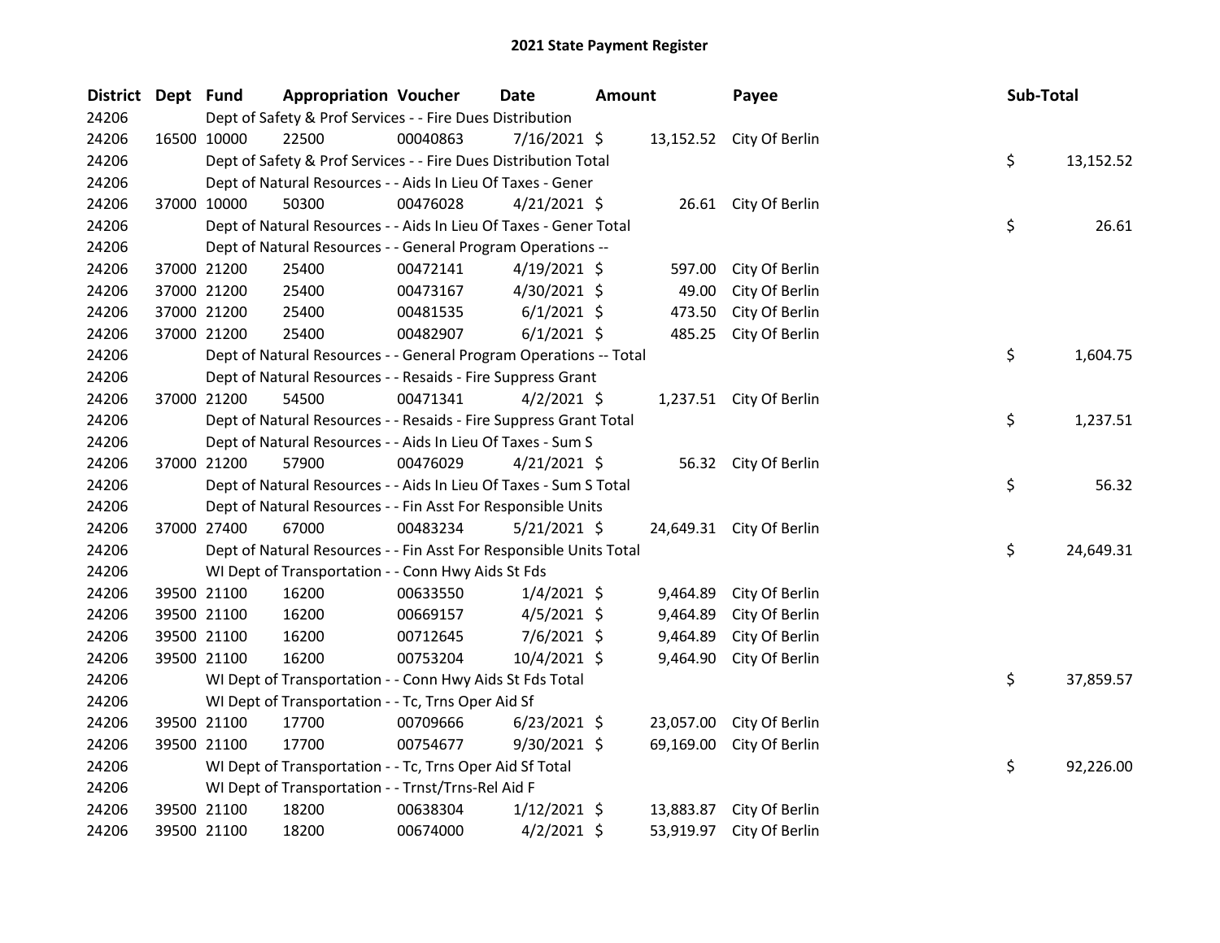# 2021 State Payment Register

| District | Dept | Fund | Appropriation | Voucher | Date | Amount | Payee | Sub-Total |
|---|---|---|---|---|---|---|---|---|
| 24206 | | | Dept of Safety & Prof Services - - Fire Dues Distribution | | | | | |
| 24206 | 16500 | 10000 | 22500 | 00040863 | 7/16/2021 | $ 13,152.52 | City Of Berlin | |
| 24206 | | | Dept of Safety & Prof Services - - Fire Dues Distribution Total | | | | | $ 13,152.52 |
| 24206 | | | Dept of Natural Resources - - Aids In Lieu Of Taxes - Gener | | | | | |
| 24206 | 37000 | 10000 | 50300 | 00476028 | 4/21/2021 | $ 26.61 | City Of Berlin | |
| 24206 | | | Dept of Natural Resources - - Aids In Lieu Of Taxes - Gener Total | | | | | $ 26.61 |
| 24206 | | | Dept of Natural Resources - - General Program Operations -- | | | | | |
| 24206 | 37000 | 21200 | 25400 | 00472141 | 4/19/2021 | $ 597.00 | City Of Berlin | |
| 24206 | 37000 | 21200 | 25400 | 00473167 | 4/30/2021 | $ 49.00 | City Of Berlin | |
| 24206 | 37000 | 21200 | 25400 | 00481535 | 6/1/2021 | $ 473.50 | City Of Berlin | |
| 24206 | 37000 | 21200 | 25400 | 00482907 | 6/1/2021 | $ 485.25 | City Of Berlin | |
| 24206 | | | Dept of Natural Resources - - General Program Operations -- Total | | | | | $ 1,604.75 |
| 24206 | | | Dept of Natural Resources - - Resaids - Fire Suppress Grant | | | | | |
| 24206 | 37000 | 21200 | 54500 | 00471341 | 4/2/2021 | $ 1,237.51 | City Of Berlin | |
| 24206 | | | Dept of Natural Resources - - Resaids - Fire Suppress Grant Total | | | | | $ 1,237.51 |
| 24206 | | | Dept of Natural Resources - - Aids In Lieu Of Taxes - Sum S | | | | | |
| 24206 | 37000 | 21200 | 57900 | 00476029 | 4/21/2021 | $ 56.32 | City Of Berlin | |
| 24206 | | | Dept of Natural Resources - - Aids In Lieu Of Taxes - Sum S Total | | | | | $ 56.32 |
| 24206 | | | Dept of Natural Resources - - Fin Asst For Responsible Units | | | | | |
| 24206 | 37000 | 27400 | 67000 | 00483234 | 5/21/2021 | $ 24,649.31 | City Of Berlin | |
| 24206 | | | Dept of Natural Resources - - Fin Asst For Responsible Units Total | | | | | $ 24,649.31 |
| 24206 | | | WI Dept of Transportation - - Conn Hwy Aids St Fds | | | | | |
| 24206 | 39500 | 21100 | 16200 | 00633550 | 1/4/2021 | $ 9,464.89 | City Of Berlin | |
| 24206 | 39500 | 21100 | 16200 | 00669157 | 4/5/2021 | $ 9,464.89 | City Of Berlin | |
| 24206 | 39500 | 21100 | 16200 | 00712645 | 7/6/2021 | $ 9,464.89 | City Of Berlin | |
| 24206 | 39500 | 21100 | 16200 | 00753204 | 10/4/2021 | $ 9,464.90 | City Of Berlin | |
| 24206 | | | WI Dept of Transportation - - Conn Hwy Aids St Fds Total | | | | | $ 37,859.57 |
| 24206 | | | WI Dept of Transportation - - Tc, Trns Oper Aid Sf | | | | | |
| 24206 | 39500 | 21100 | 17700 | 00709666 | 6/23/2021 | $ 23,057.00 | City Of Berlin | |
| 24206 | 39500 | 21100 | 17700 | 00754677 | 9/30/2021 | $ 69,169.00 | City Of Berlin | |
| 24206 | | | WI Dept of Transportation - - Tc, Trns Oper Aid Sf Total | | | | | $ 92,226.00 |
| 24206 | | | WI Dept of Transportation - - Trnst/Trns-Rel Aid F | | | | | |
| 24206 | 39500 | 21100 | 18200 | 00638304 | 1/12/2021 | $ 13,883.87 | City Of Berlin | |
| 24206 | 39500 | 21100 | 18200 | 00674000 | 4/2/2021 | $ 53,919.97 | City Of Berlin | |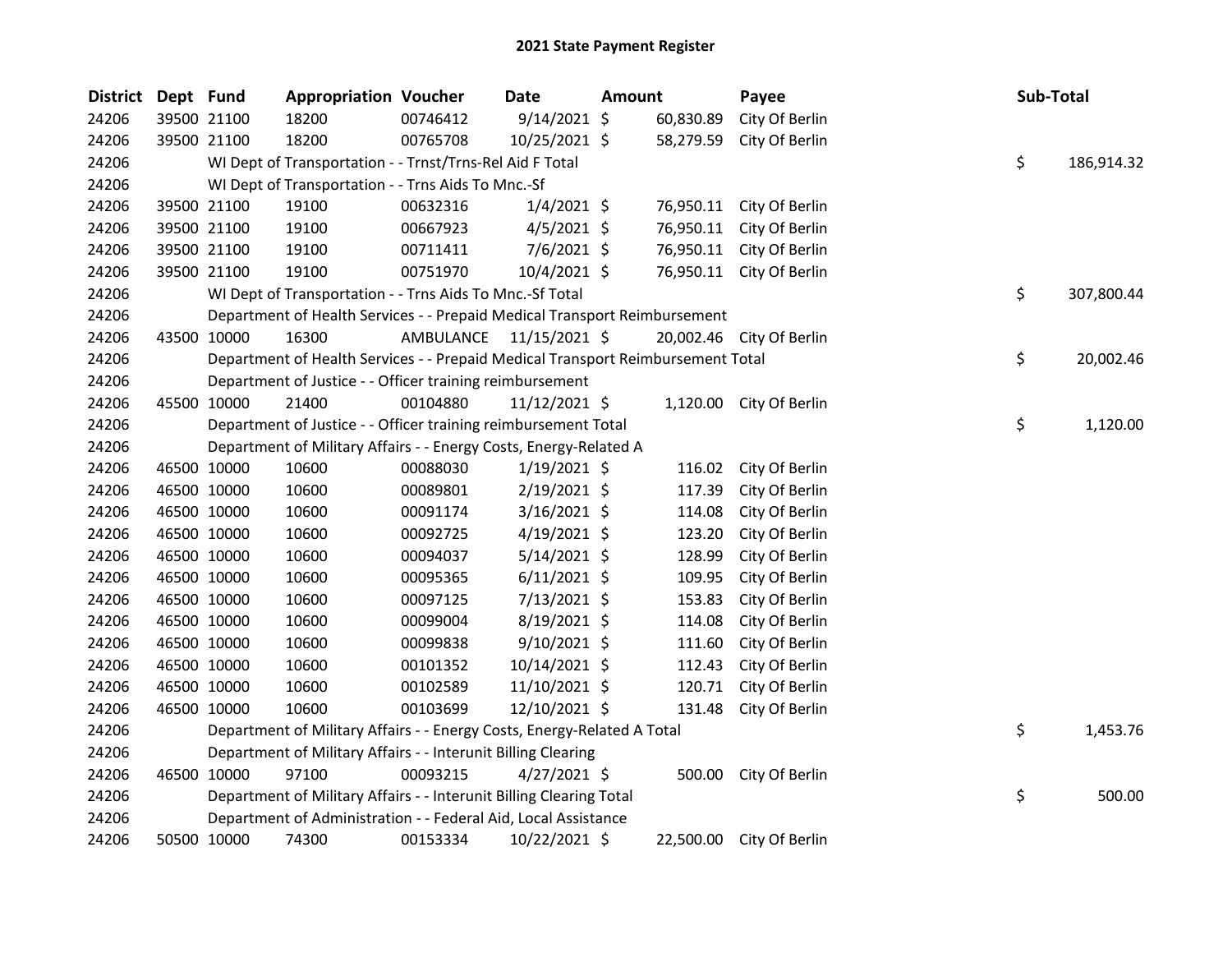# 2021 State Payment Register

| District | Dept | Fund | Appropriation | Voucher | Date | Amount | Payee | Sub-Total |
|---|---|---|---|---|---|---|---|---|
| 24206 | 39500 | 21100 | 18200 | 00746412 | 9/14/2021 | $ 60,830.89 | City Of Berlin | |
| 24206 | 39500 | 21100 | 18200 | 00765708 | 10/25/2021 | $ 58,279.59 | City Of Berlin | |
| 24206 | | | WI Dept of Transportation - - Trnst/Trns-Rel Aid F Total | | | | | $ 186,914.32 |
| 24206 | | | WI Dept of Transportation - - Trns Aids To Mnc.-Sf | | | | | |
| 24206 | 39500 | 21100 | 19100 | 00632316 | 1/4/2021 | $ 76,950.11 | City Of Berlin | |
| 24206 | 39500 | 21100 | 19100 | 00667923 | 4/5/2021 | $ 76,950.11 | City Of Berlin | |
| 24206 | 39500 | 21100 | 19100 | 00711411 | 7/6/2021 | $ 76,950.11 | City Of Berlin | |
| 24206 | 39500 | 21100 | 19100 | 00751970 | 10/4/2021 | $ 76,950.11 | City Of Berlin | |
| 24206 | | | WI Dept of Transportation - - Trns Aids To Mnc.-Sf Total | | | | | $ 307,800.44 |
| 24206 | | | Department of Health Services - - Prepaid Medical Transport Reimbursement | | | | | |
| 24206 | 43500 | 10000 | 16300 | AMBULANCE | 11/15/2021 | $ 20,002.46 | City Of Berlin | |
| 24206 | | | Department of Health Services - - Prepaid Medical Transport Reimbursement Total | | | | | $ 20,002.46 |
| 24206 | | | Department of Justice - - Officer training reimbursement | | | | | |
| 24206 | 45500 | 10000 | 21400 | 00104880 | 11/12/2021 | $ 1,120.00 | City Of Berlin | |
| 24206 | | | Department of Justice - - Officer training reimbursement Total | | | | | $ 1,120.00 |
| 24206 | | | Department of Military Affairs - - Energy Costs, Energy-Related A | | | | | |
| 24206 | 46500 | 10000 | 10600 | 00088030 | 1/19/2021 | $ 116.02 | City Of Berlin | |
| 24206 | 46500 | 10000 | 10600 | 00089801 | 2/19/2021 | $ 117.39 | City Of Berlin | |
| 24206 | 46500 | 10000 | 10600 | 00091174 | 3/16/2021 | $ 114.08 | City Of Berlin | |
| 24206 | 46500 | 10000 | 10600 | 00092725 | 4/19/2021 | $ 123.20 | City Of Berlin | |
| 24206 | 46500 | 10000 | 10600 | 00094037 | 5/14/2021 | $ 128.99 | City Of Berlin | |
| 24206 | 46500 | 10000 | 10600 | 00095365 | 6/11/2021 | $ 109.95 | City Of Berlin | |
| 24206 | 46500 | 10000 | 10600 | 00097125 | 7/13/2021 | $ 153.83 | City Of Berlin | |
| 24206 | 46500 | 10000 | 10600 | 00099004 | 8/19/2021 | $ 114.08 | City Of Berlin | |
| 24206 | 46500 | 10000 | 10600 | 00099838 | 9/10/2021 | $ 111.60 | City Of Berlin | |
| 24206 | 46500 | 10000 | 10600 | 00101352 | 10/14/2021 | $ 112.43 | City Of Berlin | |
| 24206 | 46500 | 10000 | 10600 | 00102589 | 11/10/2021 | $ 120.71 | City Of Berlin | |
| 24206 | 46500 | 10000 | 10600 | 00103699 | 12/10/2021 | $ 131.48 | City Of Berlin | |
| 24206 | | | Department of Military Affairs - - Energy Costs, Energy-Related A Total | | | | | $ 1,453.76 |
| 24206 | | | Department of Military Affairs - - Interunit Billing Clearing | | | | | |
| 24206 | 46500 | 10000 | 97100 | 00093215 | 4/27/2021 | $ 500.00 | City Of Berlin | |
| 24206 | | | Department of Military Affairs - - Interunit Billing Clearing Total | | | | | $ 500.00 |
| 24206 | | | Department of Administration - - Federal Aid, Local Assistance | | | | | |
| 24206 | 50500 | 10000 | 74300 | 00153334 | 10/22/2021 | $ 22,500.00 | City Of Berlin | |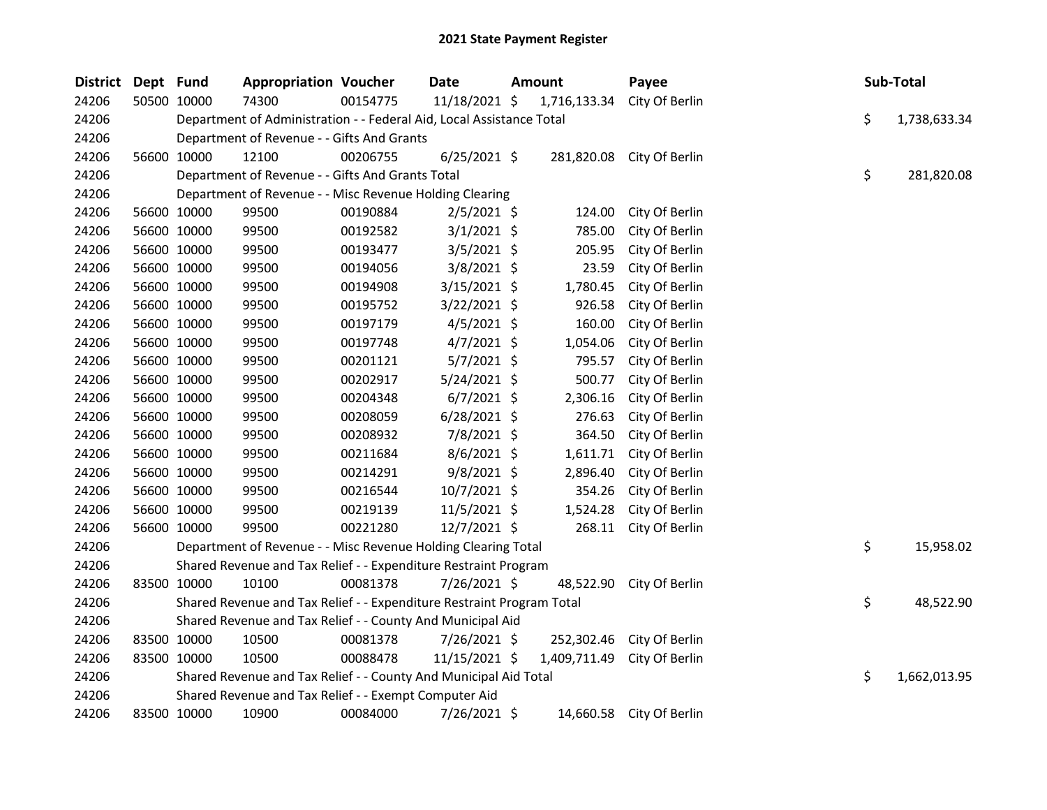## 2021 State Payment Register

| District | Dept | Fund | Appropriation | Voucher | Date | Amount | Payee | Sub-Total |
|---|---|---|---|---|---|---|---|---|
| 24206 | 50500 | 10000 | 74300 | 00154775 | 11/18/2021 | $ 1,716,133.34 | City Of Berlin | |
| 24206 | | Department of Administration - - Federal Aid, Local Assistance Total | | | | | | $ 1,738,633.34 |
| 24206 | | Department of Revenue - - Gifts And Grants | | | | | | |
| 24206 | 56600 | 10000 | 12100 | 00206755 | 6/25/2021 | $ 281,820.08 | City Of Berlin | |
| 24206 | | Department of Revenue - - Gifts And Grants Total | | | | | | $ 281,820.08 |
| 24206 | | Department of Revenue - - Misc Revenue Holding Clearing | | | | | | |
| 24206 | 56600 | 10000 | 99500 | 00190884 | 2/5/2021 | $ 124.00 | City Of Berlin | |
| 24206 | 56600 | 10000 | 99500 | 00192582 | 3/1/2021 | $ 785.00 | City Of Berlin | |
| 24206 | 56600 | 10000 | 99500 | 00193477 | 3/5/2021 | $ 205.95 | City Of Berlin | |
| 24206 | 56600 | 10000 | 99500 | 00194056 | 3/8/2021 | $ 23.59 | City Of Berlin | |
| 24206 | 56600 | 10000 | 99500 | 00194908 | 3/15/2021 | $ 1,780.45 | City Of Berlin | |
| 24206 | 56600 | 10000 | 99500 | 00195752 | 3/22/2021 | $ 926.58 | City Of Berlin | |
| 24206 | 56600 | 10000 | 99500 | 00197179 | 4/5/2021 | $ 160.00 | City Of Berlin | |
| 24206 | 56600 | 10000 | 99500 | 00197748 | 4/7/2021 | $ 1,054.06 | City Of Berlin | |
| 24206 | 56600 | 10000 | 99500 | 00201121 | 5/7/2021 | $ 795.57 | City Of Berlin | |
| 24206 | 56600 | 10000 | 99500 | 00202917 | 5/24/2021 | $ 500.77 | City Of Berlin | |
| 24206 | 56600 | 10000 | 99500 | 00204348 | 6/7/2021 | $ 2,306.16 | City Of Berlin | |
| 24206 | 56600 | 10000 | 99500 | 00208059 | 6/28/2021 | $ 276.63 | City Of Berlin | |
| 24206 | 56600 | 10000 | 99500 | 00208932 | 7/8/2021 | $ 364.50 | City Of Berlin | |
| 24206 | 56600 | 10000 | 99500 | 00211684 | 8/6/2021 | $ 1,611.71 | City Of Berlin | |
| 24206 | 56600 | 10000 | 99500 | 00214291 | 9/8/2021 | $ 2,896.40 | City Of Berlin | |
| 24206 | 56600 | 10000 | 99500 | 00216544 | 10/7/2021 | $ 354.26 | City Of Berlin | |
| 24206 | 56600 | 10000 | 99500 | 00219139 | 11/5/2021 | $ 1,524.28 | City Of Berlin | |
| 24206 | 56600 | 10000 | 99500 | 00221280 | 12/7/2021 | $ 268.11 | City Of Berlin | |
| 24206 | | Department of Revenue - - Misc Revenue Holding Clearing Total | | | | | | $ 15,958.02 |
| 24206 | | Shared Revenue and Tax Relief - - Expenditure Restraint Program | | | | | | |
| 24206 | 83500 | 10000 | 10100 | 00081378 | 7/26/2021 | $ 48,522.90 | City Of Berlin | |
| 24206 | | Shared Revenue and Tax Relief - - Expenditure Restraint Program Total | | | | | | $ 48,522.90 |
| 24206 | | Shared Revenue and Tax Relief - - County And Municipal Aid | | | | | | |
| 24206 | 83500 | 10000 | 10500 | 00081378 | 7/26/2021 | $ 252,302.46 | City Of Berlin | |
| 24206 | 83500 | 10000 | 10500 | 00088478 | 11/15/2021 | $ 1,409,711.49 | City Of Berlin | |
| 24206 | | Shared Revenue and Tax Relief - - County And Municipal Aid Total | | | | | | $ 1,662,013.95 |
| 24206 | | Shared Revenue and Tax Relief - - Exempt Computer Aid | | | | | | |
| 24206 | 83500 | 10000 | 10900 | 00084000 | 7/26/2021 | $ 14,660.58 | City Of Berlin | |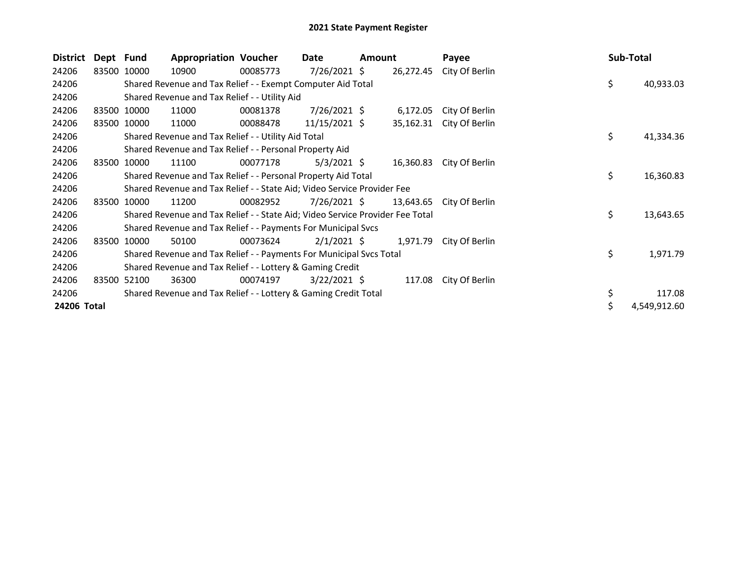# 2021 State Payment Register

| District | Dept | Fund | Appropriation | Voucher | Date | Amount | Payee | Sub-Total |
|---|---|---|---|---|---|---|---|---|
| 24206 | 83500 | 10000 | 10900 | 00085773 | 7/26/2021 | $ 26,272.45 | City Of Berlin | |
| 24206 | | Shared Revenue and Tax Relief - - Exempt Computer Aid Total | | | | | | $ 40,933.03 |
| 24206 | | Shared Revenue and Tax Relief - - Utility Aid | | | | | | |
| 24206 | 83500 | 10000 | 11000 | 00081378 | 7/26/2021 | $ 6,172.05 | City Of Berlin | |
| 24206 | 83500 | 10000 | 11000 | 00088478 | 11/15/2021 | $ 35,162.31 | City Of Berlin | |
| 24206 | | Shared Revenue and Tax Relief - - Utility Aid Total | | | | | | $ 41,334.36 |
| 24206 | | Shared Revenue and Tax Relief - - Personal Property Aid | | | | | | |
| 24206 | 83500 | 10000 | 11100 | 00077178 | 5/3/2021 | $ 16,360.83 | City Of Berlin | |
| 24206 | | Shared Revenue and Tax Relief - - Personal Property Aid Total | | | | | | $ 16,360.83 |
| 24206 | | Shared Revenue and Tax Relief - - State Aid; Video Service Provider Fee | | | | | | |
| 24206 | 83500 | 10000 | 11200 | 00082952 | 7/26/2021 | $ 13,643.65 | City Of Berlin | |
| 24206 | | Shared Revenue and Tax Relief - - State Aid; Video Service Provider Fee Total | | | | | | $ 13,643.65 |
| 24206 | | Shared Revenue and Tax Relief - - Payments For Municipal Svcs | | | | | | |
| 24206 | 83500 | 10000 | 50100 | 00073624 | 2/1/2021 | $ 1,971.79 | City Of Berlin | |
| 24206 | | Shared Revenue and Tax Relief - - Payments For Municipal Svcs Total | | | | | | $ 1,971.79 |
| 24206 | | Shared Revenue and Tax Relief - - Lottery & Gaming Credit | | | | | | |
| 24206 | 83500 | 52100 | 36300 | 00074197 | 3/22/2021 | $ 117.08 | City Of Berlin | |
| 24206 | | Shared Revenue and Tax Relief - - Lottery & Gaming Credit Total | | | | | | $ 117.08 |
| **24206 Total** | | | | | | | | $ 4,549,912.60 |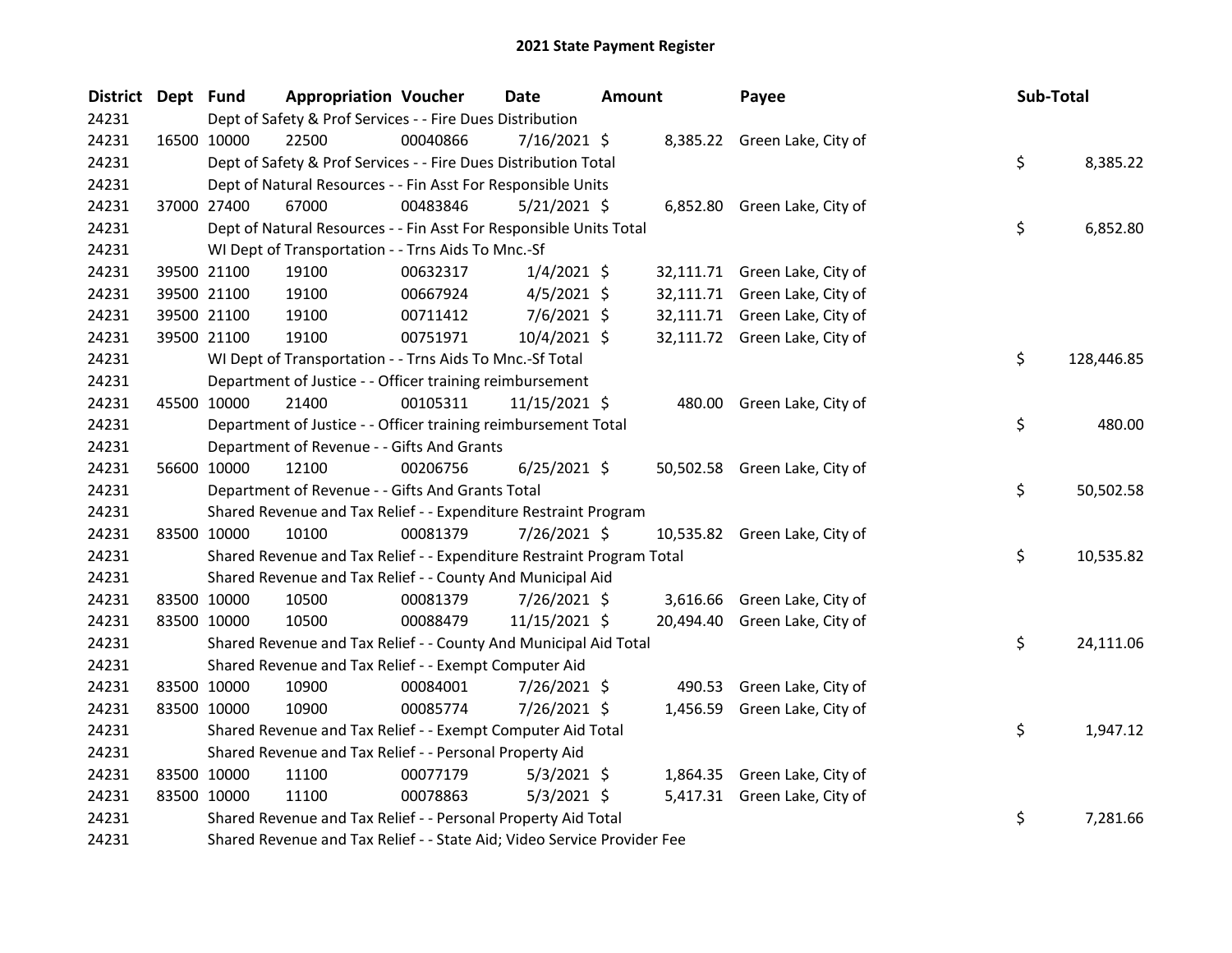# 2021 State Payment Register

| District | Dept | Fund | Appropriation | Voucher | Date | Amount | Payee | Sub-Total |
|---|---|---|---|---|---|---|---|---|
| 24231 | | Dept of Safety & Prof Services - - Fire Dues Distribution | | | | | | |
| 24231 | 16500 | 10000 | 22500 | 00040866 | 7/16/2021 | $ 8,385.22 | Green Lake, City of | |
| 24231 | | Dept of Safety & Prof Services - - Fire Dues Distribution Total | | | | | | $ 8,385.22 |
| 24231 | | Dept of Natural Resources - - Fin Asst For Responsible Units | | | | | | |
| 24231 | 37000 | 27400 | 67000 | 00483846 | 5/21/2021 | $ 6,852.80 | Green Lake, City of | |
| 24231 | | Dept of Natural Resources - - Fin Asst For Responsible Units Total | | | | | | $ 6,852.80 |
| 24231 | | WI Dept of Transportation - - Trns Aids To Mnc.-Sf | | | | | | |
| 24231 | 39500 | 21100 | 19100 | 00632317 | 1/4/2021 | $ 32,111.71 | Green Lake, City of | |
| 24231 | 39500 | 21100 | 19100 | 00667924 | 4/5/2021 | $ 32,111.71 | Green Lake, City of | |
| 24231 | 39500 | 21100 | 19100 | 00711412 | 7/6/2021 | $ 32,111.71 | Green Lake, City of | |
| 24231 | 39500 | 21100 | 19100 | 00751971 | 10/4/2021 | $ 32,111.72 | Green Lake, City of | |
| 24231 | | WI Dept of Transportation - - Trns Aids To Mnc.-Sf Total | | | | | | $ 128,446.85 |
| 24231 | | Department of Justice - - Officer training reimbursement | | | | | | |
| 24231 | 45500 | 10000 | 21400 | 00105311 | 11/15/2021 | $ 480.00 | Green Lake, City of | |
| 24231 | | Department of Justice - - Officer training reimbursement Total | | | | | | $ 480.00 |
| 24231 | | Department of Revenue - - Gifts And Grants | | | | | | |
| 24231 | 56600 | 10000 | 12100 | 00206756 | 6/25/2021 | $ 50,502.58 | Green Lake, City of | |
| 24231 | | Department of Revenue - - Gifts And Grants Total | | | | | | $ 50,502.58 |
| 24231 | | Shared Revenue and Tax Relief - - Expenditure Restraint Program | | | | | | |
| 24231 | 83500 | 10000 | 10100 | 00081379 | 7/26/2021 | $ 10,535.82 | Green Lake, City of | |
| 24231 | | Shared Revenue and Tax Relief - - Expenditure Restraint Program Total | | | | | | $ 10,535.82 |
| 24231 | | Shared Revenue and Tax Relief - - County And Municipal Aid | | | | | | |
| 24231 | 83500 | 10000 | 10500 | 00081379 | 7/26/2021 | $ 3,616.66 | Green Lake, City of | |
| 24231 | 83500 | 10000 | 10500 | 00088479 | 11/15/2021 | $ 20,494.40 | Green Lake, City of | |
| 24231 | | Shared Revenue and Tax Relief - - County And Municipal Aid Total | | | | | | $ 24,111.06 |
| 24231 | | Shared Revenue and Tax Relief - - Exempt Computer Aid | | | | | | |
| 24231 | 83500 | 10000 | 10900 | 00084001 | 7/26/2021 | $ 490.53 | Green Lake, City of | |
| 24231 | 83500 | 10000 | 10900 | 00085774 | 7/26/2021 | $ 1,456.59 | Green Lake, City of | |
| 24231 | | Shared Revenue and Tax Relief - - Exempt Computer Aid Total | | | | | | $ 1,947.12 |
| 24231 | | Shared Revenue and Tax Relief - - Personal Property Aid | | | | | | |
| 24231 | 83500 | 10000 | 11100 | 00077179 | 5/3/2021 | $ 1,864.35 | Green Lake, City of | |
| 24231 | 83500 | 10000 | 11100 | 00078863 | 5/3/2021 | $ 5,417.31 | Green Lake, City of | |
| 24231 | | Shared Revenue and Tax Relief - - Personal Property Aid Total | | | | | | $ 7,281.66 |
| 24231 | | Shared Revenue and Tax Relief - - State Aid; Video Service Provider Fee | | | | | | |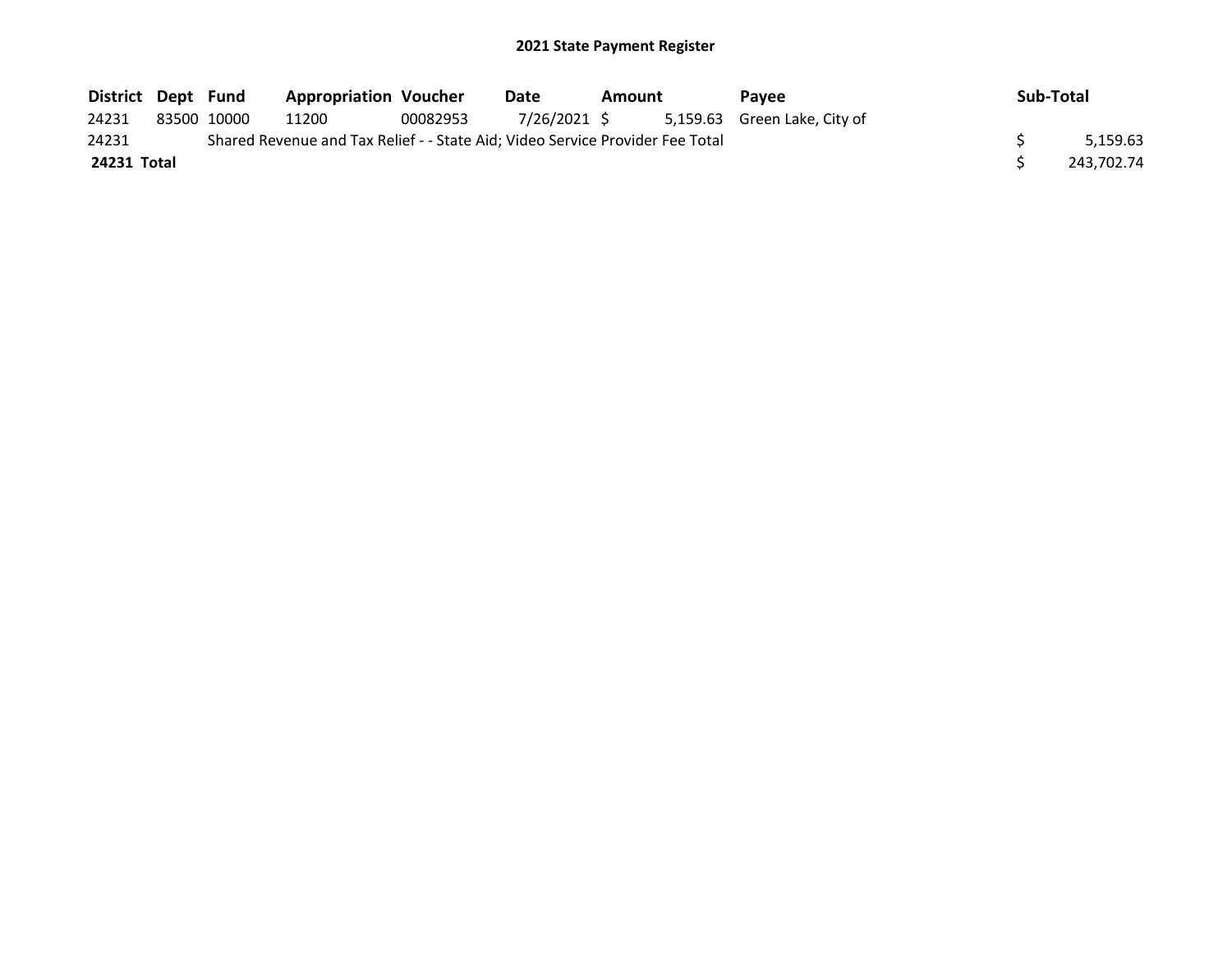## 2021 State Payment Register

| District | Dept | Fund | Appropriation | Voucher | Date | Amount | Payee | Sub-Total |
|---|---|---|---|---|---|---|---|---|
| 24231 | 83500 | 10000 | 11200 | 00082953 | 7/26/2021 | $ 5,159.63 | Green Lake, City of | |
| 24231 | | Shared Revenue and Tax Relief - - State Aid; Video Service Provider Fee Total | | | | | | $ 5,159.63 |
| **24231 Total** | | | | | | | | $ 243,702.74 |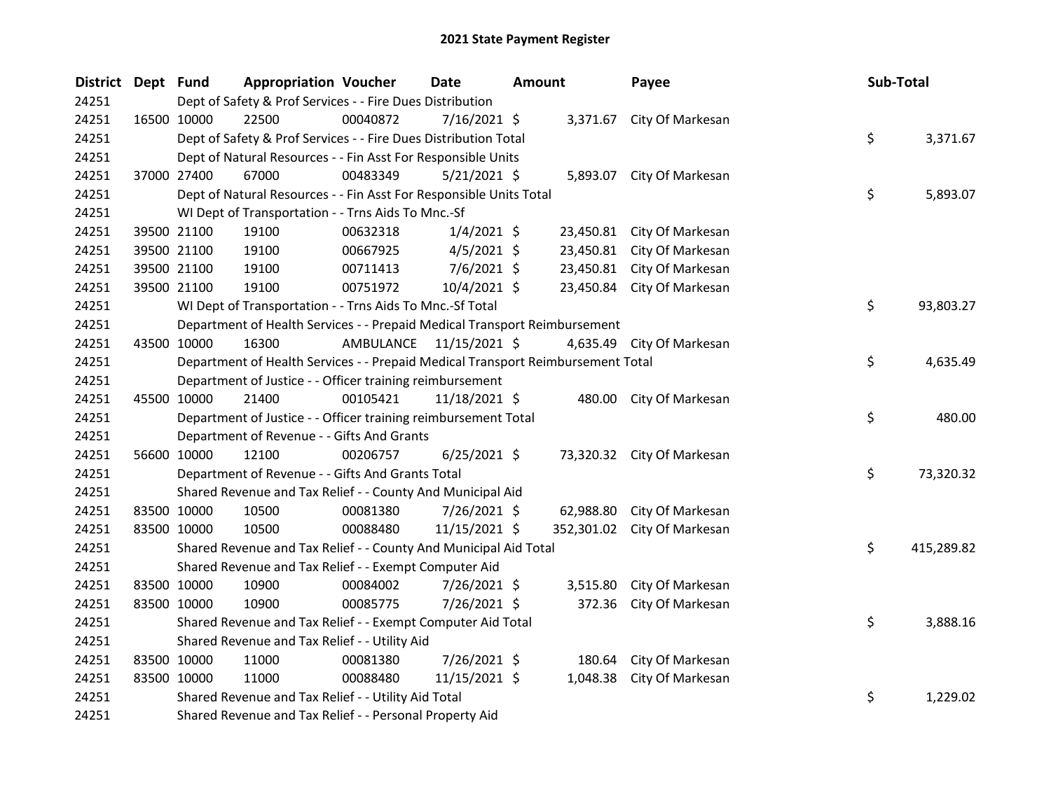# 2021 State Payment Register

| District | Dept | Fund | Appropriation | Voucher | Date | Amount | Payee | Sub-Total |
|---|---|---|---|---|---|---|---|---|
| 24251 | | Dept of Safety & Prof Services - - Fire Dues Distribution | | | | | | |
| 24251 | 16500 | 10000 | 22500 | 00040872 | 7/16/2021 | $ 3,371.67 | City Of Markesan | |
| 24251 | | Dept of Safety & Prof Services - - Fire Dues Distribution Total | | | | | | $ 3,371.67 |
| 24251 | | Dept of Natural Resources - - Fin Asst For Responsible Units | | | | | | |
| 24251 | 37000 | 27400 | 67000 | 00483349 | 5/21/2021 | $ 5,893.07 | City Of Markesan | |
| 24251 | | Dept of Natural Resources - - Fin Asst For Responsible Units Total | | | | | | $ 5,893.07 |
| 24251 | | WI Dept of Transportation - - Trns Aids To Mnc.-Sf | | | | | | |
| 24251 | 39500 | 21100 | 19100 | 00632318 | 1/4/2021 | $ 23,450.81 | City Of Markesan | |
| 24251 | 39500 | 21100 | 19100 | 00667925 | 4/5/2021 | $ 23,450.81 | City Of Markesan | |
| 24251 | 39500 | 21100 | 19100 | 00711413 | 7/6/2021 | $ 23,450.81 | City Of Markesan | |
| 24251 | 39500 | 21100 | 19100 | 00751972 | 10/4/2021 | $ 23,450.84 | City Of Markesan | |
| 24251 | | WI Dept of Transportation - - Trns Aids To Mnc.-Sf Total | | | | | | $ 93,803.27 |
| 24251 | | Department of Health Services - - Prepaid Medical Transport Reimbursement | | | | | | |
| 24251 | 43500 | 10000 | 16300 | AMBULANCE | 11/15/2021 | $ 4,635.49 | City Of Markesan | |
| 24251 | | Department of Health Services - - Prepaid Medical Transport Reimbursement Total | | | | | | $ 4,635.49 |
| 24251 | | Department of Justice - - Officer training reimbursement | | | | | | |
| 24251 | 45500 | 10000 | 21400 | 00105421 | 11/18/2021 | $ 480.00 | City Of Markesan | |
| 24251 | | Department of Justice - - Officer training reimbursement Total | | | | | | $ 480.00 |
| 24251 | | Department of Revenue - - Gifts And Grants | | | | | | |
| 24251 | 56600 | 10000 | 12100 | 00206757 | 6/25/2021 | $ 73,320.32 | City Of Markesan | |
| 24251 | | Department of Revenue - - Gifts And Grants Total | | | | | | $ 73,320.32 |
| 24251 | | Shared Revenue and Tax Relief - - County And Municipal Aid | | | | | | |
| 24251 | 83500 | 10000 | 10500 | 00081380 | 7/26/2021 | $ 62,988.80 | City Of Markesan | |
| 24251 | 83500 | 10000 | 10500 | 00088480 | 11/15/2021 | $ 352,301.02 | City Of Markesan | |
| 24251 | | Shared Revenue and Tax Relief - - County And Municipal Aid Total | | | | | | $ 415,289.82 |
| 24251 | | Shared Revenue and Tax Relief - - Exempt Computer Aid | | | | | | |
| 24251 | 83500 | 10000 | 10900 | 00084002 | 7/26/2021 | $ 3,515.80 | City Of Markesan | |
| 24251 | 83500 | 10000 | 10900 | 00085775 | 7/26/2021 | $ 372.36 | City Of Markesan | |
| 24251 | | Shared Revenue and Tax Relief - - Exempt Computer Aid Total | | | | | | $ 3,888.16 |
| 24251 | | Shared Revenue and Tax Relief - - Utility Aid | | | | | | |
| 24251 | 83500 | 10000 | 11000 | 00081380 | 7/26/2021 | $ 180.64 | City Of Markesan | |
| 24251 | 83500 | 10000 | 11000 | 00088480 | 11/15/2021 | $ 1,048.38 | City Of Markesan | |
| 24251 | | Shared Revenue and Tax Relief - - Utility Aid Total | | | | | | $ 1,229.02 |
| 24251 | | Shared Revenue and Tax Relief - - Personal Property Aid | | | | | | |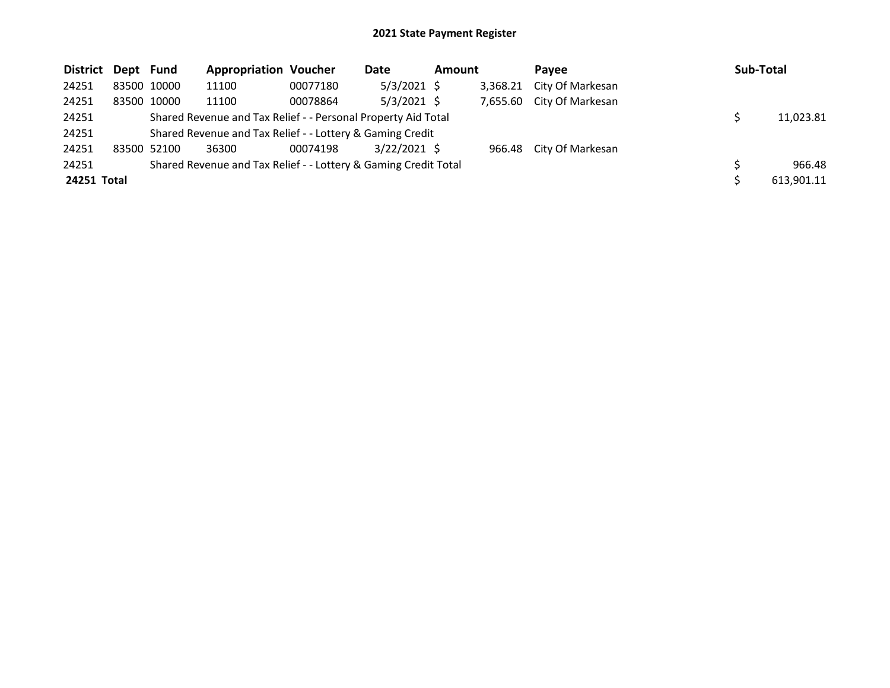# 2021 State Payment Register

| District | Dept | Fund | Appropriation | Voucher | Date | Amount | Payee | Sub-Total |
|---|---|---|---|---|---|---|---|---|
| 24251 | 83500 | 10000 | 11100 | 00077180 | 5/3/2021 | $ 3,368.21 | City Of Markesan | |
| 24251 | 83500 | 10000 | 11100 | 00078864 | 5/3/2021 | $ 7,655.60 | City Of Markesan | |
| 24251 | | Shared Revenue and Tax Relief - - Personal Property Aid Total | | | | | | $ 11,023.81 |
| 24251 | | Shared Revenue and Tax Relief - - Lottery & Gaming Credit | | | | | | |
| 24251 | 83500 | 52100 | 36300 | 00074198 | 3/22/2021 | $ 966.48 | City Of Markesan | |
| 24251 | | Shared Revenue and Tax Relief - - Lottery & Gaming Credit Total | | | | | | $ 966.48 |
| **24251 Total** | | | | | | | | $ 613,901.11 |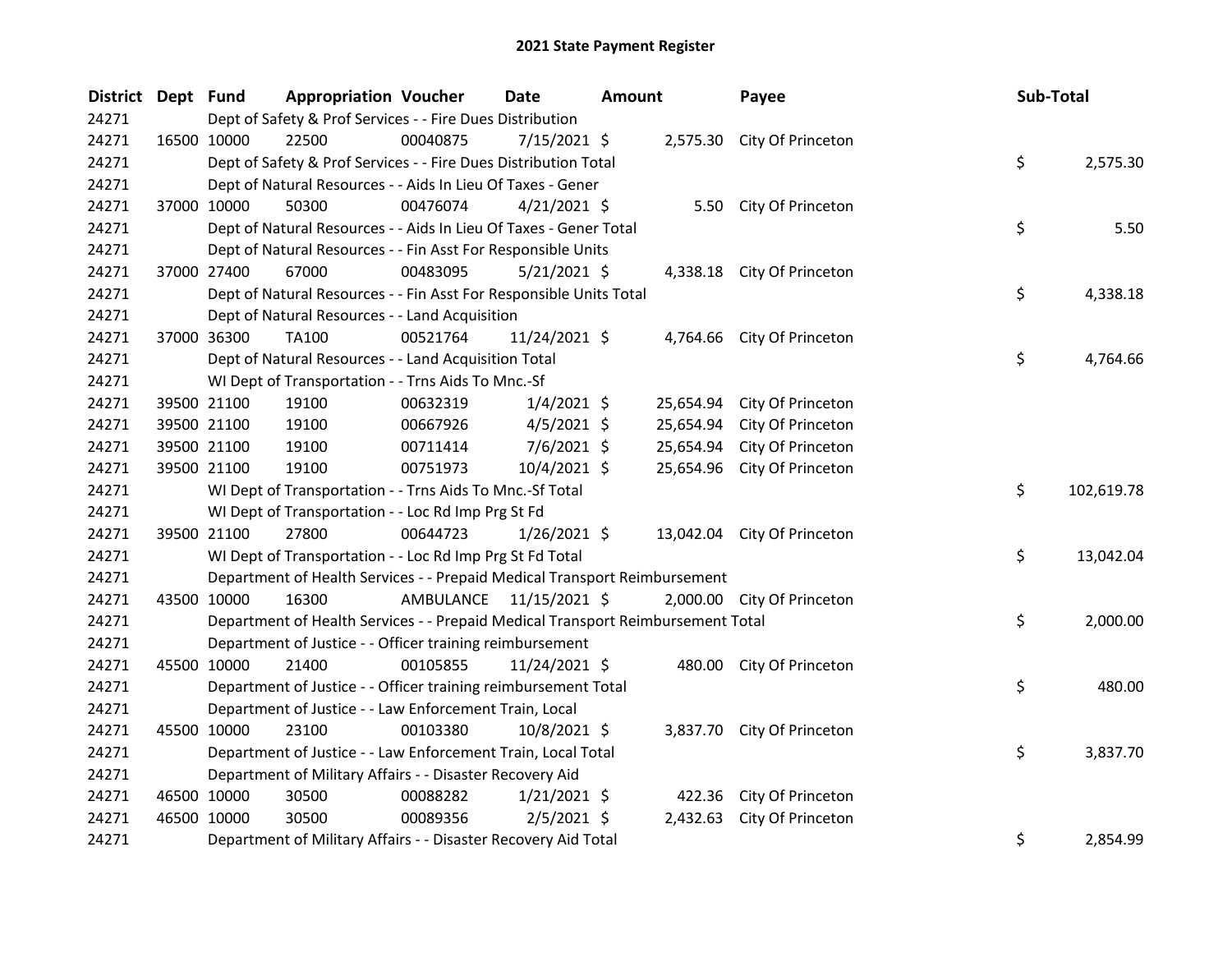# 2021 State Payment Register

| District | Dept | Fund | Appropriation | Voucher | Date | Amount | Payee | Sub-Total |
|---|---|---|---|---|---|---|---|---|
| 24271 | | Dept of Safety & Prof Services - - Fire Dues Distribution | | | | | | |
| 24271 | 16500 | 10000 | 22500 | 00040875 | 7/15/2021 | $ 2,575.30 | City Of Princeton | |
| 24271 | | Dept of Safety & Prof Services - - Fire Dues Distribution Total | | | | | | $ 2,575.30 |
| 24271 | | Dept of Natural Resources - - Aids In Lieu Of Taxes - Gener | | | | | | |
| 24271 | 37000 | 10000 | 50300 | 00476074 | 4/21/2021 | $ 5.50 | City Of Princeton | |
| 24271 | | Dept of Natural Resources - - Aids In Lieu Of Taxes - Gener Total | | | | | | $ 5.50 |
| 24271 | | Dept of Natural Resources - - Fin Asst For Responsible Units | | | | | | |
| 24271 | 37000 | 27400 | 67000 | 00483095 | 5/21/2021 | $ 4,338.18 | City Of Princeton | |
| 24271 | | Dept of Natural Resources - - Fin Asst For Responsible Units Total | | | | | | $ 4,338.18 |
| 24271 | | Dept of Natural Resources - - Land Acquisition | | | | | | |
| 24271 | 37000 | 36300 | TA100 | 00521764 | 11/24/2021 | $ 4,764.66 | City Of Princeton | |
| 24271 | | Dept of Natural Resources - - Land Acquisition Total | | | | | | $ 4,764.66 |
| 24271 | | WI Dept of Transportation - - Trns Aids To Mnc.-Sf | | | | | | |
| 24271 | 39500 | 21100 | 19100 | 00632319 | 1/4/2021 | $ 25,654.94 | City Of Princeton | |
| 24271 | 39500 | 21100 | 19100 | 00667926 | 4/5/2021 | $ 25,654.94 | City Of Princeton | |
| 24271 | 39500 | 21100 | 19100 | 00711414 | 7/6/2021 | $ 25,654.94 | City Of Princeton | |
| 24271 | 39500 | 21100 | 19100 | 00751973 | 10/4/2021 | $ 25,654.96 | City Of Princeton | |
| 24271 | | WI Dept of Transportation - - Trns Aids To Mnc.-Sf Total | | | | | | $ 102,619.78 |
| 24271 | | WI Dept of Transportation - - Loc Rd Imp Prg St Fd | | | | | | |
| 24271 | 39500 | 21100 | 27800 | 00644723 | 1/26/2021 | $ 13,042.04 | City Of Princeton | |
| 24271 | | WI Dept of Transportation - - Loc Rd Imp Prg St Fd Total | | | | | | $ 13,042.04 |
| 24271 | | Department of Health Services - - Prepaid Medical Transport Reimbursement | | | | | | |
| 24271 | 43500 | 10000 | 16300 | AMBULANCE | 11/15/2021 | $ 2,000.00 | City Of Princeton | |
| 24271 | | Department of Health Services - - Prepaid Medical Transport Reimbursement Total | | | | | | $ 2,000.00 |
| 24271 | | Department of Justice - - Officer training reimbursement | | | | | | |
| 24271 | 45500 | 10000 | 21400 | 00105855 | 11/24/2021 | $ 480.00 | City Of Princeton | |
| 24271 | | Department of Justice - - Officer training reimbursement Total | | | | | | $ 480.00 |
| 24271 | | Department of Justice - - Law Enforcement Train, Local | | | | | | |
| 24271 | 45500 | 10000 | 23100 | 00103380 | 10/8/2021 | $ 3,837.70 | City Of Princeton | |
| 24271 | | Department of Justice - - Law Enforcement Train, Local Total | | | | | | $ 3,837.70 |
| 24271 | | Department of Military Affairs - - Disaster Recovery Aid | | | | | | |
| 24271 | 46500 | 10000 | 30500 | 00088282 | 1/21/2021 | $ 422.36 | City Of Princeton | |
| 24271 | 46500 | 10000 | 30500 | 00089356 | 2/5/2021 | $ 2,432.63 | City Of Princeton | |
| 24271 | | Department of Military Affairs - - Disaster Recovery Aid Total | | | | | | $ 2,854.99 |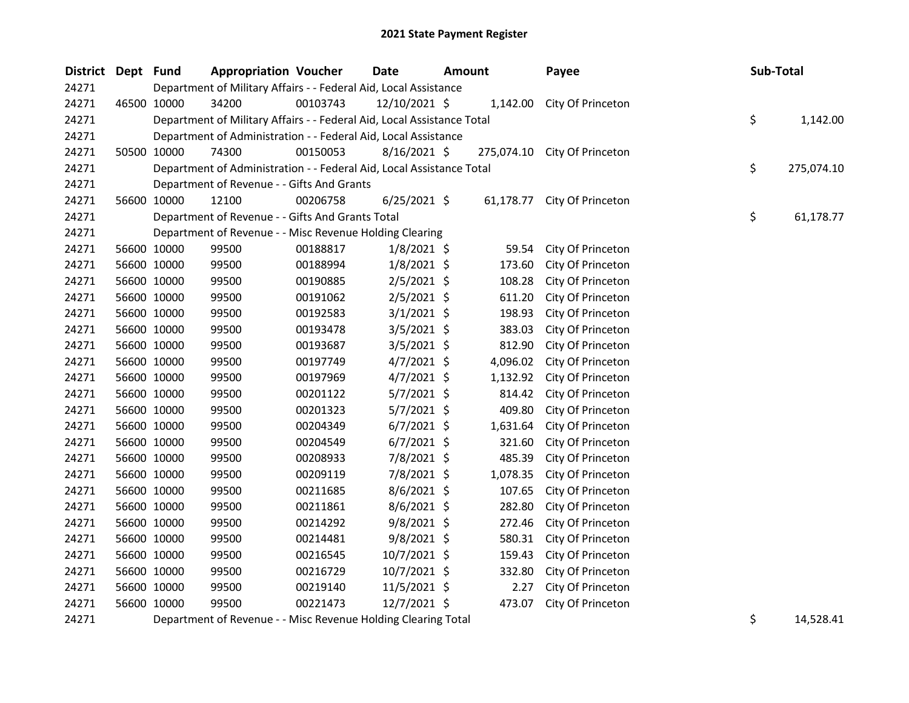# 2021 State Payment Register

| District | Dept | Fund | Appropriation | Voucher | Date | Amount | Payee | Sub-Total |
|---|---|---|---|---|---|---|---|---|
| 24271 | | | Department of Military Affairs - - Federal Aid, Local Assistance | | | | | |
| 24271 | 46500 | 10000 | 34200 | 00103743 | 12/10/2021 | $ 1,142.00 | City Of Princeton | |
| 24271 | | | Department of Military Affairs - - Federal Aid, Local Assistance Total | | | | | $ 1,142.00 |
| 24271 | | | Department of Administration - - Federal Aid, Local Assistance | | | | | |
| 24271 | 50500 | 10000 | 74300 | 00150053 | 8/16/2021 | $ 275,074.10 | City Of Princeton | |
| 24271 | | | Department of Administration - - Federal Aid, Local Assistance Total | | | | | $ 275,074.10 |
| 24271 | | | Department of Revenue - - Gifts And Grants | | | | | |
| 24271 | 56600 | 10000 | 12100 | 00206758 | 6/25/2021 | $ 61,178.77 | City Of Princeton | |
| 24271 | | | Department of Revenue - - Gifts And Grants Total | | | | | $ 61,178.77 |
| 24271 | | | Department of Revenue - - Misc Revenue Holding Clearing | | | | | |
| 24271 | 56600 | 10000 | 99500 | 00188817 | 1/8/2021 | $ 59.54 | City Of Princeton | |
| 24271 | 56600 | 10000 | 99500 | 00188994 | 1/8/2021 | $ 173.60 | City Of Princeton | |
| 24271 | 56600 | 10000 | 99500 | 00190885 | 2/5/2021 | $ 108.28 | City Of Princeton | |
| 24271 | 56600 | 10000 | 99500 | 00191062 | 2/5/2021 | $ 611.20 | City Of Princeton | |
| 24271 | 56600 | 10000 | 99500 | 00192583 | 3/1/2021 | $ 198.93 | City Of Princeton | |
| 24271 | 56600 | 10000 | 99500 | 00193478 | 3/5/2021 | $ 383.03 | City Of Princeton | |
| 24271 | 56600 | 10000 | 99500 | 00193687 | 3/5/2021 | $ 812.90 | City Of Princeton | |
| 24271 | 56600 | 10000 | 99500 | 00197749 | 4/7/2021 | $ 4,096.02 | City Of Princeton | |
| 24271 | 56600 | 10000 | 99500 | 00197969 | 4/7/2021 | $ 1,132.92 | City Of Princeton | |
| 24271 | 56600 | 10000 | 99500 | 00201122 | 5/7/2021 | $ 814.42 | City Of Princeton | |
| 24271 | 56600 | 10000 | 99500 | 00201323 | 5/7/2021 | $ 409.80 | City Of Princeton | |
| 24271 | 56600 | 10000 | 99500 | 00204349 | 6/7/2021 | $ 1,631.64 | City Of Princeton | |
| 24271 | 56600 | 10000 | 99500 | 00204549 | 6/7/2021 | $ 321.60 | City Of Princeton | |
| 24271 | 56600 | 10000 | 99500 | 00208933 | 7/8/2021 | $ 485.39 | City Of Princeton | |
| 24271 | 56600 | 10000 | 99500 | 00209119 | 7/8/2021 | $ 1,078.35 | City Of Princeton | |
| 24271 | 56600 | 10000 | 99500 | 00211685 | 8/6/2021 | $ 107.65 | City Of Princeton | |
| 24271 | 56600 | 10000 | 99500 | 00211861 | 8/6/2021 | $ 282.80 | City Of Princeton | |
| 24271 | 56600 | 10000 | 99500 | 00214292 | 9/8/2021 | $ 272.46 | City Of Princeton | |
| 24271 | 56600 | 10000 | 99500 | 00214481 | 9/8/2021 | $ 580.31 | City Of Princeton | |
| 24271 | 56600 | 10000 | 99500 | 00216545 | 10/7/2021 | $ 159.43 | City Of Princeton | |
| 24271 | 56600 | 10000 | 99500 | 00216729 | 10/7/2021 | $ 332.80 | City Of Princeton | |
| 24271 | 56600 | 10000 | 99500 | 00219140 | 11/5/2021 | $ 2.27 | City Of Princeton | |
| 24271 | 56600 | 10000 | 99500 | 00221473 | 12/7/2021 | $ 473.07 | City Of Princeton | |
| 24271 | | | Department of Revenue - - Misc Revenue Holding Clearing Total | | | | | $ 14,528.41 |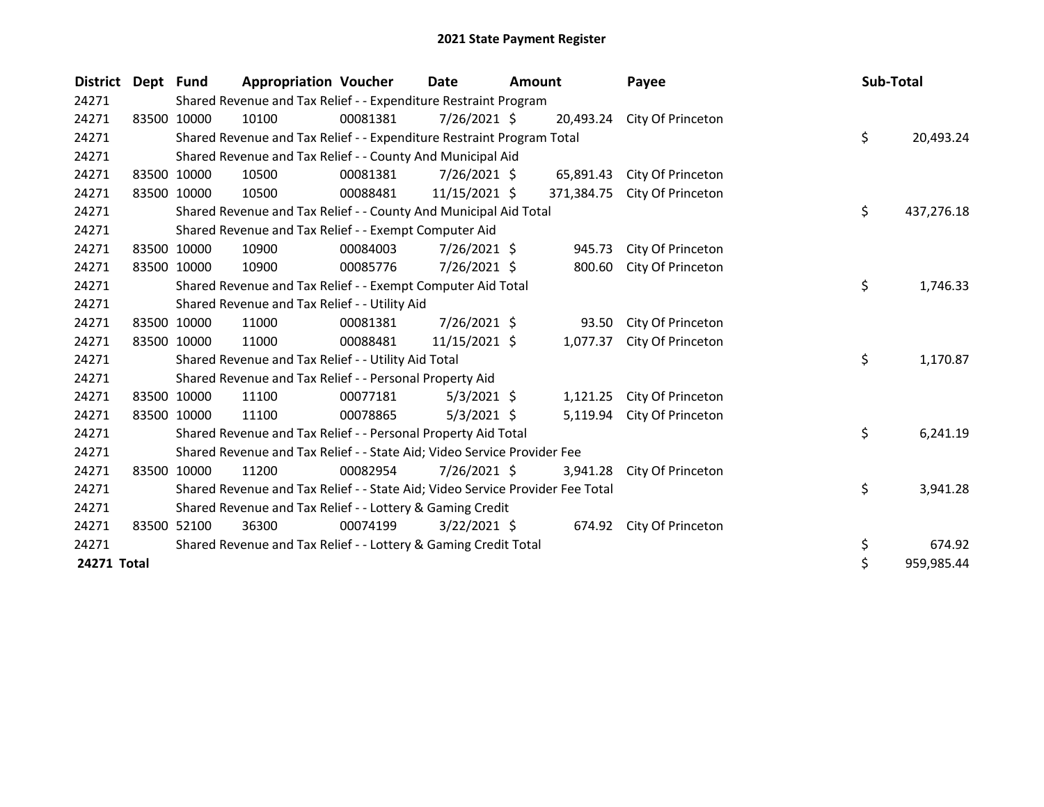# 2021 State Payment Register

| District | Dept | Fund | Appropriation | Voucher | Date | Amount | Payee | Sub-Total |
|---|---|---|---|---|---|---|---|---|
| 24271 | | Shared Revenue and Tax Relief - - Expenditure Restraint Program | | | | | | |
| 24271 | 83500 | 10000 | 10100 | 00081381 | 7/26/2021 | $ 20,493.24 | City Of Princeton | |
| 24271 | | Shared Revenue and Tax Relief - - Expenditure Restraint Program Total | | | | | | $ 20,493.24 |
| 24271 | | Shared Revenue and Tax Relief - - County And Municipal Aid | | | | | | |
| 24271 | 83500 | 10000 | 10500 | 00081381 | 7/26/2021 | $ 65,891.43 | City Of Princeton | |
| 24271 | 83500 | 10000 | 10500 | 00088481 | 11/15/2021 | $ 371,384.75 | City Of Princeton | |
| 24271 | | Shared Revenue and Tax Relief - - County And Municipal Aid Total | | | | | | $ 437,276.18 |
| 24271 | | Shared Revenue and Tax Relief - - Exempt Computer Aid | | | | | | |
| 24271 | 83500 | 10000 | 10900 | 00084003 | 7/26/2021 | $ 945.73 | City Of Princeton | |
| 24271 | 83500 | 10000 | 10900 | 00085776 | 7/26/2021 | $ 800.60 | City Of Princeton | |
| 24271 | | Shared Revenue and Tax Relief - - Exempt Computer Aid Total | | | | | | $ 1,746.33 |
| 24271 | | Shared Revenue and Tax Relief - - Utility Aid | | | | | | |
| 24271 | 83500 | 10000 | 11000 | 00081381 | 7/26/2021 | $ 93.50 | City Of Princeton | |
| 24271 | 83500 | 10000 | 11000 | 00088481 | 11/15/2021 | $ 1,077.37 | City Of Princeton | |
| 24271 | | Shared Revenue and Tax Relief - - Utility Aid Total | | | | | | $ 1,170.87 |
| 24271 | | Shared Revenue and Tax Relief - - Personal Property Aid | | | | | | |
| 24271 | 83500 | 10000 | 11100 | 00077181 | 5/3/2021 | $ 1,121.25 | City Of Princeton | |
| 24271 | 83500 | 10000 | 11100 | 00078865 | 5/3/2021 | $ 5,119.94 | City Of Princeton | |
| 24271 | | Shared Revenue and Tax Relief - - Personal Property Aid Total | | | | | | $ 6,241.19 |
| 24271 | | Shared Revenue and Tax Relief - - State Aid; Video Service Provider Fee | | | | | | |
| 24271 | 83500 | 10000 | 11200 | 00082954 | 7/26/2021 | $ 3,941.28 | City Of Princeton | |
| 24271 | | Shared Revenue and Tax Relief - - State Aid; Video Service Provider Fee Total | | | | | | $ 3,941.28 |
| 24271 | | Shared Revenue and Tax Relief - - Lottery & Gaming Credit | | | | | | |
| 24271 | 83500 | 52100 | 36300 | 00074199 | 3/22/2021 | $ 674.92 | City Of Princeton | |
| 24271 | | Shared Revenue and Tax Relief - - Lottery & Gaming Credit Total | | | | | | $ 674.92 |
| **24271 Total** | | | | | | | | $ 959,985.44 |